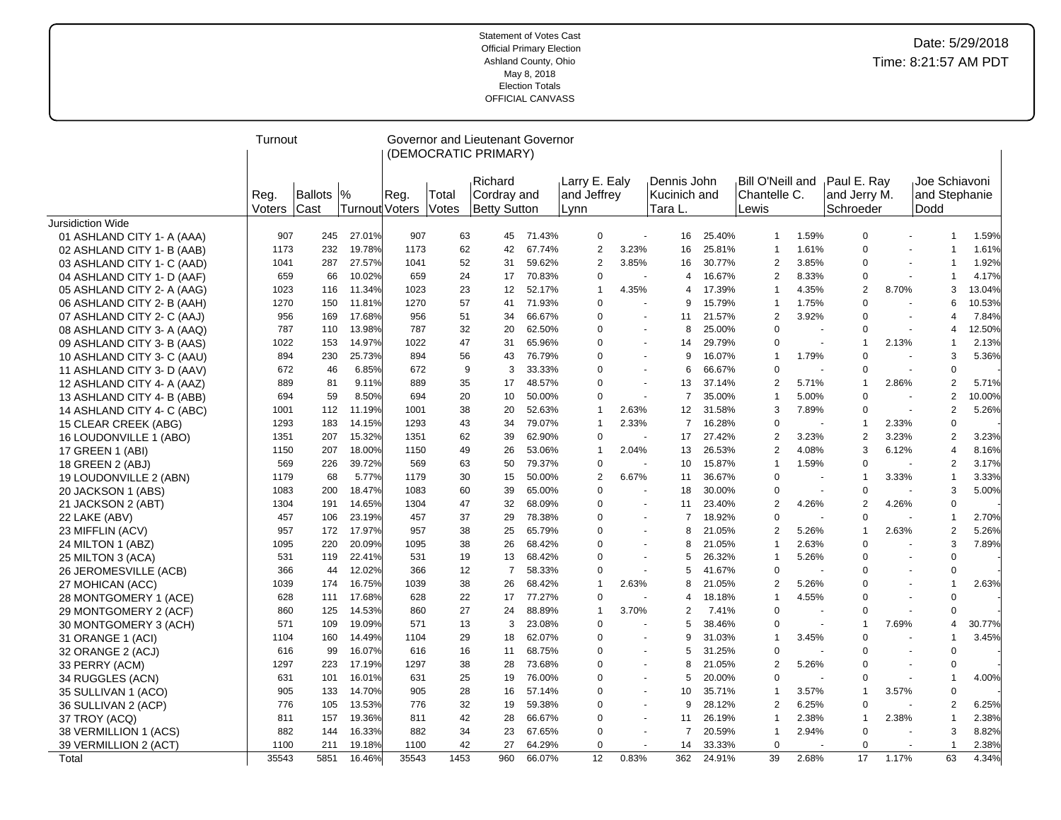Statement of Votes Cast
Official Primary Election
Ashland County, Ohio
May 8, 2018
Election Totals
OFFICIAL CANVASS

Date: 5/29/2018
Time: 8:21:57 AM PDT

| | Turnout | | | Governor and Lieutenant Governor (DEMOCRATIC PRIMARY) | | | | | | | | | | | | | | | |
|---|---|---|---|---|---|---|---|---|---|---|---|---|---|---|---|---|---|---|---|
| | Reg. Voters | Ballots Cast | % Turnout | Reg. Voters | Total Votes | Richard Cordray and Betty Sutton | | Larry E. Ealy and Jeffrey Lynn | | Dennis John Kucinich and Tara L. | | Bill O'Neill and Chantelle C. Lewis | | Paul E. Ray and Jerry M. Schroeder | | Joe Schiavoni and Stephanie Dodd | |
| Jursidiction Wide | | | | | | | | | | | | | | | | | | | |
| 01 ASHLAND CITY 1- A (AAA) | 907 | 245 | 27.01% | 907 | 63 | 45 | 71.43% | 0 | - | 16 | 25.40% | 1 | 1.59% | 0 | - | 1 | 1.59% |
| 02 ASHLAND CITY 1- B (AAB) | 1173 | 232 | 19.78% | 1173 | 62 | 42 | 67.74% | 2 | 3.23% | 16 | 25.81% | 1 | 1.61% | 0 | - | 1 | 1.61% |
| 03 ASHLAND CITY 1- C (AAD) | 1041 | 287 | 27.57% | 1041 | 52 | 31 | 59.62% | 2 | 3.85% | 16 | 30.77% | 2 | 3.85% | 0 | - | 1 | 1.92% |
| 04 ASHLAND CITY 1- D (AAF) | 659 | 66 | 10.02% | 659 | 24 | 17 | 70.83% | 0 | - | 4 | 16.67% | 2 | 8.33% | 0 | - | 1 | 4.17% |
| 05 ASHLAND CITY 2- A (AAG) | 1023 | 116 | 11.34% | 1023 | 23 | 12 | 52.17% | 1 | 4.35% | 4 | 17.39% | 1 | 4.35% | 2 | 8.70% | 3 | 13.04% |
| 06 ASHLAND CITY 2- B (AAH) | 1270 | 150 | 11.81% | 1270 | 57 | 41 | 71.93% | 0 | - | 9 | 15.79% | 1 | 1.75% | 0 | - | 6 | 10.53% |
| 07 ASHLAND CITY 2- C (AAJ) | 956 | 169 | 17.68% | 956 | 51 | 34 | 66.67% | 0 | - | 11 | 21.57% | 2 | 3.92% | 0 | - | 4 | 7.84% |
| 08 ASHLAND CITY 3- A (AAQ) | 787 | 110 | 13.98% | 787 | 32 | 20 | 62.50% | 0 | - | 8 | 25.00% | 0 | - | 0 | - | 4 | 12.50% |
| 09 ASHLAND CITY 3- B (AAS) | 1022 | 153 | 14.97% | 1022 | 47 | 31 | 65.96% | 0 | - | 14 | 29.79% | 0 | - | 1 | 2.13% | 1 | 2.13% |
| 10 ASHLAND CITY 3- C (AAU) | 894 | 230 | 25.73% | 894 | 56 | 43 | 76.79% | 0 | - | 9 | 16.07% | 1 | 1.79% | 0 | - | 3 | 5.36% |
| 11 ASHLAND CITY 3- D (AAV) | 672 | 46 | 6.85% | 672 | 9 | 3 | 33.33% | 0 | - | 6 | 66.67% | 0 | - | 0 | - | 0 | - |
| 12 ASHLAND CITY 4- A (AAZ) | 889 | 81 | 9.11% | 889 | 35 | 17 | 48.57% | 0 | - | 13 | 37.14% | 2 | 5.71% | 1 | 2.86% | 2 | 5.71% |
| 13 ASHLAND CITY 4- B (ABB) | 694 | 59 | 8.50% | 694 | 20 | 10 | 50.00% | 0 | - | 7 | 35.00% | 1 | 5.00% | 0 | - | 2 | 10.00% |
| 14 ASHLAND CITY 4- C (ABC) | 1001 | 112 | 11.19% | 1001 | 38 | 20 | 52.63% | 1 | 2.63% | 12 | 31.58% | 3 | 7.89% | 0 | - | 2 | 5.26% |
| 15 CLEAR CREEK (ABG) | 1293 | 183 | 14.15% | 1293 | 43 | 34 | 79.07% | 1 | 2.33% | 7 | 16.28% | 0 | - | 1 | 2.33% | 0 | - |
| 16 LOUDONVILLE 1 (ABO) | 1351 | 207 | 15.32% | 1351 | 62 | 39 | 62.90% | 0 | - | 17 | 27.42% | 2 | 3.23% | 2 | 3.23% | 2 | 3.23% |
| 17 GREEN 1 (ABI) | 1150 | 207 | 18.00% | 1150 | 49 | 26 | 53.06% | 1 | 2.04% | 13 | 26.53% | 2 | 4.08% | 3 | 6.12% | 4 | 8.16% |
| 18 GREEN 2 (ABJ) | 569 | 226 | 39.72% | 569 | 63 | 50 | 79.37% | 0 | - | 10 | 15.87% | 1 | 1.59% | 0 | - | 2 | 3.17% |
| 19 LOUDONVILLE 2 (ABN) | 1179 | 68 | 5.77% | 1179 | 30 | 15 | 50.00% | 2 | 6.67% | 11 | 36.67% | 0 | - | 1 | 3.33% | 1 | 3.33% |
| 20 JACKSON 1 (ABS) | 1083 | 200 | 18.47% | 1083 | 60 | 39 | 65.00% | 0 | - | 18 | 30.00% | 0 | - | 0 | - | 3 | 5.00% |
| 21 JACKSON 2 (ABT) | 1304 | 191 | 14.65% | 1304 | 47 | 32 | 68.09% | 0 | - | 11 | 23.40% | 2 | 4.26% | 2 | 4.26% | 0 | - |
| 22 LAKE (ABV) | 457 | 106 | 23.19% | 457 | 37 | 29 | 78.38% | 0 | - | 7 | 18.92% | 0 | - | 0 | - | 1 | 2.70% |
| 23 MIFFLIN (ACV) | 957 | 172 | 17.97% | 957 | 38 | 25 | 65.79% | 0 | - | 8 | 21.05% | 2 | 5.26% | 1 | 2.63% | 2 | 5.26% |
| 24 MILTON 1 (ABZ) | 1095 | 220 | 20.09% | 1095 | 38 | 26 | 68.42% | 0 | - | 8 | 21.05% | 1 | 2.63% | 0 | - | 3 | 7.89% |
| 25 MILTON 3 (ACA) | 531 | 119 | 22.41% | 531 | 19 | 13 | 68.42% | 0 | - | 5 | 26.32% | 1 | 5.26% | 0 | - | 0 | - |
| 26 JEROMESVILLE (ACB) | 366 | 44 | 12.02% | 366 | 12 | 7 | 58.33% | 0 | - | 5 | 41.67% | 0 | - | 0 | - | 0 | - |
| 27 MOHICAN (ACC) | 1039 | 174 | 16.75% | 1039 | 38 | 26 | 68.42% | 1 | 2.63% | 8 | 21.05% | 2 | 5.26% | 0 | - | 1 | 2.63% |
| 28 MONTGOMERY 1 (ACE) | 628 | 111 | 17.68% | 628 | 22 | 17 | 77.27% | 0 | - | 4 | 18.18% | 1 | 4.55% | 0 | - | 0 | - |
| 29 MONTGOMERY 2 (ACF) | 860 | 125 | 14.53% | 860 | 27 | 24 | 88.89% | 1 | 3.70% | 2 | 7.41% | 0 | - | 0 | - | 0 | - |
| 30 MONTGOMERY 3 (ACH) | 571 | 109 | 19.09% | 571 | 13 | 3 | 23.08% | 0 | - | 5 | 38.46% | 0 | - | 1 | 7.69% | 4 | 30.77% |
| 31 ORANGE 1 (ACI) | 1104 | 160 | 14.49% | 1104 | 29 | 18 | 62.07% | 0 | - | 9 | 31.03% | 1 | 3.45% | 0 | - | 1 | 3.45% |
| 32 ORANGE 2 (ACJ) | 616 | 99 | 16.07% | 616 | 16 | 11 | 68.75% | 0 | - | 5 | 31.25% | 0 | - | 0 | - | 0 | - |
| 33 PERRY (ACM) | 1297 | 223 | 17.19% | 1297 | 38 | 28 | 73.68% | 0 | - | 8 | 21.05% | 2 | 5.26% | 0 | - | 0 | - |
| 34 RUGGLES (ACN) | 631 | 101 | 16.01% | 631 | 25 | 19 | 76.00% | 0 | - | 5 | 20.00% | 0 | - | 0 | - | 1 | 4.00% |
| 35 SULLIVAN 1 (ACO) | 905 | 133 | 14.70% | 905 | 28 | 16 | 57.14% | 0 | - | 10 | 35.71% | 1 | 3.57% | 1 | 3.57% | 0 | - |
| 36 SULLIVAN 2 (ACP) | 776 | 105 | 13.53% | 776 | 32 | 19 | 59.38% | 0 | - | 9 | 28.12% | 2 | 6.25% | 0 | - | 2 | 6.25% |
| 37 TROY (ACQ) | 811 | 157 | 19.36% | 811 | 42 | 28 | 66.67% | 0 | - | 11 | 26.19% | 1 | 2.38% | 1 | 2.38% | 1 | 2.38% |
| 38 VERMILLION 1 (ACS) | 882 | 144 | 16.33% | 882 | 34 | 23 | 67.65% | 0 | - | 7 | 20.59% | 1 | 2.94% | 0 | - | 3 | 8.82% |
| 39 VERMILLION 2 (ACT) | 1100 | 211 | 19.18% | 1100 | 42 | 27 | 64.29% | 0 | - | 14 | 33.33% | 0 | - | 0 | - | 1 | 2.38% |
| Total | 35543 | 5851 | 16.46% | 35543 | 1453 | 960 | 66.07% | 12 | 0.83% | 362 | 24.91% | 39 | 2.68% | 17 | 1.17% | 63 | 4.34% |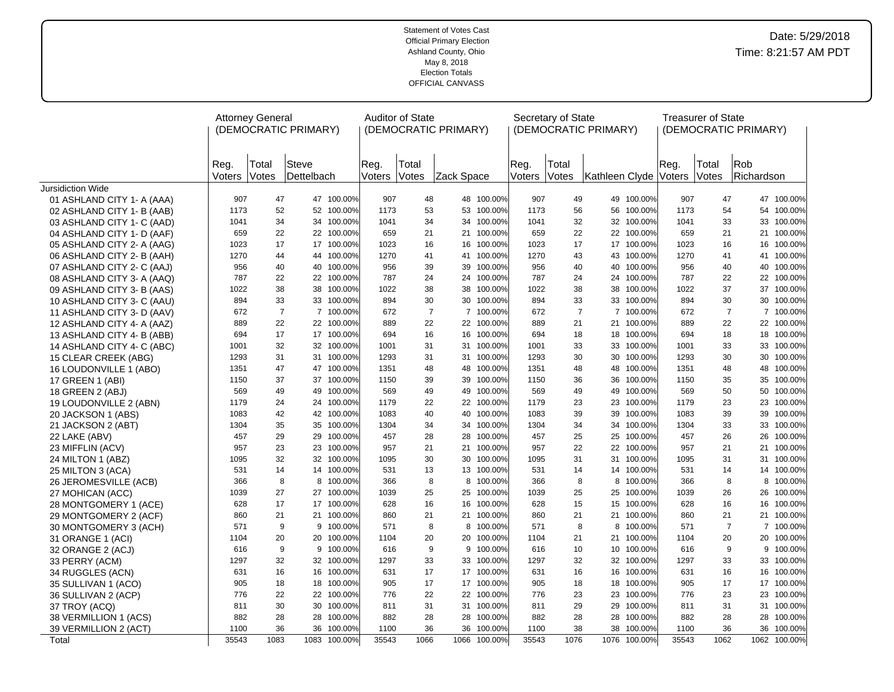Statement of Votes Cast
Official Primary Election
Ashland County, Ohio
May 8, 2018
Election Totals
OFFICIAL CANVASS

Date: 5/29/2018
Time: 8:21:57 AM PDT

| | Attorney General (DEMOCRATIC PRIMARY) | | | | Auditor of State (DEMOCRATIC PRIMARY) | | | | Secretary of State (DEMOCRATIC PRIMARY) | | | | Treasurer of State (DEMOCRATIC PRIMARY) | | | |
|---|---|---|---|---|---|---|---|---|---|---|---|---|---|---|---|---|
| | Reg. Voters | Total Votes | Steve Dettelbach | | Reg. Voters | Total Votes | Zack Space | | Reg. Voters | Total Votes | Kathleen Clyde | | Reg. Voters | Total Votes | Rob Richardson | |
| Jursidiction Wide | | | | | | | | | | | | | | | | |
| 01 ASHLAND CITY 1- A (AAA) | 907 | 47 | 47 | 100.00% | 907 | 48 | 48 | 100.00% | 907 | 49 | 49 | 100.00% | 907 | 47 | 47 | 100.00% |
| 02 ASHLAND CITY 1- B (AAB) | 1173 | 52 | 52 | 100.00% | 1173 | 53 | 53 | 100.00% | 1173 | 56 | 56 | 100.00% | 1173 | 54 | 54 | 100.00% |
| 03 ASHLAND CITY 1- C (AAD) | 1041 | 34 | 34 | 100.00% | 1041 | 34 | 34 | 100.00% | 1041 | 32 | 32 | 100.00% | 1041 | 33 | 33 | 100.00% |
| 04 ASHLAND CITY 1- D (AAF) | 659 | 22 | 22 | 100.00% | 659 | 21 | 21 | 100.00% | 659 | 22 | 22 | 100.00% | 659 | 21 | 21 | 100.00% |
| 05 ASHLAND CITY 2- A (AAG) | 1023 | 17 | 17 | 100.00% | 1023 | 16 | 16 | 100.00% | 1023 | 17 | 17 | 100.00% | 1023 | 16 | 16 | 100.00% |
| 06 ASHLAND CITY 2- B (AAH) | 1270 | 44 | 44 | 100.00% | 1270 | 41 | 41 | 100.00% | 1270 | 43 | 43 | 100.00% | 1270 | 41 | 41 | 100.00% |
| 07 ASHLAND CITY 2- C (AAJ) | 956 | 40 | 40 | 100.00% | 956 | 39 | 39 | 100.00% | 956 | 40 | 40 | 100.00% | 956 | 40 | 40 | 100.00% |
| 08 ASHLAND CITY 3- A (AAQ) | 787 | 22 | 22 | 100.00% | 787 | 24 | 24 | 100.00% | 787 | 24 | 24 | 100.00% | 787 | 22 | 22 | 100.00% |
| 09 ASHLAND CITY 3- B (AAS) | 1022 | 38 | 38 | 100.00% | 1022 | 38 | 38 | 100.00% | 1022 | 38 | 38 | 100.00% | 1022 | 37 | 37 | 100.00% |
| 10 ASHLAND CITY 3- C (AAU) | 894 | 33 | 33 | 100.00% | 894 | 30 | 30 | 100.00% | 894 | 33 | 33 | 100.00% | 894 | 30 | 30 | 100.00% |
| 11 ASHLAND CITY 3- D (AAV) | 672 | 7 | 7 | 100.00% | 672 | 7 | 7 | 100.00% | 672 | 7 | 7 | 100.00% | 672 | 7 | 7 | 100.00% |
| 12 ASHLAND CITY 4- A (AAZ) | 889 | 22 | 22 | 100.00% | 889 | 22 | 22 | 100.00% | 889 | 21 | 21 | 100.00% | 889 | 22 | 22 | 100.00% |
| 13 ASHLAND CITY 4- B (ABB) | 694 | 17 | 17 | 100.00% | 694 | 16 | 16 | 100.00% | 694 | 18 | 18 | 100.00% | 694 | 18 | 18 | 100.00% |
| 14 ASHLAND CITY 4- C (ABC) | 1001 | 32 | 32 | 100.00% | 1001 | 31 | 31 | 100.00% | 1001 | 33 | 33 | 100.00% | 1001 | 33 | 33 | 100.00% |
| 15 CLEAR CREEK (ABG) | 1293 | 31 | 31 | 100.00% | 1293 | 31 | 31 | 100.00% | 1293 | 30 | 30 | 100.00% | 1293 | 30 | 30 | 100.00% |
| 16 LOUDONVILLE 1 (ABO) | 1351 | 47 | 47 | 100.00% | 1351 | 48 | 48 | 100.00% | 1351 | 48 | 48 | 100.00% | 1351 | 48 | 48 | 100.00% |
| 17 GREEN 1 (ABI) | 1150 | 37 | 37 | 100.00% | 1150 | 39 | 39 | 100.00% | 1150 | 36 | 36 | 100.00% | 1150 | 35 | 35 | 100.00% |
| 18 GREEN 2 (ABJ) | 569 | 49 | 49 | 100.00% | 569 | 49 | 49 | 100.00% | 569 | 49 | 49 | 100.00% | 569 | 50 | 50 | 100.00% |
| 19 LOUDONVILLE 2 (ABN) | 1179 | 24 | 24 | 100.00% | 1179 | 22 | 22 | 100.00% | 1179 | 23 | 23 | 100.00% | 1179 | 23 | 23 | 100.00% |
| 20 JACKSON 1 (ABS) | 1083 | 42 | 42 | 100.00% | 1083 | 40 | 40 | 100.00% | 1083 | 39 | 39 | 100.00% | 1083 | 39 | 39 | 100.00% |
| 21 JACKSON 2 (ABT) | 1304 | 35 | 35 | 100.00% | 1304 | 34 | 34 | 100.00% | 1304 | 34 | 34 | 100.00% | 1304 | 33 | 33 | 100.00% |
| 22 LAKE (ABV) | 457 | 29 | 29 | 100.00% | 457 | 28 | 28 | 100.00% | 457 | 25 | 25 | 100.00% | 457 | 26 | 26 | 100.00% |
| 23 MIFFLIN (ACV) | 957 | 23 | 23 | 100.00% | 957 | 21 | 21 | 100.00% | 957 | 22 | 22 | 100.00% | 957 | 21 | 21 | 100.00% |
| 24 MILTON 1 (ABZ) | 1095 | 32 | 32 | 100.00% | 1095 | 30 | 30 | 100.00% | 1095 | 31 | 31 | 100.00% | 1095 | 31 | 31 | 100.00% |
| 25 MILTON 3 (ACA) | 531 | 14 | 14 | 100.00% | 531 | 13 | 13 | 100.00% | 531 | 14 | 14 | 100.00% | 531 | 14 | 14 | 100.00% |
| 26 JEROMESVILLE (ACB) | 366 | 8 | 8 | 100.00% | 366 | 8 | 8 | 100.00% | 366 | 8 | 8 | 100.00% | 366 | 8 | 8 | 100.00% |
| 27 MOHICAN (ACC) | 1039 | 27 | 27 | 100.00% | 1039 | 25 | 25 | 100.00% | 1039 | 25 | 25 | 100.00% | 1039 | 26 | 26 | 100.00% |
| 28 MONTGOMERY 1 (ACE) | 628 | 17 | 17 | 100.00% | 628 | 16 | 16 | 100.00% | 628 | 15 | 15 | 100.00% | 628 | 16 | 16 | 100.00% |
| 29 MONTGOMERY 2 (ACF) | 860 | 21 | 21 | 100.00% | 860 | 21 | 21 | 100.00% | 860 | 21 | 21 | 100.00% | 860 | 21 | 21 | 100.00% |
| 30 MONTGOMERY 3 (ACH) | 571 | 9 | 9 | 100.00% | 571 | 8 | 8 | 100.00% | 571 | 8 | 8 | 100.00% | 571 | 7 | 7 | 100.00% |
| 31 ORANGE 1 (ACI) | 1104 | 20 | 20 | 100.00% | 1104 | 20 | 20 | 100.00% | 1104 | 21 | 21 | 100.00% | 1104 | 20 | 20 | 100.00% |
| 32 ORANGE 2 (ACJ) | 616 | 9 | 9 | 100.00% | 616 | 9 | 9 | 100.00% | 616 | 10 | 10 | 100.00% | 616 | 9 | 9 | 100.00% |
| 33 PERRY (ACM) | 1297 | 32 | 32 | 100.00% | 1297 | 33 | 33 | 100.00% | 1297 | 32 | 32 | 100.00% | 1297 | 33 | 33 | 100.00% |
| 34 RUGGLES (ACN) | 631 | 16 | 16 | 100.00% | 631 | 17 | 17 | 100.00% | 631 | 16 | 16 | 100.00% | 631 | 16 | 16 | 100.00% |
| 35 SULLIVAN 1 (ACO) | 905 | 18 | 18 | 100.00% | 905 | 17 | 17 | 100.00% | 905 | 18 | 18 | 100.00% | 905 | 17 | 17 | 100.00% |
| 36 SULLIVAN 2 (ACP) | 776 | 22 | 22 | 100.00% | 776 | 22 | 22 | 100.00% | 776 | 23 | 23 | 100.00% | 776 | 23 | 23 | 100.00% |
| 37 TROY (ACQ) | 811 | 30 | 30 | 100.00% | 811 | 31 | 31 | 100.00% | 811 | 29 | 29 | 100.00% | 811 | 31 | 31 | 100.00% |
| 38 VERMILLION 1 (ACS) | 882 | 28 | 28 | 100.00% | 882 | 28 | 28 | 100.00% | 882 | 28 | 28 | 100.00% | 882 | 28 | 28 | 100.00% |
| 39 VERMILLION 2 (ACT) | 1100 | 36 | 36 | 100.00% | 1100 | 36 | 36 | 100.00% | 1100 | 38 | 38 | 100.00% | 1100 | 36 | 36 | 100.00% |
| Total | 35543 | 1083 | 1083 | 100.00% | 35543 | 1066 | 1066 | 100.00% | 35543 | 1076 | 1076 | 100.00% | 35543 | 1062 | 1062 | 100.00% |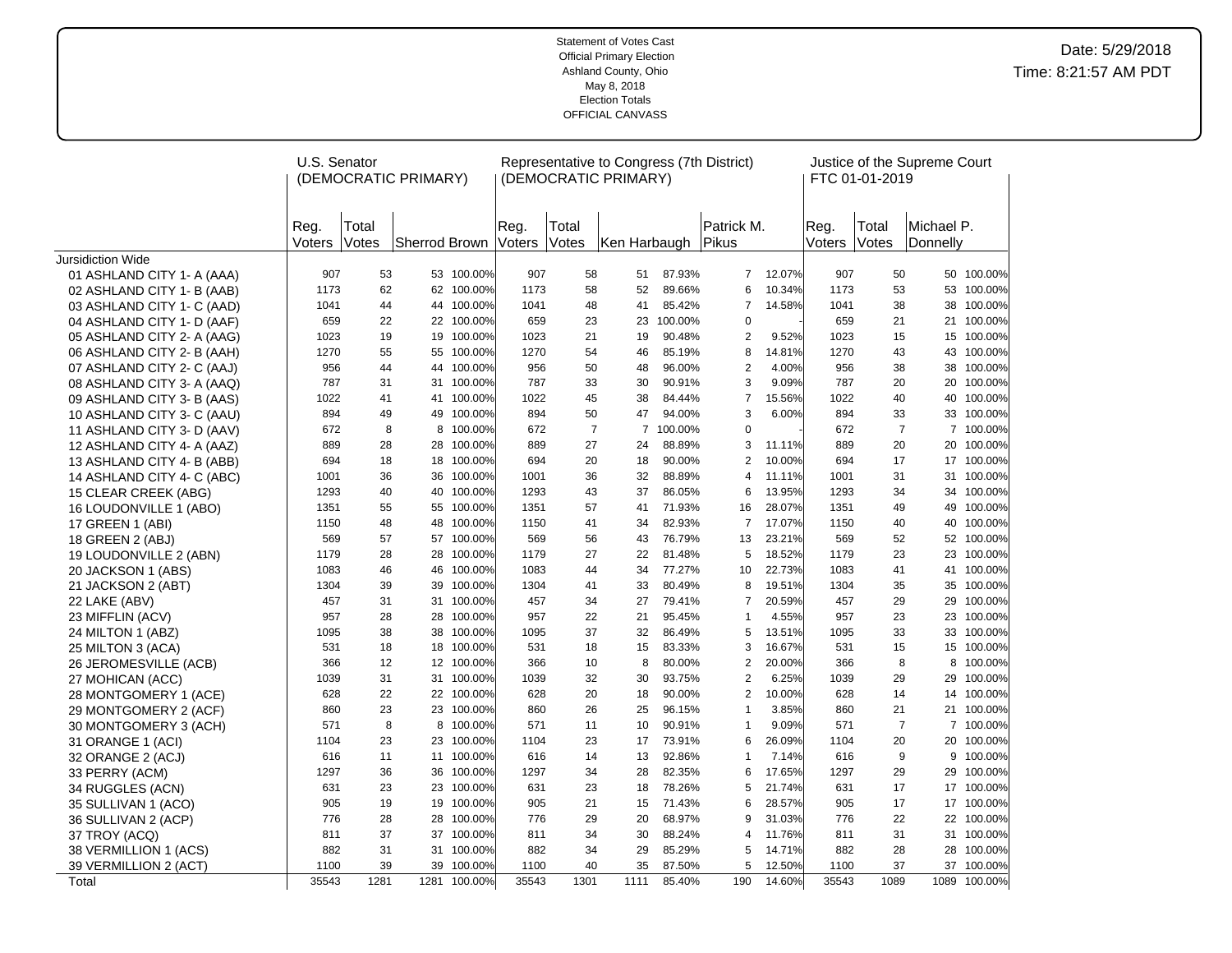Statement of Votes Cast
Official Primary Election
Ashland County, Ohio
May 8, 2018
Election Totals
OFFICIAL CANVASS

Date: 5/29/2018
Time: 8:21:57 AM PDT

| | U.S. Senator (DEMOCRATIC PRIMARY) | | | | Representative to Congress (7th District) (DEMOCRATIC PRIMARY) | | | | | | Justice of the Supreme Court FTC 01-01-2019 | | | |
|---|---|---|---|---|---|---|---|---|---|---|---|---|---|---|
| | Reg. Voters | Total Votes | Sherrod Brown | | Reg. Voters | Total Votes | Ken Harbaugh | | Patrick M. Pikus | | Reg. Voters | Total Votes | Michael P. Donnelly | |
| Jursidiction Wide | | | | | | | | | | | | | | |
| 01 ASHLAND CITY 1- A (AAA) | 907 | 53 | 53 | 100.00% | 907 | 58 | 51 | 87.93% | 7 | 12.07% | 907 | 50 | 50 | 100.00% |
| 02 ASHLAND CITY 1- B (AAB) | 1173 | 62 | 62 | 100.00% | 1173 | 58 | 52 | 89.66% | 6 | 10.34% | 1173 | 53 | 53 | 100.00% |
| 03 ASHLAND CITY 1- C (AAD) | 1041 | 44 | 44 | 100.00% | 1041 | 48 | 41 | 85.42% | 7 | 14.58% | 1041 | 38 | 38 | 100.00% |
| 04 ASHLAND CITY 1- D (AAF) | 659 | 22 | 22 | 100.00% | 659 | 23 | 23 | 100.00% | 0 | - | 659 | 21 | 21 | 100.00% |
| 05 ASHLAND CITY 2- A (AAG) | 1023 | 19 | 19 | 100.00% | 1023 | 21 | 19 | 90.48% | 2 | 9.52% | 1023 | 15 | 15 | 100.00% |
| 06 ASHLAND CITY 2- B (AAH) | 1270 | 55 | 55 | 100.00% | 1270 | 54 | 46 | 85.19% | 8 | 14.81% | 1270 | 43 | 43 | 100.00% |
| 07 ASHLAND CITY 2- C (AAJ) | 956 | 44 | 44 | 100.00% | 956 | 50 | 48 | 96.00% | 2 | 4.00% | 956 | 38 | 38 | 100.00% |
| 08 ASHLAND CITY 3- A (AAQ) | 787 | 31 | 31 | 100.00% | 787 | 33 | 30 | 90.91% | 3 | 9.09% | 787 | 20 | 20 | 100.00% |
| 09 ASHLAND CITY 3- B (AAS) | 1022 | 41 | 41 | 100.00% | 1022 | 45 | 38 | 84.44% | 7 | 15.56% | 1022 | 40 | 40 | 100.00% |
| 10 ASHLAND CITY 3- C (AAU) | 894 | 49 | 49 | 100.00% | 894 | 50 | 47 | 94.00% | 3 | 6.00% | 894 | 33 | 33 | 100.00% |
| 11 ASHLAND CITY 3- D (AAV) | 672 | 8 | 8 | 100.00% | 672 | 7 | 7 | 100.00% | 0 | - | 672 | 7 | 7 | 100.00% |
| 12 ASHLAND CITY 4- A (AAZ) | 889 | 28 | 28 | 100.00% | 889 | 27 | 24 | 88.89% | 3 | 11.11% | 889 | 20 | 20 | 100.00% |
| 13 ASHLAND CITY 4- B (ABB) | 694 | 18 | 18 | 100.00% | 694 | 20 | 18 | 90.00% | 2 | 10.00% | 694 | 17 | 17 | 100.00% |
| 14 ASHLAND CITY 4- C (ABC) | 1001 | 36 | 36 | 100.00% | 1001 | 36 | 32 | 88.89% | 4 | 11.11% | 1001 | 31 | 31 | 100.00% |
| 15 CLEAR CREEK (ABG) | 1293 | 40 | 40 | 100.00% | 1293 | 43 | 37 | 86.05% | 6 | 13.95% | 1293 | 34 | 34 | 100.00% |
| 16 LOUDONVILLE 1 (ABO) | 1351 | 55 | 55 | 100.00% | 1351 | 57 | 41 | 71.93% | 16 | 28.07% | 1351 | 49 | 49 | 100.00% |
| 17 GREEN 1 (ABI) | 1150 | 48 | 48 | 100.00% | 1150 | 41 | 34 | 82.93% | 7 | 17.07% | 1150 | 40 | 40 | 100.00% |
| 18 GREEN 2 (ABJ) | 569 | 57 | 57 | 100.00% | 569 | 56 | 43 | 76.79% | 13 | 23.21% | 569 | 52 | 52 | 100.00% |
| 19 LOUDONVILLE 2 (ABN) | 1179 | 28 | 28 | 100.00% | 1179 | 27 | 22 | 81.48% | 5 | 18.52% | 1179 | 23 | 23 | 100.00% |
| 20 JACKSON 1 (ABS) | 1083 | 46 | 46 | 100.00% | 1083 | 44 | 34 | 77.27% | 10 | 22.73% | 1083 | 41 | 41 | 100.00% |
| 21 JACKSON 2 (ABT) | 1304 | 39 | 39 | 100.00% | 1304 | 41 | 33 | 80.49% | 8 | 19.51% | 1304 | 35 | 35 | 100.00% |
| 22 LAKE (ABV) | 457 | 31 | 31 | 100.00% | 457 | 34 | 27 | 79.41% | 7 | 20.59% | 457 | 29 | 29 | 100.00% |
| 23 MIFFLIN (ACV) | 957 | 28 | 28 | 100.00% | 957 | 22 | 21 | 95.45% | 1 | 4.55% | 957 | 23 | 23 | 100.00% |
| 24 MILTON 1 (ABZ) | 1095 | 38 | 38 | 100.00% | 1095 | 37 | 32 | 86.49% | 5 | 13.51% | 1095 | 33 | 33 | 100.00% |
| 25 MILTON 3 (ACA) | 531 | 18 | 18 | 100.00% | 531 | 18 | 15 | 83.33% | 3 | 16.67% | 531 | 15 | 15 | 100.00% |
| 26 JEROMESVILLE (ACB) | 366 | 12 | 12 | 100.00% | 366 | 10 | 8 | 80.00% | 2 | 20.00% | 366 | 8 | 8 | 100.00% |
| 27 MOHICAN (ACC) | 1039 | 31 | 31 | 100.00% | 1039 | 32 | 30 | 93.75% | 2 | 6.25% | 1039 | 29 | 29 | 100.00% |
| 28 MONTGOMERY 1 (ACE) | 628 | 22 | 22 | 100.00% | 628 | 20 | 18 | 90.00% | 2 | 10.00% | 628 | 14 | 14 | 100.00% |
| 29 MONTGOMERY 2 (ACF) | 860 | 23 | 23 | 100.00% | 860 | 26 | 25 | 96.15% | 1 | 3.85% | 860 | 21 | 21 | 100.00% |
| 30 MONTGOMERY 3 (ACH) | 571 | 8 | 8 | 100.00% | 571 | 11 | 10 | 90.91% | 1 | 9.09% | 571 | 7 | 7 | 100.00% |
| 31 ORANGE 1 (ACI) | 1104 | 23 | 23 | 100.00% | 1104 | 23 | 17 | 73.91% | 6 | 26.09% | 1104 | 20 | 20 | 100.00% |
| 32 ORANGE 2 (ACJ) | 616 | 11 | 11 | 100.00% | 616 | 14 | 13 | 92.86% | 1 | 7.14% | 616 | 9 | 9 | 100.00% |
| 33 PERRY (ACM) | 1297 | 36 | 36 | 100.00% | 1297 | 34 | 28 | 82.35% | 6 | 17.65% | 1297 | 29 | 29 | 100.00% |
| 34 RUGGLES (ACN) | 631 | 23 | 23 | 100.00% | 631 | 23 | 18 | 78.26% | 5 | 21.74% | 631 | 17 | 17 | 100.00% |
| 35 SULLIVAN 1 (ACO) | 905 | 19 | 19 | 100.00% | 905 | 21 | 15 | 71.43% | 6 | 28.57% | 905 | 17 | 17 | 100.00% |
| 36 SULLIVAN 2 (ACP) | 776 | 28 | 28 | 100.00% | 776 | 29 | 20 | 68.97% | 9 | 31.03% | 776 | 22 | 22 | 100.00% |
| 37 TROY (ACQ) | 811 | 37 | 37 | 100.00% | 811 | 34 | 30 | 88.24% | 4 | 11.76% | 811 | 31 | 31 | 100.00% |
| 38 VERMILLION 1 (ACS) | 882 | 31 | 31 | 100.00% | 882 | 34 | 29 | 85.29% | 5 | 14.71% | 882 | 28 | 28 | 100.00% |
| 39 VERMILLION 2 (ACT) | 1100 | 39 | 39 | 100.00% | 1100 | 40 | 35 | 87.50% | 5 | 12.50% | 1100 | 37 | 37 | 100.00% |
| Total | 35543 | 1281 | 1281 | 100.00% | 35543 | 1301 | 1111 | 85.40% | 190 | 14.60% | 35543 | 1089 | 1089 | 100.00% |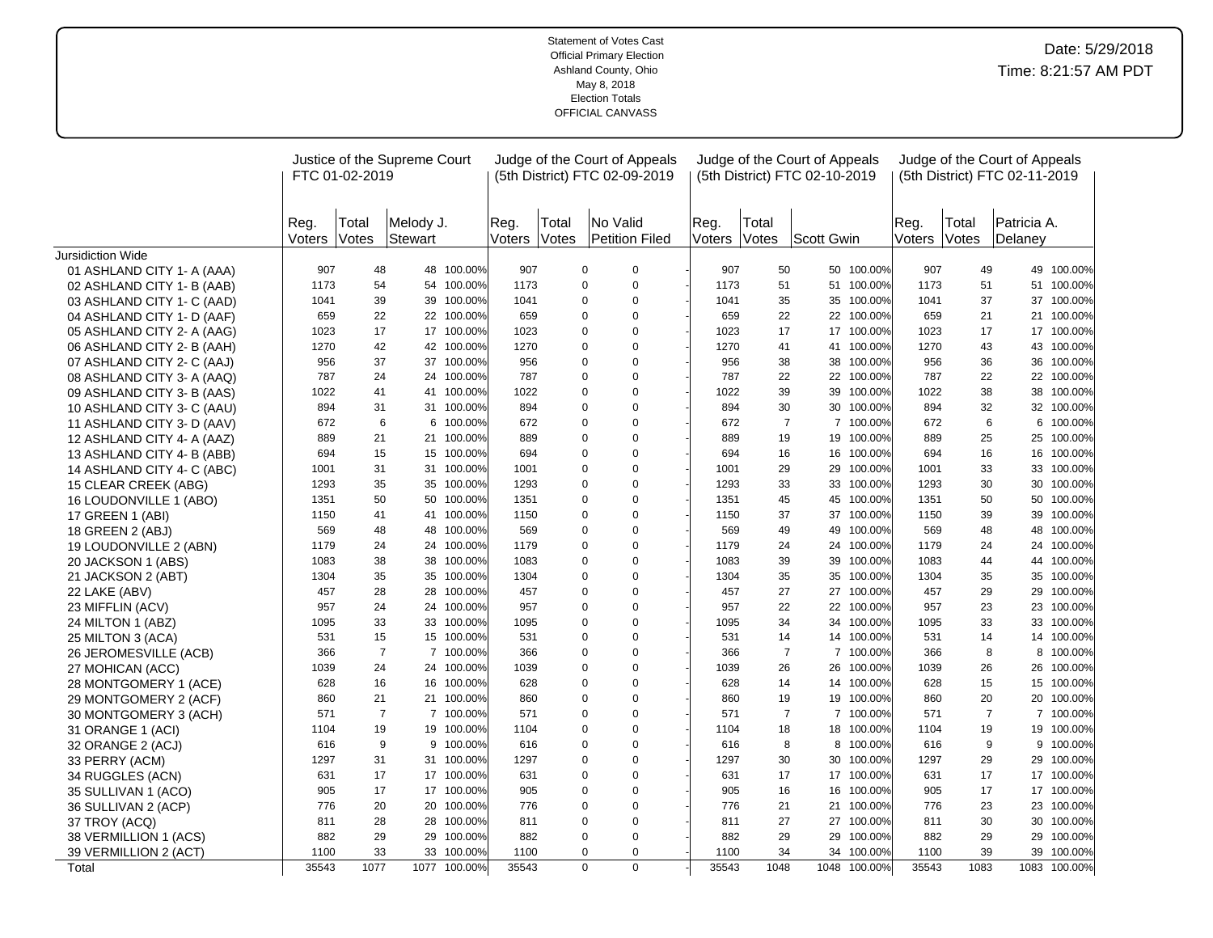Statement of Votes Cast
Official Primary Election
Ashland County, Ohio
May 8, 2018
Election Totals
OFFICIAL CANVASS

Date: 5/29/2018
Time: 8:21:57 AM PDT

| | Justice of the Supreme Court FTC 01-02-2019 | | | | Judge of the Court of Appeals (5th District) FTC 02-09-2019 | | | | Judge of the Court of Appeals (5th District) FTC 02-10-2019 | | | | Judge of the Court of Appeals (5th District) FTC 02-11-2019 | | | |
|---|---|---|---|---|---|---|---|---|---|---|---|---|---|---|---|---|
| | Reg. Voters | Total Votes | Melody J. Stewart | | Reg. Voters | Total Votes | No Valid Petition Filed | | Reg. Voters | Total Votes | Scott Gwin | | Reg. Voters | Total Votes | Patricia A. Delaney | |
| Jursidiction Wide | | | | | | | | | | | | | | | | |
| 01 ASHLAND CITY 1- A (AAA) | 907 | 48 | 48 | 100.00% | 907 | 0 | 0 | - | 907 | 50 | 50 | 100.00% | 907 | 49 | 49 | 100.00% |
| 02 ASHLAND CITY 1- B (AAB) | 1173 | 54 | 54 | 100.00% | 1173 | 0 | 0 | - | 1173 | 51 | 51 | 100.00% | 1173 | 51 | 51 | 100.00% |
| 03 ASHLAND CITY 1- C (AAD) | 1041 | 39 | 39 | 100.00% | 1041 | 0 | 0 | - | 1041 | 35 | 35 | 100.00% | 1041 | 37 | 37 | 100.00% |
| 04 ASHLAND CITY 1- D (AAF) | 659 | 22 | 22 | 100.00% | 659 | 0 | 0 | - | 659 | 22 | 22 | 100.00% | 659 | 21 | 21 | 100.00% |
| 05 ASHLAND CITY 2- A (AAG) | 1023 | 17 | 17 | 100.00% | 1023 | 0 | 0 | - | 1023 | 17 | 17 | 100.00% | 1023 | 17 | 17 | 100.00% |
| 06 ASHLAND CITY 2- B (AAH) | 1270 | 42 | 42 | 100.00% | 1270 | 0 | 0 | - | 1270 | 41 | 41 | 100.00% | 1270 | 43 | 43 | 100.00% |
| 07 ASHLAND CITY 2- C (AAJ) | 956 | 37 | 37 | 100.00% | 956 | 0 | 0 | - | 956 | 38 | 38 | 100.00% | 956 | 36 | 36 | 100.00% |
| 08 ASHLAND CITY 3- A (AAQ) | 787 | 24 | 24 | 100.00% | 787 | 0 | 0 | - | 787 | 22 | 22 | 100.00% | 787 | 22 | 22 | 100.00% |
| 09 ASHLAND CITY 3- B (AAS) | 1022 | 41 | 41 | 100.00% | 1022 | 0 | 0 | - | 1022 | 39 | 39 | 100.00% | 1022 | 38 | 38 | 100.00% |
| 10 ASHLAND CITY 3- C (AAU) | 894 | 31 | 31 | 100.00% | 894 | 0 | 0 | - | 894 | 30 | 30 | 100.00% | 894 | 32 | 32 | 100.00% |
| 11 ASHLAND CITY 3- D (AAV) | 672 | 6 | 6 | 100.00% | 672 | 0 | 0 | - | 672 | 7 | 7 | 100.00% | 672 | 6 | 6 | 100.00% |
| 12 ASHLAND CITY 4- A (AAZ) | 889 | 21 | 21 | 100.00% | 889 | 0 | 0 | - | 889 | 19 | 19 | 100.00% | 889 | 25 | 25 | 100.00% |
| 13 ASHLAND CITY 4- B (ABB) | 694 | 15 | 15 | 100.00% | 694 | 0 | 0 | - | 694 | 16 | 16 | 100.00% | 694 | 16 | 16 | 100.00% |
| 14 ASHLAND CITY 4- C (ABC) | 1001 | 31 | 31 | 100.00% | 1001 | 0 | 0 | - | 1001 | 29 | 29 | 100.00% | 1001 | 33 | 33 | 100.00% |
| 15 CLEAR CREEK (ABG) | 1293 | 35 | 35 | 100.00% | 1293 | 0 | 0 | - | 1293 | 33 | 33 | 100.00% | 1293 | 30 | 30 | 100.00% |
| 16 LOUDONVILLE 1 (ABO) | 1351 | 50 | 50 | 100.00% | 1351 | 0 | 0 | - | 1351 | 45 | 45 | 100.00% | 1351 | 50 | 50 | 100.00% |
| 17 GREEN 1 (ABI) | 1150 | 41 | 41 | 100.00% | 1150 | 0 | 0 | - | 1150 | 37 | 37 | 100.00% | 1150 | 39 | 39 | 100.00% |
| 18 GREEN 2 (ABJ) | 569 | 48 | 48 | 100.00% | 569 | 0 | 0 | - | 569 | 49 | 49 | 100.00% | 569 | 48 | 48 | 100.00% |
| 19 LOUDONVILLE 2 (ABN) | 1179 | 24 | 24 | 100.00% | 1179 | 0 | 0 | - | 1179 | 24 | 24 | 100.00% | 1179 | 24 | 24 | 100.00% |
| 20 JACKSON 1 (ABS) | 1083 | 38 | 38 | 100.00% | 1083 | 0 | 0 | - | 1083 | 39 | 39 | 100.00% | 1083 | 44 | 44 | 100.00% |
| 21 JACKSON 2 (ABT) | 1304 | 35 | 35 | 100.00% | 1304 | 0 | 0 | - | 1304 | 35 | 35 | 100.00% | 1304 | 35 | 35 | 100.00% |
| 22 LAKE (ABV) | 457 | 28 | 28 | 100.00% | 457 | 0 | 0 | - | 457 | 27 | 27 | 100.00% | 457 | 29 | 29 | 100.00% |
| 23 MIFFLIN (ACV) | 957 | 24 | 24 | 100.00% | 957 | 0 | 0 | - | 957 | 22 | 22 | 100.00% | 957 | 23 | 23 | 100.00% |
| 24 MILTON 1 (ABZ) | 1095 | 33 | 33 | 100.00% | 1095 | 0 | 0 | - | 1095 | 34 | 34 | 100.00% | 1095 | 33 | 33 | 100.00% |
| 25 MILTON 3 (ACA) | 531 | 15 | 15 | 100.00% | 531 | 0 | 0 | - | 531 | 14 | 14 | 100.00% | 531 | 14 | 14 | 100.00% |
| 26 JEROMESVILLE (ACB) | 366 | 7 | 7 | 100.00% | 366 | 0 | 0 | - | 366 | 7 | 7 | 100.00% | 366 | 8 | 8 | 100.00% |
| 27 MOHICAN (ACC) | 1039 | 24 | 24 | 100.00% | 1039 | 0 | 0 | - | 1039 | 26 | 26 | 100.00% | 1039 | 26 | 26 | 100.00% |
| 28 MONTGOMERY 1 (ACE) | 628 | 16 | 16 | 100.00% | 628 | 0 | 0 | - | 628 | 14 | 14 | 100.00% | 628 | 15 | 15 | 100.00% |
| 29 MONTGOMERY 2 (ACF) | 860 | 21 | 21 | 100.00% | 860 | 0 | 0 | - | 860 | 19 | 19 | 100.00% | 860 | 20 | 20 | 100.00% |
| 30 MONTGOMERY 3 (ACH) | 571 | 7 | 7 | 100.00% | 571 | 0 | 0 | - | 571 | 7 | 7 | 100.00% | 571 | 7 | 7 | 100.00% |
| 31 ORANGE 1 (ACI) | 1104 | 19 | 19 | 100.00% | 1104 | 0 | 0 | - | 1104 | 18 | 18 | 100.00% | 1104 | 19 | 19 | 100.00% |
| 32 ORANGE 2 (ACJ) | 616 | 9 | 9 | 100.00% | 616 | 0 | 0 | - | 616 | 8 | 8 | 100.00% | 616 | 9 | 9 | 100.00% |
| 33 PERRY (ACM) | 1297 | 31 | 31 | 100.00% | 1297 | 0 | 0 | - | 1297 | 30 | 30 | 100.00% | 1297 | 29 | 29 | 100.00% |
| 34 RUGGLES (ACN) | 631 | 17 | 17 | 100.00% | 631 | 0 | 0 | - | 631 | 17 | 17 | 100.00% | 631 | 17 | 17 | 100.00% |
| 35 SULLIVAN 1 (ACO) | 905 | 17 | 17 | 100.00% | 905 | 0 | 0 | - | 905 | 16 | 16 | 100.00% | 905 | 17 | 17 | 100.00% |
| 36 SULLIVAN 2 (ACP) | 776 | 20 | 20 | 100.00% | 776 | 0 | 0 | - | 776 | 21 | 21 | 100.00% | 776 | 23 | 23 | 100.00% |
| 37 TROY (ACQ) | 811 | 28 | 28 | 100.00% | 811 | 0 | 0 | - | 811 | 27 | 27 | 100.00% | 811 | 30 | 30 | 100.00% |
| 38 VERMILLION 1 (ACS) | 882 | 29 | 29 | 100.00% | 882 | 0 | 0 | - | 882 | 29 | 29 | 100.00% | 882 | 29 | 29 | 100.00% |
| 39 VERMILLION 2 (ACT) | 1100 | 33 | 33 | 100.00% | 1100 | 0 | 0 | - | 1100 | 34 | 34 | 100.00% | 1100 | 39 | 39 | 100.00% |
| Total | 35543 | 1077 | 1077 | 100.00% | 35543 | 0 | 0 | - | 35543 | 1048 | 1048 | 100.00% | 35543 | 1083 | 1083 | 100.00% |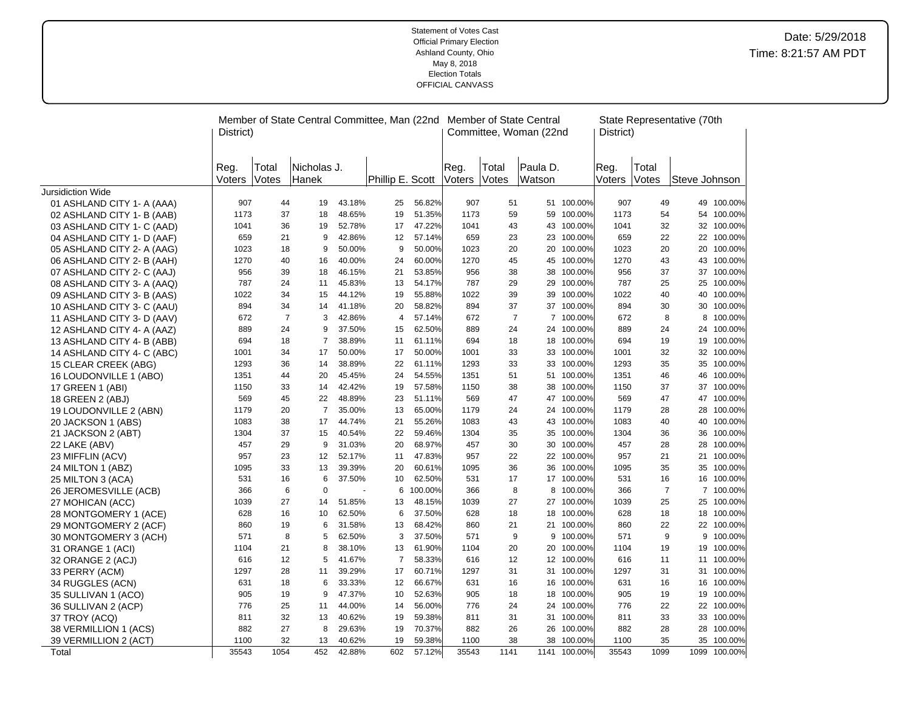Statement of Votes Cast
Official Primary Election
Ashland County, Ohio
May 8, 2018
Election Totals
OFFICIAL CANVASS

Date: 5/29/2018
Time: 8:21:57 AM PDT

| | Member of State Central Committee, Man (22nd District) | | | | | | Member of State Central Committee, Woman (22nd | | | | State Representative (70th District) | | | |
|---|---|---|---|---|---|---|---|---|---|---|---|---|---|---|
| | Reg. Voters | Total Votes | Nicholas J. Hanek | | Phillip E. Scott | | Reg. Voters | Total Votes | Paula D. Watson | | Reg. Voters | Total Votes | Steve Johnson | |
| Jursidiction Wide | | | | | | | | | | | | | | |
| 01 ASHLAND CITY 1- A (AAA) | 907 | 44 | 19 | 43.18% | 25 | 56.82% | 907 | 51 | 51 | 100.00% | 907 | 49 | 49 | 100.00% |
| 02 ASHLAND CITY 1- B (AAB) | 1173 | 37 | 18 | 48.65% | 19 | 51.35% | 1173 | 59 | 59 | 100.00% | 1173 | 54 | 54 | 100.00% |
| 03 ASHLAND CITY 1- C (AAD) | 1041 | 36 | 19 | 52.78% | 17 | 47.22% | 1041 | 43 | 43 | 100.00% | 1041 | 32 | 32 | 100.00% |
| 04 ASHLAND CITY 1- D (AAF) | 659 | 21 | 9 | 42.86% | 12 | 57.14% | 659 | 23 | 23 | 100.00% | 659 | 22 | 22 | 100.00% |
| 05 ASHLAND CITY 2- A (AAG) | 1023 | 18 | 9 | 50.00% | 9 | 50.00% | 1023 | 20 | 20 | 100.00% | 1023 | 20 | 20 | 100.00% |
| 06 ASHLAND CITY 2- B (AAH) | 1270 | 40 | 16 | 40.00% | 24 | 60.00% | 1270 | 45 | 45 | 100.00% | 1270 | 43 | 43 | 100.00% |
| 07 ASHLAND CITY 2- C (AAJ) | 956 | 39 | 18 | 46.15% | 21 | 53.85% | 956 | 38 | 38 | 100.00% | 956 | 37 | 37 | 100.00% |
| 08 ASHLAND CITY 3- A (AAQ) | 787 | 24 | 11 | 45.83% | 13 | 54.17% | 787 | 29 | 29 | 100.00% | 787 | 25 | 25 | 100.00% |
| 09 ASHLAND CITY 3- B (AAS) | 1022 | 34 | 15 | 44.12% | 19 | 55.88% | 1022 | 39 | 39 | 100.00% | 1022 | 40 | 40 | 100.00% |
| 10 ASHLAND CITY 3- C (AAU) | 894 | 34 | 14 | 41.18% | 20 | 58.82% | 894 | 37 | 37 | 100.00% | 894 | 30 | 30 | 100.00% |
| 11 ASHLAND CITY 3- D (AAV) | 672 | 7 | 3 | 42.86% | 4 | 57.14% | 672 | 7 | 7 | 100.00% | 672 | 8 | 8 | 100.00% |
| 12 ASHLAND CITY 4- A (AAZ) | 889 | 24 | 9 | 37.50% | 15 | 62.50% | 889 | 24 | 24 | 100.00% | 889 | 24 | 24 | 100.00% |
| 13 ASHLAND CITY 4- B (ABB) | 694 | 18 | 7 | 38.89% | 11 | 61.11% | 694 | 18 | 18 | 100.00% | 694 | 19 | 19 | 100.00% |
| 14 ASHLAND CITY 4- C (ABC) | 1001 | 34 | 17 | 50.00% | 17 | 50.00% | 1001 | 33 | 33 | 100.00% | 1001 | 32 | 32 | 100.00% |
| 15 CLEAR CREEK (ABG) | 1293 | 36 | 14 | 38.89% | 22 | 61.11% | 1293 | 33 | 33 | 100.00% | 1293 | 35 | 35 | 100.00% |
| 16 LOUDONVILLE 1 (ABO) | 1351 | 44 | 20 | 45.45% | 24 | 54.55% | 1351 | 51 | 51 | 100.00% | 1351 | 46 | 46 | 100.00% |
| 17 GREEN 1 (ABI) | 1150 | 33 | 14 | 42.42% | 19 | 57.58% | 1150 | 38 | 38 | 100.00% | 1150 | 37 | 37 | 100.00% |
| 18 GREEN 2 (ABJ) | 569 | 45 | 22 | 48.89% | 23 | 51.11% | 569 | 47 | 47 | 100.00% | 569 | 47 | 47 | 100.00% |
| 19 LOUDONVILLE 2 (ABN) | 1179 | 20 | 7 | 35.00% | 13 | 65.00% | 1179 | 24 | 24 | 100.00% | 1179 | 28 | 28 | 100.00% |
| 20 JACKSON 1 (ABS) | 1083 | 38 | 17 | 44.74% | 21 | 55.26% | 1083 | 43 | 43 | 100.00% | 1083 | 40 | 40 | 100.00% |
| 21 JACKSON 2 (ABT) | 1304 | 37 | 15 | 40.54% | 22 | 59.46% | 1304 | 35 | 35 | 100.00% | 1304 | 36 | 36 | 100.00% |
| 22 LAKE (ABV) | 457 | 29 | 9 | 31.03% | 20 | 68.97% | 457 | 30 | 30 | 100.00% | 457 | 28 | 28 | 100.00% |
| 23 MIFFLIN (ACV) | 957 | 23 | 12 | 52.17% | 11 | 47.83% | 957 | 22 | 22 | 100.00% | 957 | 21 | 21 | 100.00% |
| 24 MILTON 1 (ABZ) | 1095 | 33 | 13 | 39.39% | 20 | 60.61% | 1095 | 36 | 36 | 100.00% | 1095 | 35 | 35 | 100.00% |
| 25 MILTON 3 (ACA) | 531 | 16 | 6 | 37.50% | 10 | 62.50% | 531 | 17 | 17 | 100.00% | 531 | 16 | 16 | 100.00% |
| 26 JEROMESVILLE (ACB) | 366 | 6 | 0 | - | 6 | 100.00% | 366 | 8 | 8 | 100.00% | 366 | 7 | 7 | 100.00% |
| 27 MOHICAN (ACC) | 1039 | 27 | 14 | 51.85% | 13 | 48.15% | 1039 | 27 | 27 | 100.00% | 1039 | 25 | 25 | 100.00% |
| 28 MONTGOMERY 1 (ACE) | 628 | 16 | 10 | 62.50% | 6 | 37.50% | 628 | 18 | 18 | 100.00% | 628 | 18 | 18 | 100.00% |
| 29 MONTGOMERY 2 (ACF) | 860 | 19 | 6 | 31.58% | 13 | 68.42% | 860 | 21 | 21 | 100.00% | 860 | 22 | 22 | 100.00% |
| 30 MONTGOMERY 3 (ACH) | 571 | 8 | 5 | 62.50% | 3 | 37.50% | 571 | 9 | 9 | 100.00% | 571 | 9 | 9 | 100.00% |
| 31 ORANGE 1 (ACI) | 1104 | 21 | 8 | 38.10% | 13 | 61.90% | 1104 | 20 | 20 | 100.00% | 1104 | 19 | 19 | 100.00% |
| 32 ORANGE 2 (ACJ) | 616 | 12 | 5 | 41.67% | 7 | 58.33% | 616 | 12 | 12 | 100.00% | 616 | 11 | 11 | 100.00% |
| 33 PERRY (ACM) | 1297 | 28 | 11 | 39.29% | 17 | 60.71% | 1297 | 31 | 31 | 100.00% | 1297 | 31 | 31 | 100.00% |
| 34 RUGGLES (ACN) | 631 | 18 | 6 | 33.33% | 12 | 66.67% | 631 | 16 | 16 | 100.00% | 631 | 16 | 16 | 100.00% |
| 35 SULLIVAN 1 (ACO) | 905 | 19 | 9 | 47.37% | 10 | 52.63% | 905 | 18 | 18 | 100.00% | 905 | 19 | 19 | 100.00% |
| 36 SULLIVAN 2 (ACP) | 776 | 25 | 11 | 44.00% | 14 | 56.00% | 776 | 24 | 24 | 100.00% | 776 | 22 | 22 | 100.00% |
| 37 TROY (ACQ) | 811 | 32 | 13 | 40.62% | 19 | 59.38% | 811 | 31 | 31 | 100.00% | 811 | 33 | 33 | 100.00% |
| 38 VERMILLION 1 (ACS) | 882 | 27 | 8 | 29.63% | 19 | 70.37% | 882 | 26 | 26 | 100.00% | 882 | 28 | 28 | 100.00% |
| 39 VERMILLION 2 (ACT) | 1100 | 32 | 13 | 40.62% | 19 | 59.38% | 1100 | 38 | 38 | 100.00% | 1100 | 35 | 35 | 100.00% |
| Total | 35543 | 1054 | 452 | 42.88% | 602 | 57.12% | 35543 | 1141 | 1141 | 100.00% | 35543 | 1099 | 1099 | 100.00% |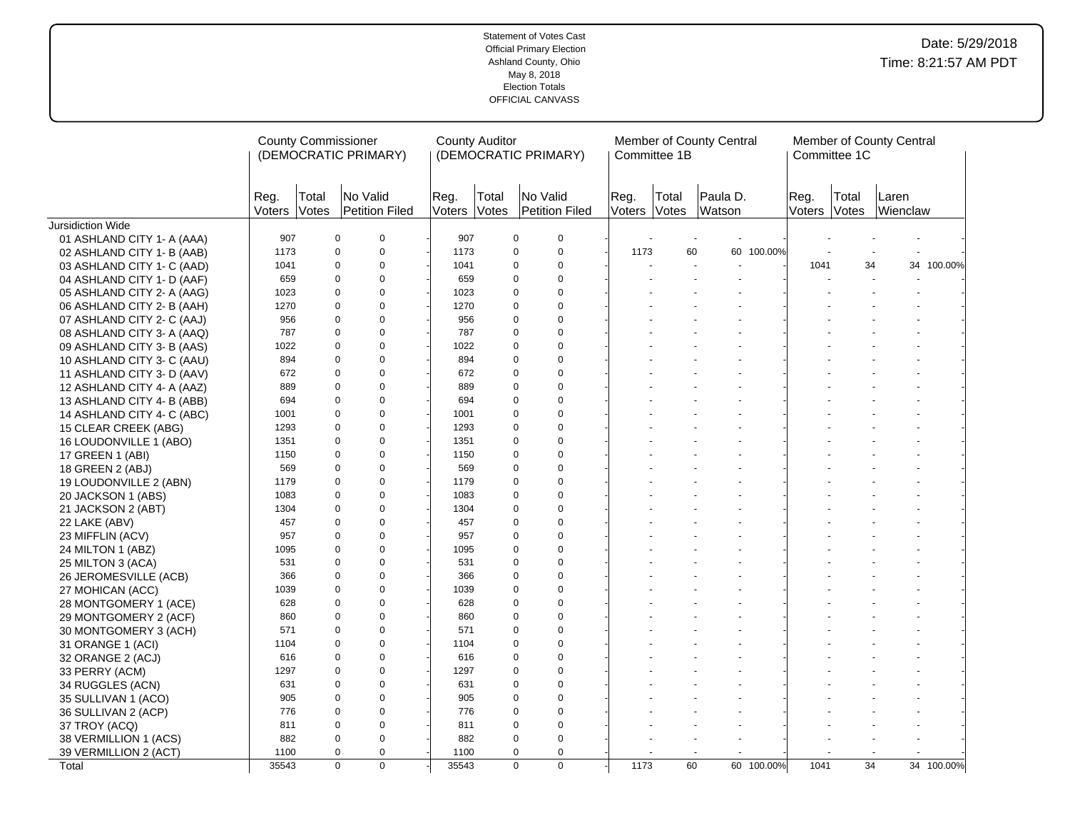Statement of Votes Cast
Official Primary Election
Ashland County, Ohio
May 8, 2018
Election Totals
OFFICIAL CANVASS

Date: 5/29/2018
Time: 8:21:57 AM PDT

| | County Commissioner (DEMOCRATIC PRIMARY) | | | | County Auditor (DEMOCRATIC PRIMARY) | | | | Member of County Central Committee 1B | | | | Member of County Central Committee 1C | | | |
|---|---|---|---|---|---|---|---|---|---|---|---|---|---|---|---|---|
| | Reg. Voters | Total Votes | No Valid Petition Filed | | Reg. Voters | Total Votes | No Valid Petition Filed | | Reg. Voters | Total Votes | Paula D. Watson | | Reg. Voters | Total Votes | Laren Wienclaw | |
| Jursidiction Wide | | | | | | | | | | | | | | | | |
| 01 ASHLAND CITY 1- A (AAA) | 907 | 0 | 0 | - | 907 | 0 | 0 | - | - | - | - | - | - | - | - | - |
| 02 ASHLAND CITY 1- B (AAB) | 1173 | 0 | 0 | - | 1173 | 0 | 0 | - | 1173 | 60 | 60 | 100.00% | - | - | - | - |
| 03 ASHLAND CITY 1- C (AAD) | 1041 | 0 | 0 | - | 1041 | 0 | 0 | - | - | - | - | - | 1041 | 34 | 34 | 100.00% |
| 04 ASHLAND CITY 1- D (AAF) | 659 | 0 | 0 | - | 659 | 0 | 0 | - | - | - | - | - | - | - | - | - |
| 05 ASHLAND CITY 2- A (AAG) | 1023 | 0 | 0 | - | 1023 | 0 | 0 | - | - | - | - | - | - | - | - | - |
| 06 ASHLAND CITY 2- B (AAH) | 1270 | 0 | 0 | - | 1270 | 0 | 0 | - | - | - | - | - | - | - | - | - |
| 07 ASHLAND CITY 2- C (AAJ) | 956 | 0 | 0 | - | 956 | 0 | 0 | - | - | - | - | - | - | - | - | - |
| 08 ASHLAND CITY 3- A (AAQ) | 787 | 0 | 0 | - | 787 | 0 | 0 | - | - | - | - | - | - | - | - | - |
| 09 ASHLAND CITY 3- B (AAS) | 1022 | 0 | 0 | - | 1022 | 0 | 0 | - | - | - | - | - | - | - | - | - |
| 10 ASHLAND CITY 3- C (AAU) | 894 | 0 | 0 | - | 894 | 0 | 0 | - | - | - | - | - | - | - | - | - |
| 11 ASHLAND CITY 3- D (AAV) | 672 | 0 | 0 | - | 672 | 0 | 0 | - | - | - | - | - | - | - | - | - |
| 12 ASHLAND CITY 4- A (AAZ) | 889 | 0 | 0 | - | 889 | 0 | 0 | - | - | - | - | - | - | - | - | - |
| 13 ASHLAND CITY 4- B (ABB) | 694 | 0 | 0 | - | 694 | 0 | 0 | - | - | - | - | - | - | - | - | - |
| 14 ASHLAND CITY 4- C (ABC) | 1001 | 0 | 0 | - | 1001 | 0 | 0 | - | - | - | - | - | - | - | - | - |
| 15 CLEAR CREEK (ABG) | 1293 | 0 | 0 | - | 1293 | 0 | 0 | - | - | - | - | - | - | - | - | - |
| 16 LOUDONVILLE 1 (ABO) | 1351 | 0 | 0 | - | 1351 | 0 | 0 | - | - | - | - | - | - | - | - | - |
| 17 GREEN 1 (ABI) | 1150 | 0 | 0 | - | 1150 | 0 | 0 | - | - | - | - | - | - | - | - | - |
| 18 GREEN 2 (ABJ) | 569 | 0 | 0 | - | 569 | 0 | 0 | - | - | - | - | - | - | - | - | - |
| 19 LOUDONVILLE 2 (ABN) | 1179 | 0 | 0 | - | 1179 | 0 | 0 | - | - | - | - | - | - | - | - | - |
| 20 JACKSON 1 (ABS) | 1083 | 0 | 0 | - | 1083 | 0 | 0 | - | - | - | - | - | - | - | - | - |
| 21 JACKSON 2 (ABT) | 1304 | 0 | 0 | - | 1304 | 0 | 0 | - | - | - | - | - | - | - | - | - |
| 22 LAKE (ABV) | 457 | 0 | 0 | - | 457 | 0 | 0 | - | - | - | - | - | - | - | - | - |
| 23 MIFFLIN (ACV) | 957 | 0 | 0 | - | 957 | 0 | 0 | - | - | - | - | - | - | - | - | - |
| 24 MILTON 1 (ABZ) | 1095 | 0 | 0 | - | 1095 | 0 | 0 | - | - | - | - | - | - | - | - | - |
| 25 MILTON 3 (ACA) | 531 | 0 | 0 | - | 531 | 0 | 0 | - | - | - | - | - | - | - | - | - |
| 26 JEROMESVILLE (ACB) | 366 | 0 | 0 | - | 366 | 0 | 0 | - | - | - | - | - | - | - | - | - |
| 27 MOHICAN (ACC) | 1039 | 0 | 0 | - | 1039 | 0 | 0 | - | - | - | - | - | - | - | - | - |
| 28 MONTGOMERY 1 (ACE) | 628 | 0 | 0 | - | 628 | 0 | 0 | - | - | - | - | - | - | - | - | - |
| 29 MONTGOMERY 2 (ACF) | 860 | 0 | 0 | - | 860 | 0 | 0 | - | - | - | - | - | - | - | - | - |
| 30 MONTGOMERY 3 (ACH) | 571 | 0 | 0 | - | 571 | 0 | 0 | - | - | - | - | - | - | - | - | - |
| 31 ORANGE 1 (ACI) | 1104 | 0 | 0 | - | 1104 | 0 | 0 | - | - | - | - | - | - | - | - | - |
| 32 ORANGE 2 (ACJ) | 616 | 0 | 0 | - | 616 | 0 | 0 | - | - | - | - | - | - | - | - | - |
| 33 PERRY (ACM) | 1297 | 0 | 0 | - | 1297 | 0 | 0 | - | - | - | - | - | - | - | - | - |
| 34 RUGGLES (ACN) | 631 | 0 | 0 | - | 631 | 0 | 0 | - | - | - | - | - | - | - | - | - |
| 35 SULLIVAN 1 (ACO) | 905 | 0 | 0 | - | 905 | 0 | 0 | - | - | - | - | - | - | - | - | - |
| 36 SULLIVAN 2 (ACP) | 776 | 0 | 0 | - | 776 | 0 | 0 | - | - | - | - | - | - | - | - | - |
| 37 TROY (ACQ) | 811 | 0 | 0 | - | 811 | 0 | 0 | - | - | - | - | - | - | - | - | - |
| 38 VERMILLION 1 (ACS) | 882 | 0 | 0 | - | 882 | 0 | 0 | - | - | - | - | - | - | - | - | - |
| 39 VERMILLION 2 (ACT) | 1100 | 0 | 0 | - | 1100 | 0 | 0 | - | - | - | - | - | - | - | - | - |
| Total | 35543 | 0 | 0 | - | 35543 | 0 | 0 | - | 1173 | 60 | 60 | 100.00% | 1041 | 34 | 34 | 100.00% |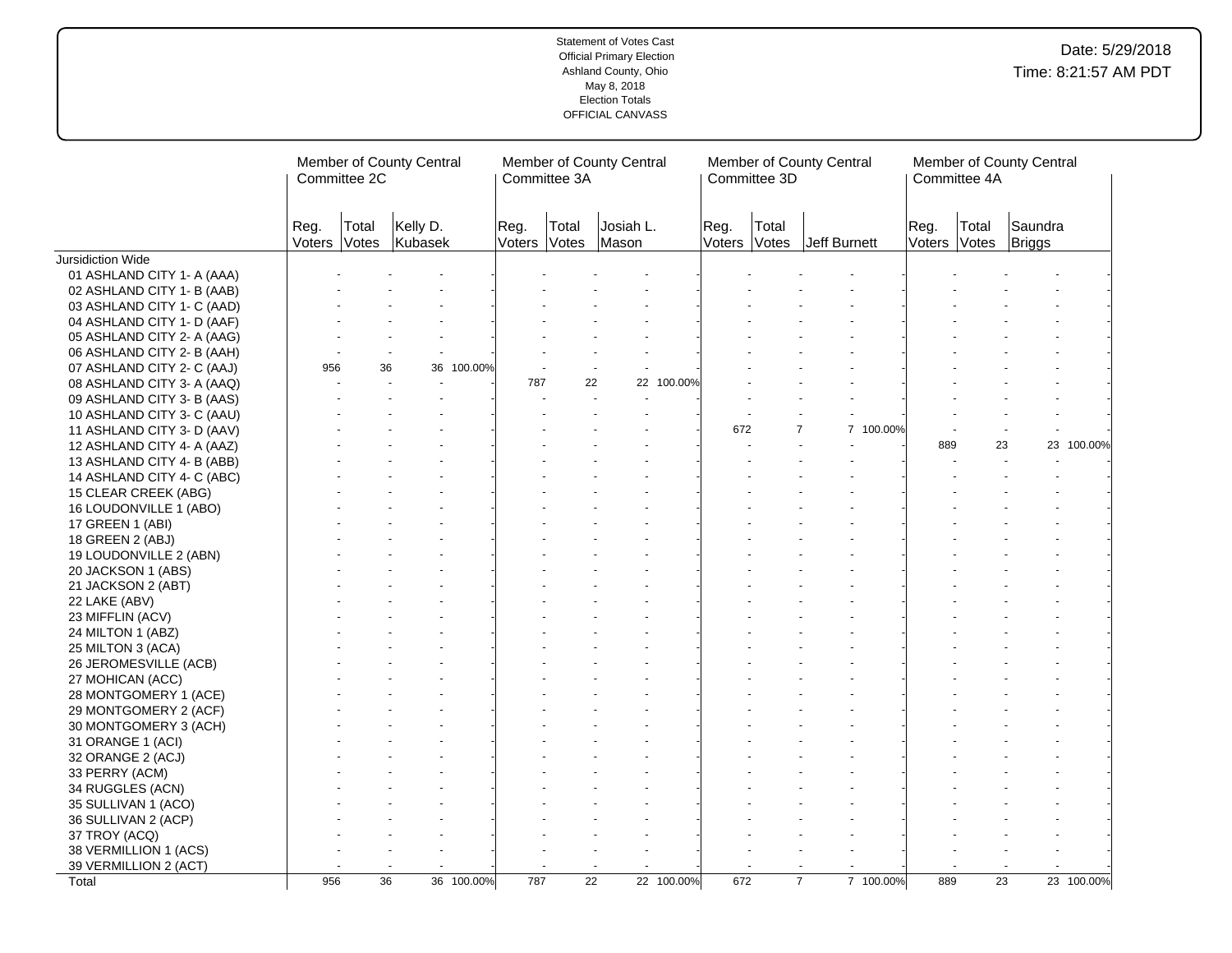Statement of Votes Cast
Official Primary Election
Ashland County, Ohio
May 8, 2018
Election Totals
OFFICIAL CANVASS

Date: 5/29/2018
Time: 8:21:57 AM PDT

| | Member of County Central Committee 2C | | | | Member of County Central Committee 3A | | | | Member of County Central Committee 3D | | | | Member of County Central Committee 4A | | | |
|---|---|---|---|---|---|---|---|---|---|---|---|---|---|---|---|---|
| | Reg. Voters | Total Votes | Kelly D. Kubasek | | Reg. Voters | Total Votes | Josiah L. Mason | | Reg. Voters | Total Votes | Jeff Burnett | | Reg. Voters | Total Votes | Saundra Briggs | |
| Jursidiction Wide | | | | | | | | | | | | | | | | |
| 01 ASHLAND CITY 1- A (AAA) | - | - | - | - | - | - | - | - | - | - | - | - | - | - | - | - |
| 02 ASHLAND CITY 1- B (AAB) | - | - | - | - | - | - | - | - | - | - | - | - | - | - | - | - |
| 03 ASHLAND CITY 1- C (AAD) | - | - | - | - | - | - | - | - | - | - | - | - | - | - | - | - |
| 04 ASHLAND CITY 1- D (AAF) | - | - | - | - | - | - | - | - | - | - | - | - | - | - | - | - |
| 05 ASHLAND CITY 2- A (AAG) | - | - | - | - | - | - | - | - | - | - | - | - | - | - | - | - |
| 06 ASHLAND CITY 2- B (AAH) | - | - | - | - | - | - | - | - | - | - | - | - | - | - | - | - |
| 07 ASHLAND CITY 2- C (AAJ) | 956 | 36 | 36 | 100.00% | - | - | - | - | - | - | - | - | - | - | - | - |
| 08 ASHLAND CITY 3- A (AAQ) | - | - | - | - | 787 | 22 | 22 | 100.00% | - | - | - | - | - | - | - | - |
| 09 ASHLAND CITY 3- B (AAS) | - | - | - | - | - | - | - | - | - | - | - | - | - | - | - | - |
| 10 ASHLAND CITY 3- C (AAU) | - | - | - | - | - | - | - | - | - | - | - | - | - | - | - | - |
| 11 ASHLAND CITY 3- D (AAV) | - | - | - | - | - | - | - | - | 672 | 7 | 7 | 100.00% | - | - | - | - |
| 12 ASHLAND CITY 4- A (AAZ) | - | - | - | - | - | - | - | - | - | - | - | - | 889 | 23 | 23 | 100.00% |
| 13 ASHLAND CITY 4- B (ABB) | - | - | - | - | - | - | - | - | - | - | - | - | - | - | - | - |
| 14 ASHLAND CITY 4- C (ABC) | - | - | - | - | - | - | - | - | - | - | - | - | - | - | - | - |
| 15 CLEAR CREEK (ABG) | - | - | - | - | - | - | - | - | - | - | - | - | - | - | - | - |
| 16 LOUDONVILLE 1 (ABO) | - | - | - | - | - | - | - | - | - | - | - | - | - | - | - | - |
| 17 GREEN 1 (ABI) | - | - | - | - | - | - | - | - | - | - | - | - | - | - | - | - |
| 18 GREEN 2 (ABJ) | - | - | - | - | - | - | - | - | - | - | - | - | - | - | - | - |
| 19 LOUDONVILLE 2 (ABN) | - | - | - | - | - | - | - | - | - | - | - | - | - | - | - | - |
| 20 JACKSON 1 (ABS) | - | - | - | - | - | - | - | - | - | - | - | - | - | - | - | - |
| 21 JACKSON 2 (ABT) | - | - | - | - | - | - | - | - | - | - | - | - | - | - | - | - |
| 22 LAKE (ABV) | - | - | - | - | - | - | - | - | - | - | - | - | - | - | - | - |
| 23 MIFFLIN (ACV) | - | - | - | - | - | - | - | - | - | - | - | - | - | - | - | - |
| 24 MILTON 1 (ABZ) | - | - | - | - | - | - | - | - | - | - | - | - | - | - | - | - |
| 25 MILTON 3 (ACA) | - | - | - | - | - | - | - | - | - | - | - | - | - | - | - | - |
| 26 JEROMESVILLE (ACB) | - | - | - | - | - | - | - | - | - | - | - | - | - | - | - | - |
| 27 MOHICAN (ACC) | - | - | - | - | - | - | - | - | - | - | - | - | - | - | - | - |
| 28 MONTGOMERY 1 (ACE) | - | - | - | - | - | - | - | - | - | - | - | - | - | - | - | - |
| 29 MONTGOMERY 2 (ACF) | - | - | - | - | - | - | - | - | - | - | - | - | - | - | - | - |
| 30 MONTGOMERY 3 (ACH) | - | - | - | - | - | - | - | - | - | - | - | - | - | - | - | - |
| 31 ORANGE 1 (ACI) | - | - | - | - | - | - | - | - | - | - | - | - | - | - | - | - |
| 32 ORANGE 2 (ACJ) | - | - | - | - | - | - | - | - | - | - | - | - | - | - | - | - |
| 33 PERRY (ACM) | - | - | - | - | - | - | - | - | - | - | - | - | - | - | - | - |
| 34 RUGGLES (ACN) | - | - | - | - | - | - | - | - | - | - | - | - | - | - | - | - |
| 35 SULLIVAN 1 (ACO) | - | - | - | - | - | - | - | - | - | - | - | - | - | - | - | - |
| 36 SULLIVAN 2 (ACP) | - | - | - | - | - | - | - | - | - | - | - | - | - | - | - | - |
| 37 TROY (ACQ) | - | - | - | - | - | - | - | - | - | - | - | - | - | - | - | - |
| 38 VERMILLION 1 (ACS) | - | - | - | - | - | - | - | - | - | - | - | - | - | - | - | - |
| 39 VERMILLION 2 (ACT) | - | - | - | - | - | - | - | - | - | - | - | - | - | - | - | - |
| Total | 956 | 36 | 36 | 100.00% | 787 | 22 | 22 | 100.00% | 672 | 7 | 7 | 100.00% | 889 | 23 | 23 | 100.00% |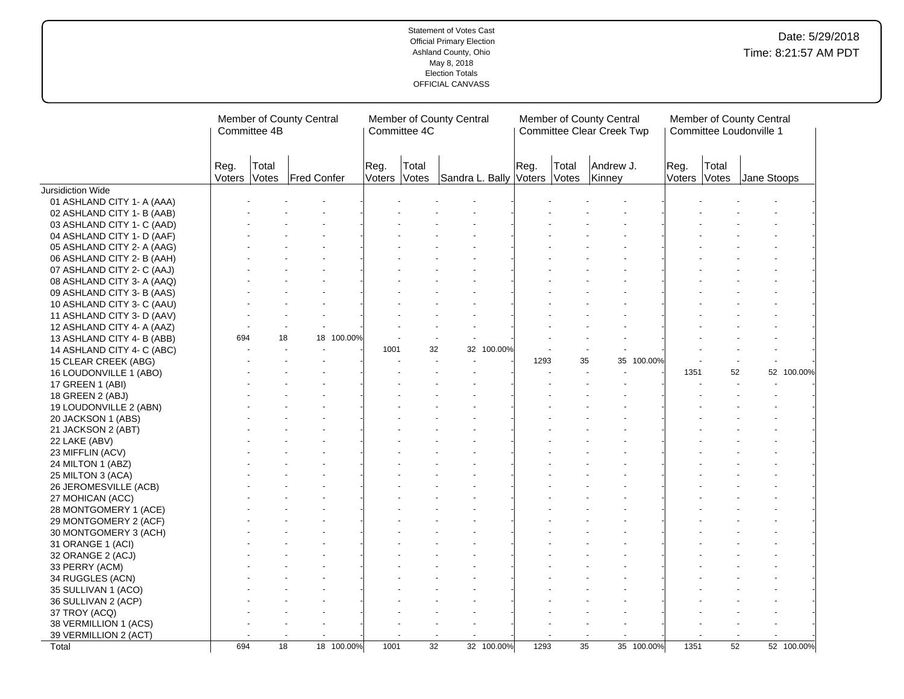Statement of Votes Cast
Official Primary Election
Ashland County, Ohio
May 8, 2018
Election Totals
OFFICIAL CANVASS

Date: 5/29/2018
Time: 8:21:57 AM PDT

| | Member of County Central Committee 4B | | | | Member of County Central Committee 4C | | | | Member of County Central Committee Clear Creek Twp | | | | Member of County Central Committee Loudonville 1 | | | |
|---|---|---|---|---|---|---|---|---|---|---|---|---|---|---|---|---|
| | Reg. Voters | Total Votes | Fred Confer | | Reg. Voters | Total Votes | Sandra L. Bally | | Reg. Voters | Total Votes | Andrew J. Kinney | | Reg. Voters | Total Votes | Jane Stoops | |
| Jursidiction Wide | | | | | | | | | | | | | | | | |
| 01 ASHLAND CITY 1- A (AAA) | - | - | - | - | - | - | - | - | - | - | - | - | - | - | - | - |
| 02 ASHLAND CITY 1- B (AAB) | - | - | - | - | - | - | - | - | - | - | - | - | - | - | - | - |
| 03 ASHLAND CITY 1- C (AAD) | - | - | - | - | - | - | - | - | - | - | - | - | - | - | - | - |
| 04 ASHLAND CITY 1- D (AAF) | - | - | - | - | - | - | - | - | - | - | - | - | - | - | - | - |
| 05 ASHLAND CITY 2- A (AAG) | - | - | - | - | - | - | - | - | - | - | - | - | - | - | - | - |
| 06 ASHLAND CITY 2- B (AAH) | - | - | - | - | - | - | - | - | - | - | - | - | - | - | - | - |
| 07 ASHLAND CITY 2- C (AAJ) | - | - | - | - | - | - | - | - | - | - | - | - | - | - | - | - |
| 08 ASHLAND CITY 3- A (AAQ) | - | - | - | - | - | - | - | - | - | - | - | - | - | - | - | - |
| 09 ASHLAND CITY 3- B (AAS) | - | - | - | - | - | - | - | - | - | - | - | - | - | - | - | - |
| 10 ASHLAND CITY 3- C (AAU) | - | - | - | - | - | - | - | - | - | - | - | - | - | - | - | - |
| 11 ASHLAND CITY 3- D (AAV) | - | - | - | - | - | - | - | - | - | - | - | - | - | - | - | - |
| 12 ASHLAND CITY 4- A (AAZ) | - | - | - | - | - | - | - | - | - | - | - | - | - | - | - | - |
| 13 ASHLAND CITY 4- B (ABB) | 694 | 18 | 18 | 100.00% | - | - | - | - | - | - | - | - | - | - | - | - |
| 14 ASHLAND CITY 4- C (ABC) | - | - | - | - | 1001 | 32 | 32 | 100.00% | - | - | - | - | - | - | - | - |
| 15 CLEAR CREEK (ABG) | - | - | - | - | - | - | - | - | 1293 | 35 | 35 | 100.00% | - | - | - | - |
| 16 LOUDONVILLE 1 (ABO) | - | - | - | - | - | - | - | - | - | - | - | - | 1351 | 52 | 52 | 100.00% |
| 17 GREEN 1 (ABI) | - | - | - | - | - | - | - | - | - | - | - | - | - | - | - | - |
| 18 GREEN 2 (ABJ) | - | - | - | - | - | - | - | - | - | - | - | - | - | - | - | - |
| 19 LOUDONVILLE 2 (ABN) | - | - | - | - | - | - | - | - | - | - | - | - | - | - | - | - |
| 20 JACKSON 1 (ABS) | - | - | - | - | - | - | - | - | - | - | - | - | - | - | - | - |
| 21 JACKSON 2 (ABT) | - | - | - | - | - | - | - | - | - | - | - | - | - | - | - | - |
| 22 LAKE (ABV) | - | - | - | - | - | - | - | - | - | - | - | - | - | - | - | - |
| 23 MIFFLIN (ACV) | - | - | - | - | - | - | - | - | - | - | - | - | - | - | - | - |
| 24 MILTON 1 (ABZ) | - | - | - | - | - | - | - | - | - | - | - | - | - | - | - | - |
| 25 MILTON 3 (ACA) | - | - | - | - | - | - | - | - | - | - | - | - | - | - | - | - |
| 26 JEROMESVILLE (ACB) | - | - | - | - | - | - | - | - | - | - | - | - | - | - | - | - |
| 27 MOHICAN (ACC) | - | - | - | - | - | - | - | - | - | - | - | - | - | - | - | - |
| 28 MONTGOMERY 1 (ACE) | - | - | - | - | - | - | - | - | - | - | - | - | - | - | - | - |
| 29 MONTGOMERY 2 (ACF) | - | - | - | - | - | - | - | - | - | - | - | - | - | - | - | - |
| 30 MONTGOMERY 3 (ACH) | - | - | - | - | - | - | - | - | - | - | - | - | - | - | - | - |
| 31 ORANGE 1 (ACI) | - | - | - | - | - | - | - | - | - | - | - | - | - | - | - | - |
| 32 ORANGE 2 (ACJ) | - | - | - | - | - | - | - | - | - | - | - | - | - | - | - | - |
| 33 PERRY (ACM) | - | - | - | - | - | - | - | - | - | - | - | - | - | - | - | - |
| 34 RUGGLES (ACN) | - | - | - | - | - | - | - | - | - | - | - | - | - | - | - | - |
| 35 SULLIVAN 1 (ACO) | - | - | - | - | - | - | - | - | - | - | - | - | - | - | - | - |
| 36 SULLIVAN 2 (ACP) | - | - | - | - | - | - | - | - | - | - | - | - | - | - | - | - |
| 37 TROY (ACQ) | - | - | - | - | - | - | - | - | - | - | - | - | - | - | - | - |
| 38 VERMILLION 1 (ACS) | - | - | - | - | - | - | - | - | - | - | - | - | - | - | - | - |
| 39 VERMILLION 2 (ACT) | - | - | - | - | - | - | - | - | - | - | - | - | - | - | - | - |
| Total | 694 | 18 | 18 | 100.00% | 1001 | 32 | 32 | 100.00% | 1293 | 35 | 35 | 100.00% | 1351 | 52 | 52 | 100.00% |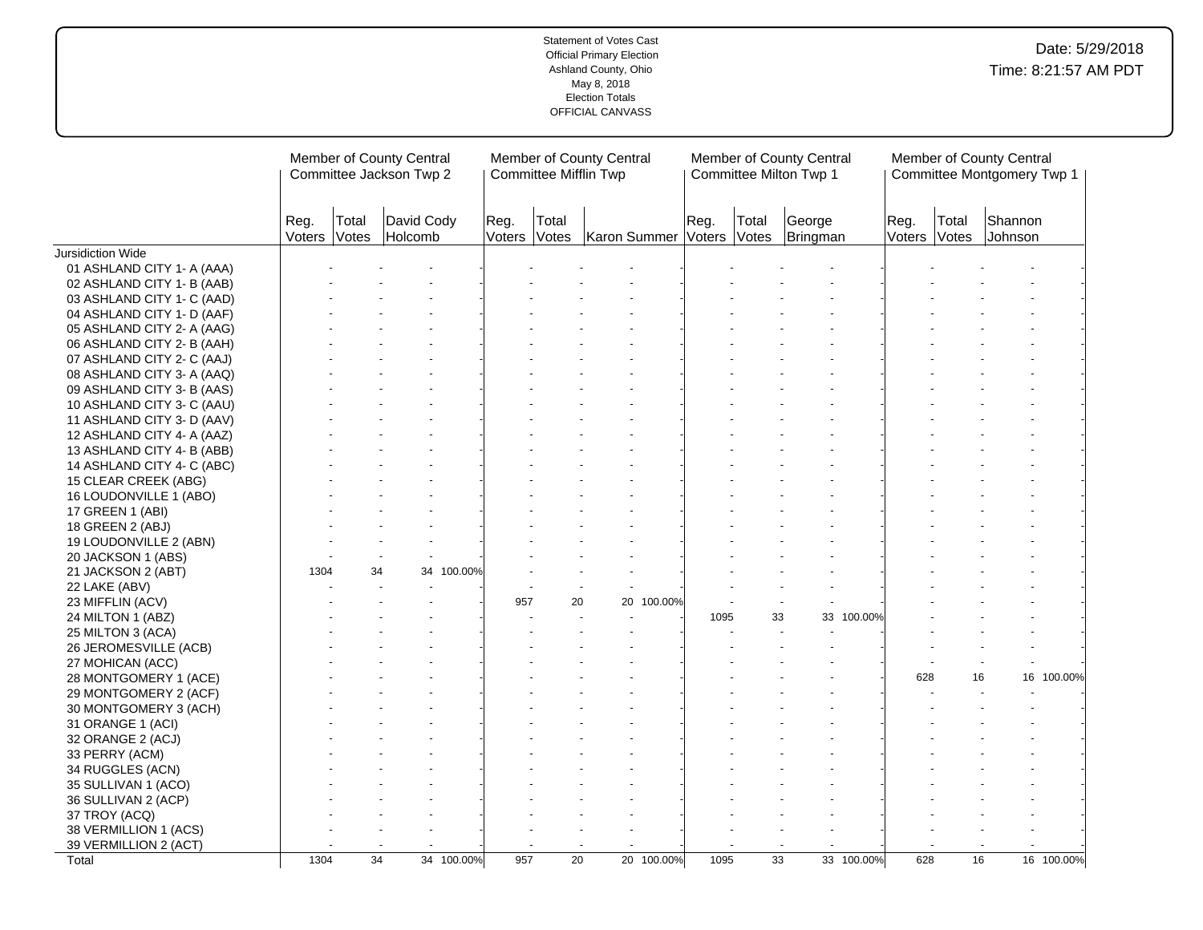Statement of Votes Cast
Official Primary Election
Ashland County, Ohio
May 8, 2018
Election Totals
OFFICIAL CANVASS

Date: 5/29/2018
Time: 8:21:57 AM PDT

| | Member of County Central Committee Jackson Twp 2 | | | | Member of County Central Committee Mifflin Twp | | | | Member of County Central Committee Milton Twp 1 | | | | Member of County Central Committee Montgomery Twp 1 | | | |
|---|---|---|---|---|---|---|---|---|---|---|---|---|---|---|---|---|
| | Reg. Voters | Total Votes | David Cody Holcomb | | Reg. Voters | Total Votes | Karon Summer | | Reg. Voters | Total Votes | George Bringman | | Reg. Voters | Total Votes | Shannon Johnson | |
| Jursidiction Wide | | | | | | | | | | | | | | | | |
| 01 ASHLAND CITY 1- A (AAA) | - | - | - | - | - | - | - | - | - | - | - | - | - | - | - | - |
| 02 ASHLAND CITY 1- B (AAB) | - | - | - | - | - | - | - | - | - | - | - | - | - | - | - | - |
| 03 ASHLAND CITY 1- C (AAD) | - | - | - | - | - | - | - | - | - | - | - | - | - | - | - | - |
| 04 ASHLAND CITY 1- D (AAF) | - | - | - | - | - | - | - | - | - | - | - | - | - | - | - | - |
| 05 ASHLAND CITY 2- A (AAG) | - | - | - | - | - | - | - | - | - | - | - | - | - | - | - | - |
| 06 ASHLAND CITY 2- B (AAH) | - | - | - | - | - | - | - | - | - | - | - | - | - | - | - | - |
| 07 ASHLAND CITY 2- C (AAJ) | - | - | - | - | - | - | - | - | - | - | - | - | - | - | - | - |
| 08 ASHLAND CITY 3- A (AAQ) | - | - | - | - | - | - | - | - | - | - | - | - | - | - | - | - |
| 09 ASHLAND CITY 3- B (AAS) | - | - | - | - | - | - | - | - | - | - | - | - | - | - | - | - |
| 10 ASHLAND CITY 3- C (AAU) | - | - | - | - | - | - | - | - | - | - | - | - | - | - | - | - |
| 11 ASHLAND CITY 3- D (AAV) | - | - | - | - | - | - | - | - | - | - | - | - | - | - | - | - |
| 12 ASHLAND CITY 4- A (AAZ) | - | - | - | - | - | - | - | - | - | - | - | - | - | - | - | - |
| 13 ASHLAND CITY 4- B (ABB) | - | - | - | - | - | - | - | - | - | - | - | - | - | - | - | - |
| 14 ASHLAND CITY 4- C (ABC) | - | - | - | - | - | - | - | - | - | - | - | - | - | - | - | - |
| 15 CLEAR CREEK (ABG) | - | - | - | - | - | - | - | - | - | - | - | - | - | - | - | - |
| 16 LOUDONVILLE 1 (ABO) | - | - | - | - | - | - | - | - | - | - | - | - | - | - | - | - |
| 17 GREEN 1 (ABI) | - | - | - | - | - | - | - | - | - | - | - | - | - | - | - | - |
| 18 GREEN 2 (ABJ) | - | - | - | - | - | - | - | - | - | - | - | - | - | - | - | - |
| 19 LOUDONVILLE 2 (ABN) | - | - | - | - | - | - | - | - | - | - | - | - | - | - | - | - |
| 20 JACKSON 1 (ABS) | - | - | - | - | - | - | - | - | - | - | - | - | - | - | - | - |
| 21 JACKSON 2 (ABT) | 1304 | 34 | 34 | 100.00% | - | - | - | - | - | - | - | - | - | - | - | - |
| 22 LAKE (ABV) | - | - | - | - | - | - | - | - | - | - | - | - | - | - | - | - |
| 23 MIFFLIN (ACV) | - | - | - | - | 957 | 20 | 20 | 100.00% | - | - | - | - | - | - | - | - |
| 24 MILTON 1 (ABZ) | - | - | - | - | - | - | - | - | 1095 | 33 | 33 | 100.00% | - | - | - | - |
| 25 MILTON 3 (ACA) | - | - | - | - | - | - | - | - | - | - | - | - | - | - | - | - |
| 26 JEROMESVILLE (ACB) | - | - | - | - | - | - | - | - | - | - | - | - | - | - | - | - |
| 27 MOHICAN (ACC) | - | - | - | - | - | - | - | - | - | - | - | - | - | - | - | - |
| 28 MONTGOMERY 1 (ACE) | - | - | - | - | - | - | - | - | - | - | - | - | 628 | 16 | 16 | 100.00% |
| 29 MONTGOMERY 2 (ACF) | - | - | - | - | - | - | - | - | - | - | - | - | - | - | - | - |
| 30 MONTGOMERY 3 (ACH) | - | - | - | - | - | - | - | - | - | - | - | - | - | - | - | - |
| 31 ORANGE 1 (ACI) | - | - | - | - | - | - | - | - | - | - | - | - | - | - | - | - |
| 32 ORANGE 2 (ACJ) | - | - | - | - | - | - | - | - | - | - | - | - | - | - | - | - |
| 33 PERRY (ACM) | - | - | - | - | - | - | - | - | - | - | - | - | - | - | - | - |
| 34 RUGGLES (ACN) | - | - | - | - | - | - | - | - | - | - | - | - | - | - | - | - |
| 35 SULLIVAN 1 (ACO) | - | - | - | - | - | - | - | - | - | - | - | - | - | - | - | - |
| 36 SULLIVAN 2 (ACP) | - | - | - | - | - | - | - | - | - | - | - | - | - | - | - | - |
| 37 TROY (ACQ) | - | - | - | - | - | - | - | - | - | - | - | - | - | - | - | - |
| 38 VERMILLION 1 (ACS) | - | - | - | - | - | - | - | - | - | - | - | - | - | - | - | - |
| 39 VERMILLION 2 (ACT) | - | - | - | - | - | - | - | - | - | - | - | - | - | - | - | - |
| Total | 1304 | 34 | 34 | 100.00% | 957 | 20 | 20 | 100.00% | 1095 | 33 | 33 | 100.00% | 628 | 16 | 16 | 100.00% |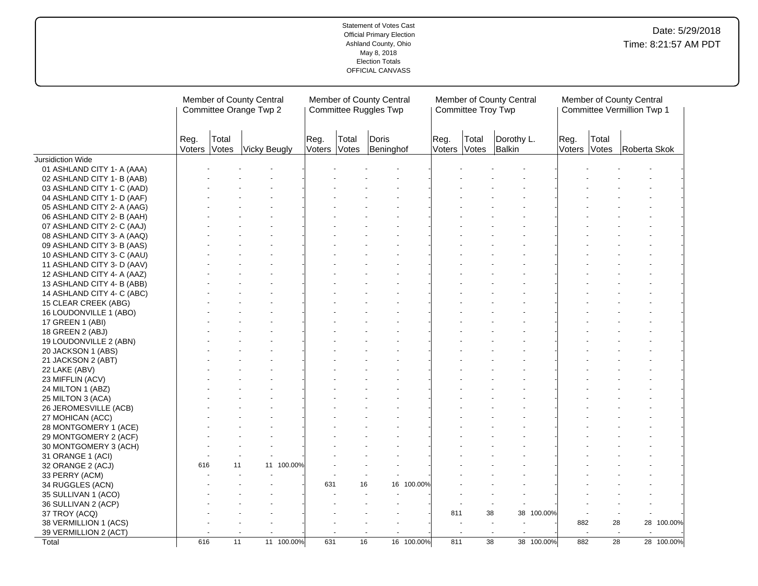Statement of Votes Cast
Official Primary Election
Ashland County, Ohio
May 8, 2018
Election Totals
OFFICIAL CANVASS

Date: 5/29/2018
Time: 8:21:57 AM PDT

| | Member of County Central Committee Orange Twp 2 | | | | Member of County Central Committee Ruggles Twp | | | | Member of County Central Committee Troy Twp | | | | Member of County Central Committee Vermillion Twp 1 | | | |
|---|---|---|---|---|---|---|---|---|---|---|---|---|---|---|---|---|
| | Reg. Voters | Total Votes | Vicky Beugly | | Reg. Voters | Total Votes | Doris Beninghof | | Reg. Voters | Total Votes | Dorothy L. Balkin | | Reg. Voters | Total Votes | Roberta Skok | |
| Jursidiction Wide | | | | | | | | | | | | | | | | |
| 01 ASHLAND CITY 1- A (AAA) | - | - | - | - | - | - | - | - | - | - | - | - | - | - | - | - |
| 02 ASHLAND CITY 1- B (AAB) | - | - | - | - | - | - | - | - | - | - | - | - | - | - | - | - |
| 03 ASHLAND CITY 1- C (AAD) | - | - | - | - | - | - | - | - | - | - | - | - | - | - | - | - |
| 04 ASHLAND CITY 1- D (AAF) | - | - | - | - | - | - | - | - | - | - | - | - | - | - | - | - |
| 05 ASHLAND CITY 2- A (AAG) | - | - | - | - | - | - | - | - | - | - | - | - | - | - | - | - |
| 06 ASHLAND CITY 2- B (AAH) | - | - | - | - | - | - | - | - | - | - | - | - | - | - | - | - |
| 07 ASHLAND CITY 2- C (AAJ) | - | - | - | - | - | - | - | - | - | - | - | - | - | - | - | - |
| 08 ASHLAND CITY 3- A (AAQ) | - | - | - | - | - | - | - | - | - | - | - | - | - | - | - | - |
| 09 ASHLAND CITY 3- B (AAS) | - | - | - | - | - | - | - | - | - | - | - | - | - | - | - | - |
| 10 ASHLAND CITY 3- C (AAU) | - | - | - | - | - | - | - | - | - | - | - | - | - | - | - | - |
| 11 ASHLAND CITY 3- D (AAV) | - | - | - | - | - | - | - | - | - | - | - | - | - | - | - | - |
| 12 ASHLAND CITY 4- A (AAZ) | - | - | - | - | - | - | - | - | - | - | - | - | - | - | - | - |
| 13 ASHLAND CITY 4- B (ABB) | - | - | - | - | - | - | - | - | - | - | - | - | - | - | - | - |
| 14 ASHLAND CITY 4- C (ABC) | - | - | - | - | - | - | - | - | - | - | - | - | - | - | - | - |
| 15 CLEAR CREEK (ABG) | - | - | - | - | - | - | - | - | - | - | - | - | - | - | - | - |
| 16 LOUDONVILLE 1 (ABO) | - | - | - | - | - | - | - | - | - | - | - | - | - | - | - | - |
| 17 GREEN 1 (ABI) | - | - | - | - | - | - | - | - | - | - | - | - | - | - | - | - |
| 18 GREEN 2 (ABJ) | - | - | - | - | - | - | - | - | - | - | - | - | - | - | - | - |
| 19 LOUDONVILLE 2 (ABN) | - | - | - | - | - | - | - | - | - | - | - | - | - | - | - | - |
| 20 JACKSON 1 (ABS) | - | - | - | - | - | - | - | - | - | - | - | - | - | - | - | - |
| 21 JACKSON 2 (ABT) | - | - | - | - | - | - | - | - | - | - | - | - | - | - | - | - |
| 22 LAKE (ABV) | - | - | - | - | - | - | - | - | - | - | - | - | - | - | - | - |
| 23 MIFFLIN (ACV) | - | - | - | - | - | - | - | - | - | - | - | - | - | - | - | - |
| 24 MILTON 1 (ABZ) | - | - | - | - | - | - | - | - | - | - | - | - | - | - | - | - |
| 25 MILTON 3 (ACA) | - | - | - | - | - | - | - | - | - | - | - | - | - | - | - | - |
| 26 JEROMESVILLE (ACB) | - | - | - | - | - | - | - | - | - | - | - | - | - | - | - | - |
| 27 MOHICAN (ACC) | - | - | - | - | - | - | - | - | - | - | - | - | - | - | - | - |
| 28 MONTGOMERY 1 (ACE) | - | - | - | - | - | - | - | - | - | - | - | - | - | - | - | - |
| 29 MONTGOMERY 2 (ACF) | - | - | - | - | - | - | - | - | - | - | - | - | - | - | - | - |
| 30 MONTGOMERY 3 (ACH) | - | - | - | - | - | - | - | - | - | - | - | - | - | - | - | - |
| 31 ORANGE 1 (ACI) | - | - | - | - | - | - | - | - | - | - | - | - | - | - | - | - |
| 32 ORANGE 2 (ACJ) | 616 | 11 | 11 | 100.00% | - | - | - | - | - | - | - | - | - | - | - | - |
| 33 PERRY (ACM) | - | - | - | - | - | - | - | - | - | - | - | - | - | - | - | - |
| 34 RUGGLES (ACN) | - | - | - | - | 631 | 16 | 16 | 100.00% | - | - | - | - | - | - | - | - |
| 35 SULLIVAN 1 (ACO) | - | - | - | - | - | - | - | - | - | - | - | - | - | - | - | - |
| 36 SULLIVAN 2 (ACP) | - | - | - | - | - | - | - | - | - | - | - | - | - | - | - | - |
| 37 TROY (ACQ) | - | - | - | - | - | - | - | - | 811 | 38 | 38 | 100.00% | - | - | - | - |
| 38 VERMILLION 1 (ACS) | - | - | - | - | - | - | - | - | - | - | - | - | 882 | 28 | 28 | 100.00% |
| 39 VERMILLION 2 (ACT) | - | - | - | - | - | - | - | - | - | - | - | - | - | - | - | - |
| Total | 616 | 11 | 11 | 100.00% | 631 | 16 | 16 | 100.00% | 811 | 38 | 38 | 100.00% | 882 | 28 | 28 | 100.00% |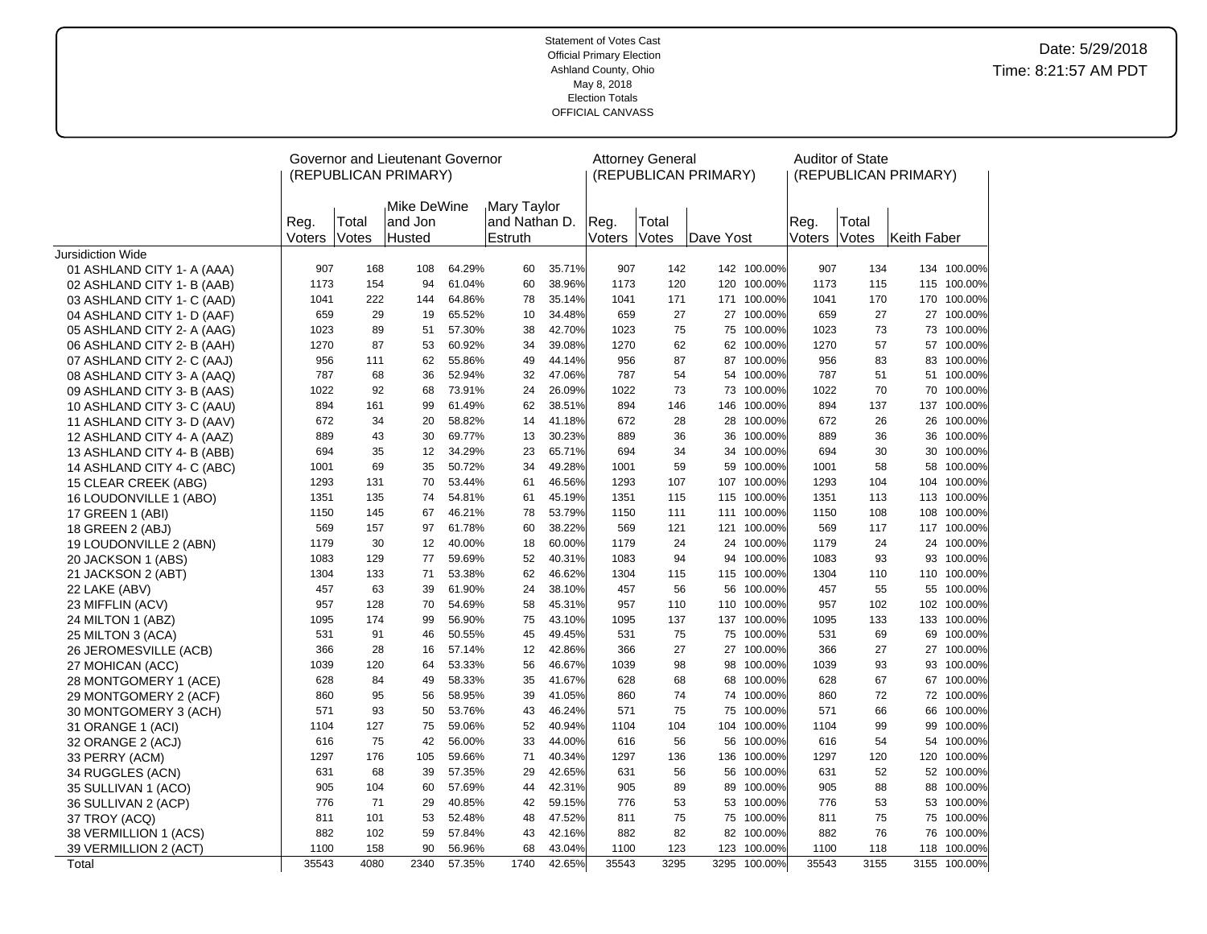Statement of Votes Cast
Official Primary Election
Ashland County, Ohio
May 8, 2018
Election Totals
OFFICIAL CANVASS

Date: 5/29/2018
Time: 8:21:57 AM PDT

| | Governor and Lieutenant Governor (REPUBLICAN PRIMARY) | | | | | | Attorney General (REPUBLICAN PRIMARY) | | | | Auditor of State (REPUBLICAN PRIMARY) | | | |
|---|---|---|---|---|---|---|---|---|---|---|---|---|---|---|
| | Reg. Voters | Total Votes | Mike DeWine and Jon Husted | | Mary Taylor and Nathan D. Estruth | | Reg. Voters | Total Votes | Dave Yost | | Reg. Voters | Total Votes | Keith Faber | |
| Jursidiction Wide | | | | | | | | | | | | | | |
| 01 ASHLAND CITY 1- A (AAA) | 907 | 168 | 108 | 64.29% | 60 | 35.71% | 907 | 142 | 142 | 100.00% | 907 | 134 | 134 | 100.00% |
| 02 ASHLAND CITY 1- B (AAB) | 1173 | 154 | 94 | 61.04% | 60 | 38.96% | 1173 | 120 | 120 | 100.00% | 1173 | 115 | 115 | 100.00% |
| 03 ASHLAND CITY 1- C (AAD) | 1041 | 222 | 144 | 64.86% | 78 | 35.14% | 1041 | 171 | 171 | 100.00% | 1041 | 170 | 170 | 100.00% |
| 04 ASHLAND CITY 1- D (AAF) | 659 | 29 | 19 | 65.52% | 10 | 34.48% | 659 | 27 | 27 | 100.00% | 659 | 27 | 27 | 100.00% |
| 05 ASHLAND CITY 2- A (AAG) | 1023 | 89 | 51 | 57.30% | 38 | 42.70% | 1023 | 75 | 75 | 100.00% | 1023 | 73 | 73 | 100.00% |
| 06 ASHLAND CITY 2- B (AAH) | 1270 | 87 | 53 | 60.92% | 34 | 39.08% | 1270 | 62 | 62 | 100.00% | 1270 | 57 | 57 | 100.00% |
| 07 ASHLAND CITY 2- C (AAJ) | 956 | 111 | 62 | 55.86% | 49 | 44.14% | 956 | 87 | 87 | 100.00% | 956 | 83 | 83 | 100.00% |
| 08 ASHLAND CITY 3- A (AAQ) | 787 | 68 | 36 | 52.94% | 32 | 47.06% | 787 | 54 | 54 | 100.00% | 787 | 51 | 51 | 100.00% |
| 09 ASHLAND CITY 3- B (AAS) | 1022 | 92 | 68 | 73.91% | 24 | 26.09% | 1022 | 73 | 73 | 100.00% | 1022 | 70 | 70 | 100.00% |
| 10 ASHLAND CITY 3- C (AAU) | 894 | 161 | 99 | 61.49% | 62 | 38.51% | 894 | 146 | 146 | 100.00% | 894 | 137 | 137 | 100.00% |
| 11 ASHLAND CITY 3- D (AAV) | 672 | 34 | 20 | 58.82% | 14 | 41.18% | 672 | 28 | 28 | 100.00% | 672 | 26 | 26 | 100.00% |
| 12 ASHLAND CITY 4- A (AAZ) | 889 | 43 | 30 | 69.77% | 13 | 30.23% | 889 | 36 | 36 | 100.00% | 889 | 36 | 36 | 100.00% |
| 13 ASHLAND CITY 4- B (ABB) | 694 | 35 | 12 | 34.29% | 23 | 65.71% | 694 | 34 | 34 | 100.00% | 694 | 30 | 30 | 100.00% |
| 14 ASHLAND CITY 4- C (ABC) | 1001 | 69 | 35 | 50.72% | 34 | 49.28% | 1001 | 59 | 59 | 100.00% | 1001 | 58 | 58 | 100.00% |
| 15 CLEAR CREEK (ABG) | 1293 | 131 | 70 | 53.44% | 61 | 46.56% | 1293 | 107 | 107 | 100.00% | 1293 | 104 | 104 | 100.00% |
| 16 LOUDONVILLE 1 (ABO) | 1351 | 135 | 74 | 54.81% | 61 | 45.19% | 1351 | 115 | 115 | 100.00% | 1351 | 113 | 113 | 100.00% |
| 17 GREEN 1 (ABI) | 1150 | 145 | 67 | 46.21% | 78 | 53.79% | 1150 | 111 | 111 | 100.00% | 1150 | 108 | 108 | 100.00% |
| 18 GREEN 2 (ABJ) | 569 | 157 | 97 | 61.78% | 60 | 38.22% | 569 | 121 | 121 | 100.00% | 569 | 117 | 117 | 100.00% |
| 19 LOUDONVILLE 2 (ABN) | 1179 | 30 | 12 | 40.00% | 18 | 60.00% | 1179 | 24 | 24 | 100.00% | 1179 | 24 | 24 | 100.00% |
| 20 JACKSON 1 (ABS) | 1083 | 129 | 77 | 59.69% | 52 | 40.31% | 1083 | 94 | 94 | 100.00% | 1083 | 93 | 93 | 100.00% |
| 21 JACKSON 2 (ABT) | 1304 | 133 | 71 | 53.38% | 62 | 46.62% | 1304 | 115 | 115 | 100.00% | 1304 | 110 | 110 | 100.00% |
| 22 LAKE (ABV) | 457 | 63 | 39 | 61.90% | 24 | 38.10% | 457 | 56 | 56 | 100.00% | 457 | 55 | 55 | 100.00% |
| 23 MIFFLIN (ACV) | 957 | 128 | 70 | 54.69% | 58 | 45.31% | 957 | 110 | 110 | 100.00% | 957 | 102 | 102 | 100.00% |
| 24 MILTON 1 (ABZ) | 1095 | 174 | 99 | 56.90% | 75 | 43.10% | 1095 | 137 | 137 | 100.00% | 1095 | 133 | 133 | 100.00% |
| 25 MILTON 3 (ACA) | 531 | 91 | 46 | 50.55% | 45 | 49.45% | 531 | 75 | 75 | 100.00% | 531 | 69 | 69 | 100.00% |
| 26 JEROMESVILLE (ACB) | 366 | 28 | 16 | 57.14% | 12 | 42.86% | 366 | 27 | 27 | 100.00% | 366 | 27 | 27 | 100.00% |
| 27 MOHICAN (ACC) | 1039 | 120 | 64 | 53.33% | 56 | 46.67% | 1039 | 98 | 98 | 100.00% | 1039 | 93 | 93 | 100.00% |
| 28 MONTGOMERY 1 (ACE) | 628 | 84 | 49 | 58.33% | 35 | 41.67% | 628 | 68 | 68 | 100.00% | 628 | 67 | 67 | 100.00% |
| 29 MONTGOMERY 2 (ACF) | 860 | 95 | 56 | 58.95% | 39 | 41.05% | 860 | 74 | 74 | 100.00% | 860 | 72 | 72 | 100.00% |
| 30 MONTGOMERY 3 (ACH) | 571 | 93 | 50 | 53.76% | 43 | 46.24% | 571 | 75 | 75 | 100.00% | 571 | 66 | 66 | 100.00% |
| 31 ORANGE 1 (ACI) | 1104 | 127 | 75 | 59.06% | 52 | 40.94% | 1104 | 104 | 104 | 100.00% | 1104 | 99 | 99 | 100.00% |
| 32 ORANGE 2 (ACJ) | 616 | 75 | 42 | 56.00% | 33 | 44.00% | 616 | 56 | 56 | 100.00% | 616 | 54 | 54 | 100.00% |
| 33 PERRY (ACM) | 1297 | 176 | 105 | 59.66% | 71 | 40.34% | 1297 | 136 | 136 | 100.00% | 1297 | 120 | 120 | 100.00% |
| 34 RUGGLES (ACN) | 631 | 68 | 39 | 57.35% | 29 | 42.65% | 631 | 56 | 56 | 100.00% | 631 | 52 | 52 | 100.00% |
| 35 SULLIVAN 1 (ACO) | 905 | 104 | 60 | 57.69% | 44 | 42.31% | 905 | 89 | 89 | 100.00% | 905 | 88 | 88 | 100.00% |
| 36 SULLIVAN 2 (ACP) | 776 | 71 | 29 | 40.85% | 42 | 59.15% | 776 | 53 | 53 | 100.00% | 776 | 53 | 53 | 100.00% |
| 37 TROY (ACQ) | 811 | 101 | 53 | 52.48% | 48 | 47.52% | 811 | 75 | 75 | 100.00% | 811 | 75 | 75 | 100.00% |
| 38 VERMILLION 1 (ACS) | 882 | 102 | 59 | 57.84% | 43 | 42.16% | 882 | 82 | 82 | 100.00% | 882 | 76 | 76 | 100.00% |
| 39 VERMILLION 2 (ACT) | 1100 | 158 | 90 | 56.96% | 68 | 43.04% | 1100 | 123 | 123 | 100.00% | 1100 | 118 | 118 | 100.00% |
| Total | 35543 | 4080 | 2340 | 57.35% | 1740 | 42.65% | 35543 | 3295 | 3295 | 100.00% | 35543 | 3155 | 3155 | 100.00% |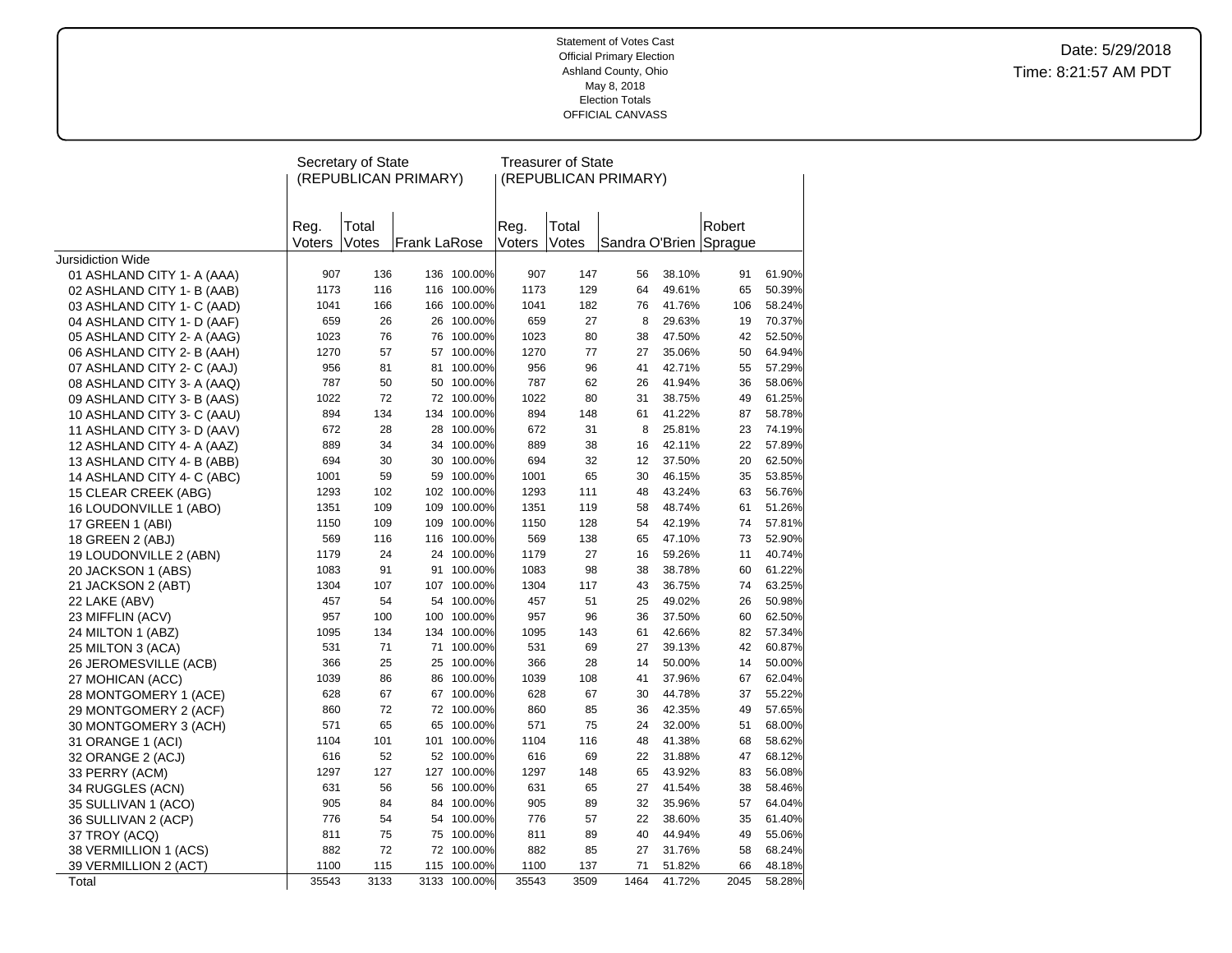Statement of Votes Cast
Official Primary Election
Ashland County, Ohio
May 8, 2018
Election Totals
OFFICIAL CANVASS

Date: 5/29/2018
Time: 8:21:57 AM PDT

| | Secretary of State (REPUBLICAN PRIMARY) | | | | Treasurer of State (REPUBLICAN PRIMARY) | | | | | |
|---|---|---|---|---|---|---|---|---|---|---|
| | Reg. Voters | Total Votes | Frank LaRose | | Reg. Voters | Total Votes | Sandra O'Brien | | Robert Sprague | |
| Jursidiction Wide | | | | | | | | | | |
| 01 ASHLAND CITY 1- A (AAA) | 907 | 136 | 136 | 100.00% | 907 | 147 | 56 | 38.10% | 91 | 61.90% |
| 02 ASHLAND CITY 1- B (AAB) | 1173 | 116 | 116 | 100.00% | 1173 | 129 | 64 | 49.61% | 65 | 50.39% |
| 03 ASHLAND CITY 1- C (AAD) | 1041 | 166 | 166 | 100.00% | 1041 | 182 | 76 | 41.76% | 106 | 58.24% |
| 04 ASHLAND CITY 1- D (AAF) | 659 | 26 | 26 | 100.00% | 659 | 27 | 8 | 29.63% | 19 | 70.37% |
| 05 ASHLAND CITY 2- A (AAG) | 1023 | 76 | 76 | 100.00% | 1023 | 80 | 38 | 47.50% | 42 | 52.50% |
| 06 ASHLAND CITY 2- B (AAH) | 1270 | 57 | 57 | 100.00% | 1270 | 77 | 27 | 35.06% | 50 | 64.94% |
| 07 ASHLAND CITY 2- C (AAJ) | 956 | 81 | 81 | 100.00% | 956 | 96 | 41 | 42.71% | 55 | 57.29% |
| 08 ASHLAND CITY 3- A (AAQ) | 787 | 50 | 50 | 100.00% | 787 | 62 | 26 | 41.94% | 36 | 58.06% |
| 09 ASHLAND CITY 3- B (AAS) | 1022 | 72 | 72 | 100.00% | 1022 | 80 | 31 | 38.75% | 49 | 61.25% |
| 10 ASHLAND CITY 3- C (AAU) | 894 | 134 | 134 | 100.00% | 894 | 148 | 61 | 41.22% | 87 | 58.78% |
| 11 ASHLAND CITY 3- D (AAV) | 672 | 28 | 28 | 100.00% | 672 | 31 | 8 | 25.81% | 23 | 74.19% |
| 12 ASHLAND CITY 4- A (AAZ) | 889 | 34 | 34 | 100.00% | 889 | 38 | 16 | 42.11% | 22 | 57.89% |
| 13 ASHLAND CITY 4- B (ABB) | 694 | 30 | 30 | 100.00% | 694 | 32 | 12 | 37.50% | 20 | 62.50% |
| 14 ASHLAND CITY 4- C (ABC) | 1001 | 59 | 59 | 100.00% | 1001 | 65 | 30 | 46.15% | 35 | 53.85% |
| 15 CLEAR CREEK (ABG) | 1293 | 102 | 102 | 100.00% | 1293 | 111 | 48 | 43.24% | 63 | 56.76% |
| 16 LOUDONVILLE 1 (ABO) | 1351 | 109 | 109 | 100.00% | 1351 | 119 | 58 | 48.74% | 61 | 51.26% |
| 17 GREEN 1 (ABI) | 1150 | 109 | 109 | 100.00% | 1150 | 128 | 54 | 42.19% | 74 | 57.81% |
| 18 GREEN 2 (ABJ) | 569 | 116 | 116 | 100.00% | 569 | 138 | 65 | 47.10% | 73 | 52.90% |
| 19 LOUDONVILLE 2 (ABN) | 1179 | 24 | 24 | 100.00% | 1179 | 27 | 16 | 59.26% | 11 | 40.74% |
| 20 JACKSON 1 (ABS) | 1083 | 91 | 91 | 100.00% | 1083 | 98 | 38 | 38.78% | 60 | 61.22% |
| 21 JACKSON 2 (ABT) | 1304 | 107 | 107 | 100.00% | 1304 | 117 | 43 | 36.75% | 74 | 63.25% |
| 22 LAKE (ABV) | 457 | 54 | 54 | 100.00% | 457 | 51 | 25 | 49.02% | 26 | 50.98% |
| 23 MIFFLIN (ACV) | 957 | 100 | 100 | 100.00% | 957 | 96 | 36 | 37.50% | 60 | 62.50% |
| 24 MILTON 1 (ABZ) | 1095 | 134 | 134 | 100.00% | 1095 | 143 | 61 | 42.66% | 82 | 57.34% |
| 25 MILTON 3 (ACA) | 531 | 71 | 71 | 100.00% | 531 | 69 | 27 | 39.13% | 42 | 60.87% |
| 26 JEROMESVILLE (ACB) | 366 | 25 | 25 | 100.00% | 366 | 28 | 14 | 50.00% | 14 | 50.00% |
| 27 MOHICAN (ACC) | 1039 | 86 | 86 | 100.00% | 1039 | 108 | 41 | 37.96% | 67 | 62.04% |
| 28 MONTGOMERY 1 (ACE) | 628 | 67 | 67 | 100.00% | 628 | 67 | 30 | 44.78% | 37 | 55.22% |
| 29 MONTGOMERY 2 (ACF) | 860 | 72 | 72 | 100.00% | 860 | 85 | 36 | 42.35% | 49 | 57.65% |
| 30 MONTGOMERY 3 (ACH) | 571 | 65 | 65 | 100.00% | 571 | 75 | 24 | 32.00% | 51 | 68.00% |
| 31 ORANGE 1 (ACI) | 1104 | 101 | 101 | 100.00% | 1104 | 116 | 48 | 41.38% | 68 | 58.62% |
| 32 ORANGE 2 (ACJ) | 616 | 52 | 52 | 100.00% | 616 | 69 | 22 | 31.88% | 47 | 68.12% |
| 33 PERRY (ACM) | 1297 | 127 | 127 | 100.00% | 1297 | 148 | 65 | 43.92% | 83 | 56.08% |
| 34 RUGGLES (ACN) | 631 | 56 | 56 | 100.00% | 631 | 65 | 27 | 41.54% | 38 | 58.46% |
| 35 SULLIVAN 1 (ACO) | 905 | 84 | 84 | 100.00% | 905 | 89 | 32 | 35.96% | 57 | 64.04% |
| 36 SULLIVAN 2 (ACP) | 776 | 54 | 54 | 100.00% | 776 | 57 | 22 | 38.60% | 35 | 61.40% |
| 37 TROY (ACQ) | 811 | 75 | 75 | 100.00% | 811 | 89 | 40 | 44.94% | 49 | 55.06% |
| 38 VERMILLION 1 (ACS) | 882 | 72 | 72 | 100.00% | 882 | 85 | 27 | 31.76% | 58 | 68.24% |
| 39 VERMILLION 2 (ACT) | 1100 | 115 | 115 | 100.00% | 1100 | 137 | 71 | 51.82% | 66 | 48.18% |
| Total | 35543 | 3133 | 3133 | 100.00% | 35543 | 3509 | 1464 | 41.72% | 2045 | 58.28% |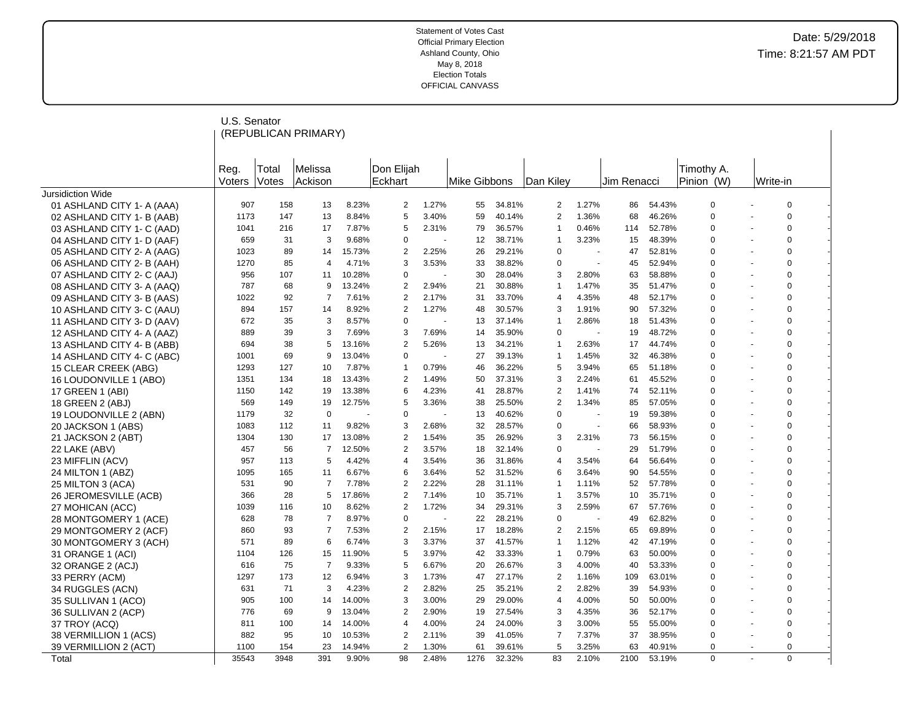Statement of Votes Cast
Official Primary Election
Ashland County, Ohio
May 8, 2018
Election Totals
OFFICIAL CANVASS

Date: 5/29/2018
Time: 8:21:57 AM PDT

## U.S. Senator (REPUBLICAN PRIMARY)

| | Reg. Voters | Total Votes | Melissa Ackison | | Don Elijah Eckhart | | Mike Gibbons | | Dan Kiley | | Jim Renacci | | Timothy A. Pinion (W) | | Write-in | |
|---|---|---|---|---|---|---|---|---|---|---|---|---|---|---|---|---|
| Jursidiction Wide | | | | | | | | | | | | | | | | |
| 01 ASHLAND CITY 1- A (AAA) | 907 | 158 | 13 | 8.23% | 2 | 1.27% | 55 | 34.81% | 2 | 1.27% | 86 | 54.43% | 0 | - | 0 | - |
| 02 ASHLAND CITY 1- B (AAB) | 1173 | 147 | 13 | 8.84% | 5 | 3.40% | 59 | 40.14% | 2 | 1.36% | 68 | 46.26% | 0 | - | 0 | - |
| 03 ASHLAND CITY 1- C (AAD) | 1041 | 216 | 17 | 7.87% | 5 | 2.31% | 79 | 36.57% | 1 | 0.46% | 114 | 52.78% | 0 | - | 0 | - |
| 04 ASHLAND CITY 1- D (AAF) | 659 | 31 | 3 | 9.68% | 0 | - | 12 | 38.71% | 1 | 3.23% | 15 | 48.39% | 0 | - | 0 | - |
| 05 ASHLAND CITY 2- A (AAG) | 1023 | 89 | 14 | 15.73% | 2 | 2.25% | 26 | 29.21% | 0 | - | 47 | 52.81% | 0 | - | 0 | - |
| 06 ASHLAND CITY 2- B (AAH) | 1270 | 85 | 4 | 4.71% | 3 | 3.53% | 33 | 38.82% | 0 | - | 45 | 52.94% | 0 | - | 0 | - |
| 07 ASHLAND CITY 2- C (AAJ) | 956 | 107 | 11 | 10.28% | 0 | - | 30 | 28.04% | 3 | 2.80% | 63 | 58.88% | 0 | - | 0 | - |
| 08 ASHLAND CITY 3- A (AAQ) | 787 | 68 | 9 | 13.24% | 2 | 2.94% | 21 | 30.88% | 1 | 1.47% | 35 | 51.47% | 0 | - | 0 | - |
| 09 ASHLAND CITY 3- B (AAS) | 1022 | 92 | 7 | 7.61% | 2 | 2.17% | 31 | 33.70% | 4 | 4.35% | 48 | 52.17% | 0 | - | 0 | - |
| 10 ASHLAND CITY 3- C (AAU) | 894 | 157 | 14 | 8.92% | 2 | 1.27% | 48 | 30.57% | 3 | 1.91% | 90 | 57.32% | 0 | - | 0 | - |
| 11 ASHLAND CITY 3- D (AAV) | 672 | 35 | 3 | 8.57% | 0 | - | 13 | 37.14% | 1 | 2.86% | 18 | 51.43% | 0 | - | 0 | - |
| 12 ASHLAND CITY 4- A (AAZ) | 889 | 39 | 3 | 7.69% | 3 | 7.69% | 14 | 35.90% | 0 | - | 19 | 48.72% | 0 | - | 0 | - |
| 13 ASHLAND CITY 4- B (ABB) | 694 | 38 | 5 | 13.16% | 2 | 5.26% | 13 | 34.21% | 1 | 2.63% | 17 | 44.74% | 0 | - | 0 | - |
| 14 ASHLAND CITY 4- C (ABC) | 1001 | 69 | 9 | 13.04% | 0 | - | 27 | 39.13% | 1 | 1.45% | 32 | 46.38% | 0 | - | 0 | - |
| 15 CLEAR CREEK (ABG) | 1293 | 127 | 10 | 7.87% | 1 | 0.79% | 46 | 36.22% | 5 | 3.94% | 65 | 51.18% | 0 | - | 0 | - |
| 16 LOUDONVILLE 1 (ABO) | 1351 | 134 | 18 | 13.43% | 2 | 1.49% | 50 | 37.31% | 3 | 2.24% | 61 | 45.52% | 0 | - | 0 | - |
| 17 GREEN 1 (ABI) | 1150 | 142 | 19 | 13.38% | 6 | 4.23% | 41 | 28.87% | 2 | 1.41% | 74 | 52.11% | 0 | - | 0 | - |
| 18 GREEN 2 (ABJ) | 569 | 149 | 19 | 12.75% | 5 | 3.36% | 38 | 25.50% | 2 | 1.34% | 85 | 57.05% | 0 | - | 0 | - |
| 19 LOUDONVILLE 2 (ABN) | 1179 | 32 | 0 | - | 0 | - | 13 | 40.62% | 0 | - | 19 | 59.38% | 0 | - | 0 | - |
| 20 JACKSON 1 (ABS) | 1083 | 112 | 11 | 9.82% | 3 | 2.68% | 32 | 28.57% | 0 | - | 66 | 58.93% | 0 | - | 0 | - |
| 21 JACKSON 2 (ABT) | 1304 | 130 | 17 | 13.08% | 2 | 1.54% | 35 | 26.92% | 3 | 2.31% | 73 | 56.15% | 0 | - | 0 | - |
| 22 LAKE (ABV) | 457 | 56 | 7 | 12.50% | 2 | 3.57% | 18 | 32.14% | 0 | - | 29 | 51.79% | 0 | - | 0 | - |
| 23 MIFFLIN (ACV) | 957 | 113 | 5 | 4.42% | 4 | 3.54% | 36 | 31.86% | 4 | 3.54% | 64 | 56.64% | 0 | - | 0 | - |
| 24 MILTON 1 (ABZ) | 1095 | 165 | 11 | 6.67% | 6 | 3.64% | 52 | 31.52% | 6 | 3.64% | 90 | 54.55% | 0 | - | 0 | - |
| 25 MILTON 3 (ACA) | 531 | 90 | 7 | 7.78% | 2 | 2.22% | 28 | 31.11% | 1 | 1.11% | 52 | 57.78% | 0 | - | 0 | - |
| 26 JEROMESVILLE (ACB) | 366 | 28 | 5 | 17.86% | 2 | 7.14% | 10 | 35.71% | 1 | 3.57% | 10 | 35.71% | 0 | - | 0 | - |
| 27 MOHICAN (ACC) | 1039 | 116 | 10 | 8.62% | 2 | 1.72% | 34 | 29.31% | 3 | 2.59% | 67 | 57.76% | 0 | - | 0 | - |
| 28 MONTGOMERY 1 (ACE) | 628 | 78 | 7 | 8.97% | 0 | - | 22 | 28.21% | 0 | - | 49 | 62.82% | 0 | - | 0 | - |
| 29 MONTGOMERY 2 (ACF) | 860 | 93 | 7 | 7.53% | 2 | 2.15% | 17 | 18.28% | 2 | 2.15% | 65 | 69.89% | 0 | - | 0 | - |
| 30 MONTGOMERY 3 (ACH) | 571 | 89 | 6 | 6.74% | 3 | 3.37% | 37 | 41.57% | 1 | 1.12% | 42 | 47.19% | 0 | - | 0 | - |
| 31 ORANGE 1 (ACI) | 1104 | 126 | 15 | 11.90% | 5 | 3.97% | 42 | 33.33% | 1 | 0.79% | 63 | 50.00% | 0 | - | 0 | - |
| 32 ORANGE 2 (ACJ) | 616 | 75 | 7 | 9.33% | 5 | 6.67% | 20 | 26.67% | 3 | 4.00% | 40 | 53.33% | 0 | - | 0 | - |
| 33 PERRY (ACM) | 1297 | 173 | 12 | 6.94% | 3 | 1.73% | 47 | 27.17% | 2 | 1.16% | 109 | 63.01% | 0 | - | 0 | - |
| 34 RUGGLES (ACN) | 631 | 71 | 3 | 4.23% | 2 | 2.82% | 25 | 35.21% | 2 | 2.82% | 39 | 54.93% | 0 | - | 0 | - |
| 35 SULLIVAN 1 (ACO) | 905 | 100 | 14 | 14.00% | 3 | 3.00% | 29 | 29.00% | 4 | 4.00% | 50 | 50.00% | 0 | - | 0 | - |
| 36 SULLIVAN 2 (ACP) | 776 | 69 | 9 | 13.04% | 2 | 2.90% | 19 | 27.54% | 3 | 4.35% | 36 | 52.17% | 0 | - | 0 | - |
| 37 TROY (ACQ) | 811 | 100 | 14 | 14.00% | 4 | 4.00% | 24 | 24.00% | 3 | 3.00% | 55 | 55.00% | 0 | - | 0 | - |
| 38 VERMILLION 1 (ACS) | 882 | 95 | 10 | 10.53% | 2 | 2.11% | 39 | 41.05% | 7 | 7.37% | 37 | 38.95% | 0 | - | 0 | - |
| 39 VERMILLION 2 (ACT) | 1100 | 154 | 23 | 14.94% | 2 | 1.30% | 61 | 39.61% | 5 | 3.25% | 63 | 40.91% | 0 | - | 0 | - |
| Total | 35543 | 3948 | 391 | 9.90% | 98 | 2.48% | 1276 | 32.32% | 83 | 2.10% | 2100 | 53.19% | 0 | - | 0 | - |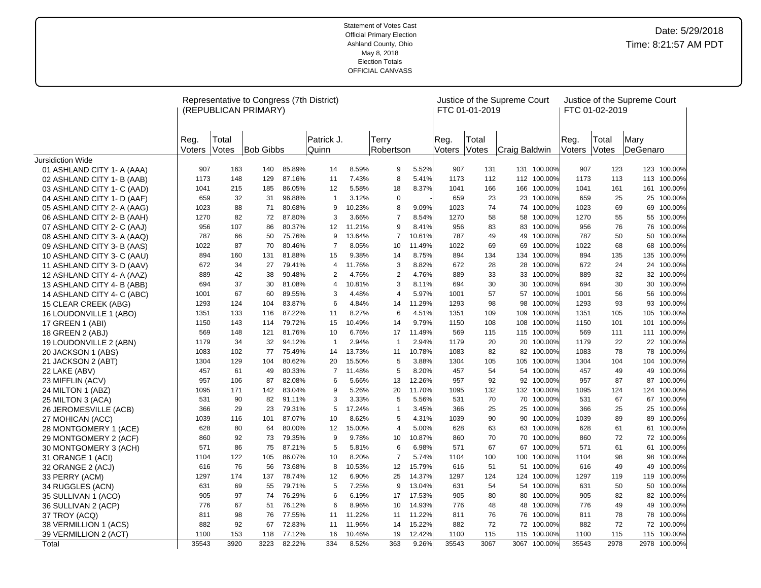Statement of Votes Cast
Official Primary Election
Ashland County, Ohio
May 8, 2018
Election Totals
OFFICIAL CANVASS

Date: 5/29/2018
Time: 8:21:57 AM PDT

| | Representative to Congress (7th District) (REPUBLICAN PRIMARY) | | | | | | | | Justice of the Supreme Court FTC 01-01-2019 | | | | Justice of the Supreme Court FTC 01-02-2019 | | | |
|---|---|---|---|---|---|---|---|---|---|---|---|---|---|---|---|---|
| | Reg. Voters | Total Votes | Bob Gibbs | | Patrick J. Quinn | | Terry Robertson | | Reg. Voters | Total Votes | Craig Baldwin | | Reg. Voters | Total Votes | Mary DeGenaro | |
| Jursidiction Wide | | | | | | | | | | | | | | | | |
| 01 ASHLAND CITY 1- A (AAA) | 907 | 163 | 140 | 85.89% | 14 | 8.59% | 9 | 5.52% | 907 | 131 | 131 | 100.00% | 907 | 123 | 123 | 100.00% |
| 02 ASHLAND CITY 1- B (AAB) | 1173 | 148 | 129 | 87.16% | 11 | 7.43% | 8 | 5.41% | 1173 | 112 | 112 | 100.00% | 1173 | 113 | 113 | 100.00% |
| 03 ASHLAND CITY 1- C (AAD) | 1041 | 215 | 185 | 86.05% | 12 | 5.58% | 18 | 8.37% | 1041 | 166 | 166 | 100.00% | 1041 | 161 | 161 | 100.00% |
| 04 ASHLAND CITY 1- D (AAF) | 659 | 32 | 31 | 96.88% | 1 | 3.12% | 0 | - | 659 | 23 | 23 | 100.00% | 659 | 25 | 25 | 100.00% |
| 05 ASHLAND CITY 2- A (AAG) | 1023 | 88 | 71 | 80.68% | 9 | 10.23% | 8 | 9.09% | 1023 | 74 | 74 | 100.00% | 1023 | 69 | 69 | 100.00% |
| 06 ASHLAND CITY 2- B (AAH) | 1270 | 82 | 72 | 87.80% | 3 | 3.66% | 7 | 8.54% | 1270 | 58 | 58 | 100.00% | 1270 | 55 | 55 | 100.00% |
| 07 ASHLAND CITY 2- C (AAJ) | 956 | 107 | 86 | 80.37% | 12 | 11.21% | 9 | 8.41% | 956 | 83 | 83 | 100.00% | 956 | 76 | 76 | 100.00% |
| 08 ASHLAND CITY 3- A (AAQ) | 787 | 66 | 50 | 75.76% | 9 | 13.64% | 7 | 10.61% | 787 | 49 | 49 | 100.00% | 787 | 50 | 50 | 100.00% |
| 09 ASHLAND CITY 3- B (AAS) | 1022 | 87 | 70 | 80.46% | 7 | 8.05% | 10 | 11.49% | 1022 | 69 | 69 | 100.00% | 1022 | 68 | 68 | 100.00% |
| 10 ASHLAND CITY 3- C (AAU) | 894 | 160 | 131 | 81.88% | 15 | 9.38% | 14 | 8.75% | 894 | 134 | 134 | 100.00% | 894 | 135 | 135 | 100.00% |
| 11 ASHLAND CITY 3- D (AAV) | 672 | 34 | 27 | 79.41% | 4 | 11.76% | 3 | 8.82% | 672 | 28 | 28 | 100.00% | 672 | 24 | 24 | 100.00% |
| 12 ASHLAND CITY 4- A (AAZ) | 889 | 42 | 38 | 90.48% | 2 | 4.76% | 2 | 4.76% | 889 | 33 | 33 | 100.00% | 889 | 32 | 32 | 100.00% |
| 13 ASHLAND CITY 4- B (ABB) | 694 | 37 | 30 | 81.08% | 4 | 10.81% | 3 | 8.11% | 694 | 30 | 30 | 100.00% | 694 | 30 | 30 | 100.00% |
| 14 ASHLAND CITY 4- C (ABC) | 1001 | 67 | 60 | 89.55% | 3 | 4.48% | 4 | 5.97% | 1001 | 57 | 57 | 100.00% | 1001 | 56 | 56 | 100.00% |
| 15 CLEAR CREEK (ABG) | 1293 | 124 | 104 | 83.87% | 6 | 4.84% | 14 | 11.29% | 1293 | 98 | 98 | 100.00% | 1293 | 93 | 93 | 100.00% |
| 16 LOUDONVILLE 1 (ABO) | 1351 | 133 | 116 | 87.22% | 11 | 8.27% | 6 | 4.51% | 1351 | 109 | 109 | 100.00% | 1351 | 105 | 105 | 100.00% |
| 17 GREEN 1 (ABI) | 1150 | 143 | 114 | 79.72% | 15 | 10.49% | 14 | 9.79% | 1150 | 108 | 108 | 100.00% | 1150 | 101 | 101 | 100.00% |
| 18 GREEN 2 (ABJ) | 569 | 148 | 121 | 81.76% | 10 | 6.76% | 17 | 11.49% | 569 | 115 | 115 | 100.00% | 569 | 111 | 111 | 100.00% |
| 19 LOUDONVILLE 2 (ABN) | 1179 | 34 | 32 | 94.12% | 1 | 2.94% | 1 | 2.94% | 1179 | 20 | 20 | 100.00% | 1179 | 22 | 22 | 100.00% |
| 20 JACKSON 1 (ABS) | 1083 | 102 | 77 | 75.49% | 14 | 13.73% | 11 | 10.78% | 1083 | 82 | 82 | 100.00% | 1083 | 78 | 78 | 100.00% |
| 21 JACKSON 2 (ABT) | 1304 | 129 | 104 | 80.62% | 20 | 15.50% | 5 | 3.88% | 1304 | 105 | 105 | 100.00% | 1304 | 104 | 104 | 100.00% |
| 22 LAKE (ABV) | 457 | 61 | 49 | 80.33% | 7 | 11.48% | 5 | 8.20% | 457 | 54 | 54 | 100.00% | 457 | 49 | 49 | 100.00% |
| 23 MIFFLIN (ACV) | 957 | 106 | 87 | 82.08% | 6 | 5.66% | 13 | 12.26% | 957 | 92 | 92 | 100.00% | 957 | 87 | 87 | 100.00% |
| 24 MILTON 1 (ABZ) | 1095 | 171 | 142 | 83.04% | 9 | 5.26% | 20 | 11.70% | 1095 | 132 | 132 | 100.00% | 1095 | 124 | 124 | 100.00% |
| 25 MILTON 3 (ACA) | 531 | 90 | 82 | 91.11% | 3 | 3.33% | 5 | 5.56% | 531 | 70 | 70 | 100.00% | 531 | 67 | 67 | 100.00% |
| 26 JEROMESVILLE (ACB) | 366 | 29 | 23 | 79.31% | 5 | 17.24% | 1 | 3.45% | 366 | 25 | 25 | 100.00% | 366 | 25 | 25 | 100.00% |
| 27 MOHICAN (ACC) | 1039 | 116 | 101 | 87.07% | 10 | 8.62% | 5 | 4.31% | 1039 | 90 | 90 | 100.00% | 1039 | 89 | 89 | 100.00% |
| 28 MONTGOMERY 1 (ACE) | 628 | 80 | 64 | 80.00% | 12 | 15.00% | 4 | 5.00% | 628 | 63 | 63 | 100.00% | 628 | 61 | 61 | 100.00% |
| 29 MONTGOMERY 2 (ACF) | 860 | 92 | 73 | 79.35% | 9 | 9.78% | 10 | 10.87% | 860 | 70 | 70 | 100.00% | 860 | 72 | 72 | 100.00% |
| 30 MONTGOMERY 3 (ACH) | 571 | 86 | 75 | 87.21% | 5 | 5.81% | 6 | 6.98% | 571 | 67 | 67 | 100.00% | 571 | 61 | 61 | 100.00% |
| 31 ORANGE 1 (ACI) | 1104 | 122 | 105 | 86.07% | 10 | 8.20% | 7 | 5.74% | 1104 | 100 | 100 | 100.00% | 1104 | 98 | 98 | 100.00% |
| 32 ORANGE 2 (ACJ) | 616 | 76 | 56 | 73.68% | 8 | 10.53% | 12 | 15.79% | 616 | 51 | 51 | 100.00% | 616 | 49 | 49 | 100.00% |
| 33 PERRY (ACM) | 1297 | 174 | 137 | 78.74% | 12 | 6.90% | 25 | 14.37% | 1297 | 124 | 124 | 100.00% | 1297 | 119 | 119 | 100.00% |
| 34 RUGGLES (ACN) | 631 | 69 | 55 | 79.71% | 5 | 7.25% | 9 | 13.04% | 631 | 54 | 54 | 100.00% | 631 | 50 | 50 | 100.00% |
| 35 SULLIVAN 1 (ACO) | 905 | 97 | 74 | 76.29% | 6 | 6.19% | 17 | 17.53% | 905 | 80 | 80 | 100.00% | 905 | 82 | 82 | 100.00% |
| 36 SULLIVAN 2 (ACP) | 776 | 67 | 51 | 76.12% | 6 | 8.96% | 10 | 14.93% | 776 | 48 | 48 | 100.00% | 776 | 49 | 49 | 100.00% |
| 37 TROY (ACQ) | 811 | 98 | 76 | 77.55% | 11 | 11.22% | 11 | 11.22% | 811 | 76 | 76 | 100.00% | 811 | 78 | 78 | 100.00% |
| 38 VERMILLION 1 (ACS) | 882 | 92 | 67 | 72.83% | 11 | 11.96% | 14 | 15.22% | 882 | 72 | 72 | 100.00% | 882 | 72 | 72 | 100.00% |
| 39 VERMILLION 2 (ACT) | 1100 | 153 | 118 | 77.12% | 16 | 10.46% | 19 | 12.42% | 1100 | 115 | 115 | 100.00% | 1100 | 115 | 115 | 100.00% |
| Total | 35543 | 3920 | 3223 | 82.22% | 334 | 8.52% | 363 | 9.26% | 35543 | 3067 | 3067 | 100.00% | 35543 | 2978 | 2978 | 100.00% |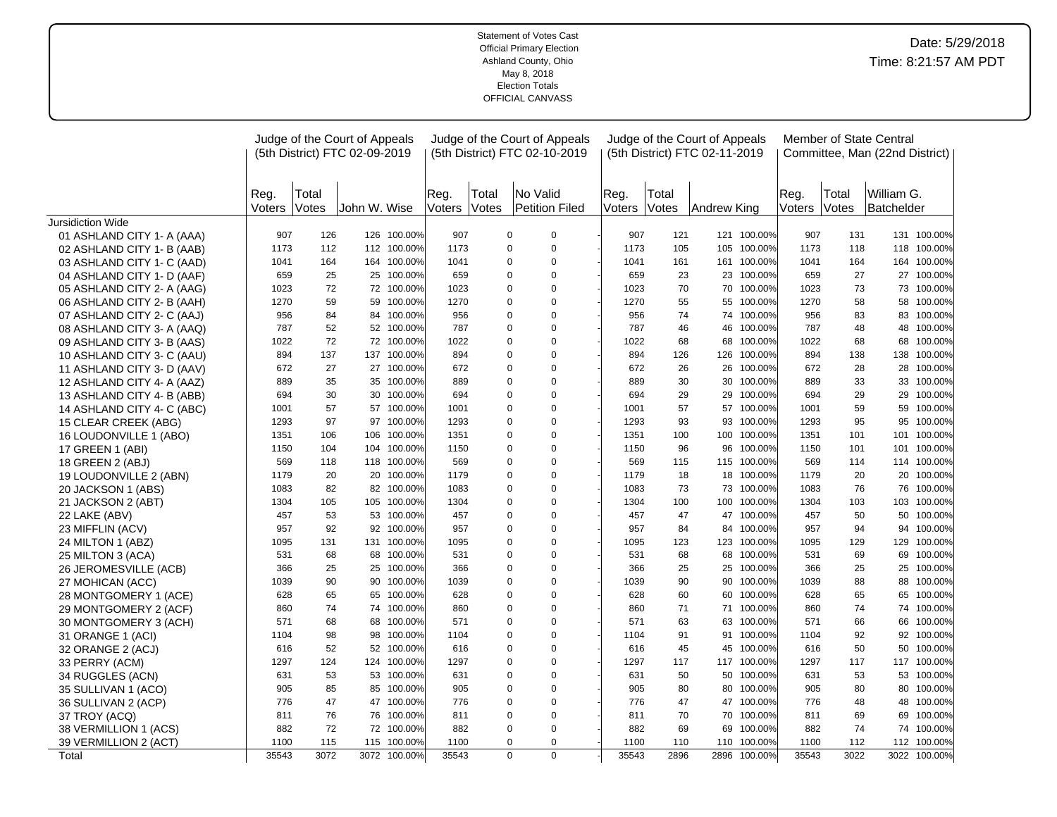Statement of Votes Cast
Official Primary Election
Ashland County, Ohio
May 8, 2018
Election Totals
OFFICIAL CANVASS

Date: 5/29/2018
Time: 8:21:57 AM PDT

| | Judge of the Court of Appeals (5th District) FTC 02-09-2019 | | | | Judge of the Court of Appeals (5th District) FTC 02-10-2019 | | | | Judge of the Court of Appeals (5th District) FTC 02-11-2019 | | | | Member of State Central Committee, Man (22nd District) | | | |
|---|---|---|---|---|---|---|---|---|---|---|---|---|---|---|---|---|
| | Reg. Voters | Total Votes | John W. Wise | | Reg. Voters | Total Votes | No Valid Petition Filed | | Reg. Voters | Total Votes | Andrew King | | Reg. Voters | Total Votes | William G. Batchelder | |
| Jursidiction Wide | | | | | | | | | | | | | | | | |
| 01 ASHLAND CITY 1- A (AAA) | 907 | 126 | 126 | 100.00% | 907 | 0 | 0 | - | 907 | 121 | 121 | 100.00% | 907 | 131 | 131 | 100.00% |
| 02 ASHLAND CITY 1- B (AAB) | 1173 | 112 | 112 | 100.00% | 1173 | 0 | 0 | - | 1173 | 105 | 105 | 100.00% | 1173 | 118 | 118 | 100.00% |
| 03 ASHLAND CITY 1- C (AAD) | 1041 | 164 | 164 | 100.00% | 1041 | 0 | 0 | - | 1041 | 161 | 161 | 100.00% | 1041 | 164 | 164 | 100.00% |
| 04 ASHLAND CITY 1- D (AAF) | 659 | 25 | 25 | 100.00% | 659 | 0 | 0 | - | 659 | 23 | 23 | 100.00% | 659 | 27 | 27 | 100.00% |
| 05 ASHLAND CITY 2- A (AAG) | 1023 | 72 | 72 | 100.00% | 1023 | 0 | 0 | - | 1023 | 70 | 70 | 100.00% | 1023 | 73 | 73 | 100.00% |
| 06 ASHLAND CITY 2- B (AAH) | 1270 | 59 | 59 | 100.00% | 1270 | 0 | 0 | - | 1270 | 55 | 55 | 100.00% | 1270 | 58 | 58 | 100.00% |
| 07 ASHLAND CITY 2- C (AAJ) | 956 | 84 | 84 | 100.00% | 956 | 0 | 0 | - | 956 | 74 | 74 | 100.00% | 956 | 83 | 83 | 100.00% |
| 08 ASHLAND CITY 3- A (AAQ) | 787 | 52 | 52 | 100.00% | 787 | 0 | 0 | - | 787 | 46 | 46 | 100.00% | 787 | 48 | 48 | 100.00% |
| 09 ASHLAND CITY 3- B (AAS) | 1022 | 72 | 72 | 100.00% | 1022 | 0 | 0 | - | 1022 | 68 | 68 | 100.00% | 1022 | 68 | 68 | 100.00% |
| 10 ASHLAND CITY 3- C (AAU) | 894 | 137 | 137 | 100.00% | 894 | 0 | 0 | - | 894 | 126 | 126 | 100.00% | 894 | 138 | 138 | 100.00% |
| 11 ASHLAND CITY 3- D (AAV) | 672 | 27 | 27 | 100.00% | 672 | 0 | 0 | - | 672 | 26 | 26 | 100.00% | 672 | 28 | 28 | 100.00% |
| 12 ASHLAND CITY 4- A (AAZ) | 889 | 35 | 35 | 100.00% | 889 | 0 | 0 | - | 889 | 30 | 30 | 100.00% | 889 | 33 | 33 | 100.00% |
| 13 ASHLAND CITY 4- B (ABB) | 694 | 30 | 30 | 100.00% | 694 | 0 | 0 | - | 694 | 29 | 29 | 100.00% | 694 | 29 | 29 | 100.00% |
| 14 ASHLAND CITY 4- C (ABC) | 1001 | 57 | 57 | 100.00% | 1001 | 0 | 0 | - | 1001 | 57 | 57 | 100.00% | 1001 | 59 | 59 | 100.00% |
| 15 CLEAR CREEK (ABG) | 1293 | 97 | 97 | 100.00% | 1293 | 0 | 0 | - | 1293 | 93 | 93 | 100.00% | 1293 | 95 | 95 | 100.00% |
| 16 LOUDONVILLE 1 (ABO) | 1351 | 106 | 106 | 100.00% | 1351 | 0 | 0 | - | 1351 | 100 | 100 | 100.00% | 1351 | 101 | 101 | 100.00% |
| 17 GREEN 1 (ABI) | 1150 | 104 | 104 | 100.00% | 1150 | 0 | 0 | - | 1150 | 96 | 96 | 100.00% | 1150 | 101 | 101 | 100.00% |
| 18 GREEN 2 (ABJ) | 569 | 118 | 118 | 100.00% | 569 | 0 | 0 | - | 569 | 115 | 115 | 100.00% | 569 | 114 | 114 | 100.00% |
| 19 LOUDONVILLE 2 (ABN) | 1179 | 20 | 20 | 100.00% | 1179 | 0 | 0 | - | 1179 | 18 | 18 | 100.00% | 1179 | 20 | 20 | 100.00% |
| 20 JACKSON 1 (ABS) | 1083 | 82 | 82 | 100.00% | 1083 | 0 | 0 | - | 1083 | 73 | 73 | 100.00% | 1083 | 76 | 76 | 100.00% |
| 21 JACKSON 2 (ABT) | 1304 | 105 | 105 | 100.00% | 1304 | 0 | 0 | - | 1304 | 100 | 100 | 100.00% | 1304 | 103 | 103 | 100.00% |
| 22 LAKE (ABV) | 457 | 53 | 53 | 100.00% | 457 | 0 | 0 | - | 457 | 47 | 47 | 100.00% | 457 | 50 | 50 | 100.00% |
| 23 MIFFLIN (ACV) | 957 | 92 | 92 | 100.00% | 957 | 0 | 0 | - | 957 | 84 | 84 | 100.00% | 957 | 94 | 94 | 100.00% |
| 24 MILTON 1 (ABZ) | 1095 | 131 | 131 | 100.00% | 1095 | 0 | 0 | - | 1095 | 123 | 123 | 100.00% | 1095 | 129 | 129 | 100.00% |
| 25 MILTON 3 (ACA) | 531 | 68 | 68 | 100.00% | 531 | 0 | 0 | - | 531 | 68 | 68 | 100.00% | 531 | 69 | 69 | 100.00% |
| 26 JEROMESVILLE (ACB) | 366 | 25 | 25 | 100.00% | 366 | 0 | 0 | - | 366 | 25 | 25 | 100.00% | 366 | 25 | 25 | 100.00% |
| 27 MOHICAN (ACC) | 1039 | 90 | 90 | 100.00% | 1039 | 0 | 0 | - | 1039 | 90 | 90 | 100.00% | 1039 | 88 | 88 | 100.00% |
| 28 MONTGOMERY 1 (ACE) | 628 | 65 | 65 | 100.00% | 628 | 0 | 0 | - | 628 | 60 | 60 | 100.00% | 628 | 65 | 65 | 100.00% |
| 29 MONTGOMERY 2 (ACF) | 860 | 74 | 74 | 100.00% | 860 | 0 | 0 | - | 860 | 71 | 71 | 100.00% | 860 | 74 | 74 | 100.00% |
| 30 MONTGOMERY 3 (ACH) | 571 | 68 | 68 | 100.00% | 571 | 0 | 0 | - | 571 | 63 | 63 | 100.00% | 571 | 66 | 66 | 100.00% |
| 31 ORANGE 1 (ACI) | 1104 | 98 | 98 | 100.00% | 1104 | 0 | 0 | - | 1104 | 91 | 91 | 100.00% | 1104 | 92 | 92 | 100.00% |
| 32 ORANGE 2 (ACJ) | 616 | 52 | 52 | 100.00% | 616 | 0 | 0 | - | 616 | 45 | 45 | 100.00% | 616 | 50 | 50 | 100.00% |
| 33 PERRY (ACM) | 1297 | 124 | 124 | 100.00% | 1297 | 0 | 0 | - | 1297 | 117 | 117 | 100.00% | 1297 | 117 | 117 | 100.00% |
| 34 RUGGLES (ACN) | 631 | 53 | 53 | 100.00% | 631 | 0 | 0 | - | 631 | 50 | 50 | 100.00% | 631 | 53 | 53 | 100.00% |
| 35 SULLIVAN 1 (ACO) | 905 | 85 | 85 | 100.00% | 905 | 0 | 0 | - | 905 | 80 | 80 | 100.00% | 905 | 80 | 80 | 100.00% |
| 36 SULLIVAN 2 (ACP) | 776 | 47 | 47 | 100.00% | 776 | 0 | 0 | - | 776 | 47 | 47 | 100.00% | 776 | 48 | 48 | 100.00% |
| 37 TROY (ACQ) | 811 | 76 | 76 | 100.00% | 811 | 0 | 0 | - | 811 | 70 | 70 | 100.00% | 811 | 69 | 69 | 100.00% |
| 38 VERMILLION 1 (ACS) | 882 | 72 | 72 | 100.00% | 882 | 0 | 0 | - | 882 | 69 | 69 | 100.00% | 882 | 74 | 74 | 100.00% |
| 39 VERMILLION 2 (ACT) | 1100 | 115 | 115 | 100.00% | 1100 | 0 | 0 | - | 1100 | 110 | 110 | 100.00% | 1100 | 112 | 112 | 100.00% |
| Total | 35543 | 3072 | 3072 | 100.00% | 35543 | 0 | 0 | - | 35543 | 2896 | 2896 | 100.00% | 35543 | 3022 | 3022 | 100.00% |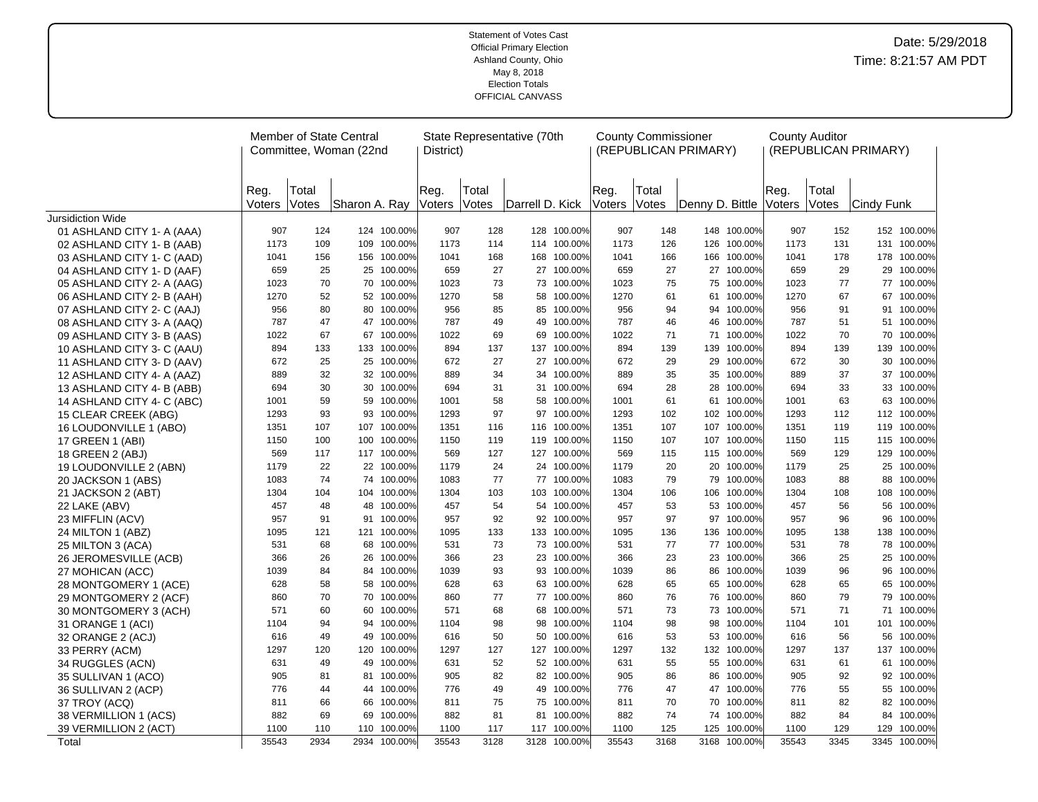Statement of Votes Cast
Official Primary Election
Ashland County, Ohio
May 8, 2018
Election Totals
OFFICIAL CANVASS

Date: 5/29/2018
Time: 8:21:57 AM PDT

| | Member of State Central Committee, Woman (22nd | | | | State Representative (70th District) | | | | County Commissioner (REPUBLICAN PRIMARY) | | | | County Auditor (REPUBLICAN PRIMARY) | | | |
|---|---|---|---|---|---|---|---|---|---|---|---|---|---|---|---|---|
| | Reg. Voters | Total Votes | Sharon A. Ray | | Reg. Voters | Total Votes | Darrell D. Kick | | Reg. Voters | Total Votes | Denny D. Bittle | | Reg. Voters | Total Votes | Cindy Funk | |
| Jursidiction Wide | | | | | | | | | | | | | | | | |
| 01 ASHLAND CITY 1- A (AAA) | 907 | 124 | 124 | 100.00% | 907 | 128 | 128 | 100.00% | 907 | 148 | 148 | 100.00% | 907 | 152 | 152 | 100.00% |
| 02 ASHLAND CITY 1- B (AAB) | 1173 | 109 | 109 | 100.00% | 1173 | 114 | 114 | 100.00% | 1173 | 126 | 126 | 100.00% | 1173 | 131 | 131 | 100.00% |
| 03 ASHLAND CITY 1- C (AAD) | 1041 | 156 | 156 | 100.00% | 1041 | 168 | 168 | 100.00% | 1041 | 166 | 166 | 100.00% | 1041 | 178 | 178 | 100.00% |
| 04 ASHLAND CITY 1- D (AAF) | 659 | 25 | 25 | 100.00% | 659 | 27 | 27 | 100.00% | 659 | 27 | 27 | 100.00% | 659 | 29 | 29 | 100.00% |
| 05 ASHLAND CITY 2- A (AAG) | 1023 | 70 | 70 | 100.00% | 1023 | 73 | 73 | 100.00% | 1023 | 75 | 75 | 100.00% | 1023 | 77 | 77 | 100.00% |
| 06 ASHLAND CITY 2- B (AAH) | 1270 | 52 | 52 | 100.00% | 1270 | 58 | 58 | 100.00% | 1270 | 61 | 61 | 100.00% | 1270 | 67 | 67 | 100.00% |
| 07 ASHLAND CITY 2- C (AAJ) | 956 | 80 | 80 | 100.00% | 956 | 85 | 85 | 100.00% | 956 | 94 | 94 | 100.00% | 956 | 91 | 91 | 100.00% |
| 08 ASHLAND CITY 3- A (AAQ) | 787 | 47 | 47 | 100.00% | 787 | 49 | 49 | 100.00% | 787 | 46 | 46 | 100.00% | 787 | 51 | 51 | 100.00% |
| 09 ASHLAND CITY 3- B (AAS) | 1022 | 67 | 67 | 100.00% | 1022 | 69 | 69 | 100.00% | 1022 | 71 | 71 | 100.00% | 1022 | 70 | 70 | 100.00% |
| 10 ASHLAND CITY 3- C (AAU) | 894 | 133 | 133 | 100.00% | 894 | 137 | 137 | 100.00% | 894 | 139 | 139 | 100.00% | 894 | 139 | 139 | 100.00% |
| 11 ASHLAND CITY 3- D (AAV) | 672 | 25 | 25 | 100.00% | 672 | 27 | 27 | 100.00% | 672 | 29 | 29 | 100.00% | 672 | 30 | 30 | 100.00% |
| 12 ASHLAND CITY 4- A (AAZ) | 889 | 32 | 32 | 100.00% | 889 | 34 | 34 | 100.00% | 889 | 35 | 35 | 100.00% | 889 | 37 | 37 | 100.00% |
| 13 ASHLAND CITY 4- B (ABB) | 694 | 30 | 30 | 100.00% | 694 | 31 | 31 | 100.00% | 694 | 28 | 28 | 100.00% | 694 | 33 | 33 | 100.00% |
| 14 ASHLAND CITY 4- C (ABC) | 1001 | 59 | 59 | 100.00% | 1001 | 58 | 58 | 100.00% | 1001 | 61 | 61 | 100.00% | 1001 | 63 | 63 | 100.00% |
| 15 CLEAR CREEK (ABG) | 1293 | 93 | 93 | 100.00% | 1293 | 97 | 97 | 100.00% | 1293 | 102 | 102 | 100.00% | 1293 | 112 | 112 | 100.00% |
| 16 LOUDONVILLE 1 (ABO) | 1351 | 107 | 107 | 100.00% | 1351 | 116 | 116 | 100.00% | 1351 | 107 | 107 | 100.00% | 1351 | 119 | 119 | 100.00% |
| 17 GREEN 1 (ABI) | 1150 | 100 | 100 | 100.00% | 1150 | 119 | 119 | 100.00% | 1150 | 107 | 107 | 100.00% | 1150 | 115 | 115 | 100.00% |
| 18 GREEN 2 (ABJ) | 569 | 117 | 117 | 100.00% | 569 | 127 | 127 | 100.00% | 569 | 115 | 115 | 100.00% | 569 | 129 | 129 | 100.00% |
| 19 LOUDONVILLE 2 (ABN) | 1179 | 22 | 22 | 100.00% | 1179 | 24 | 24 | 100.00% | 1179 | 20 | 20 | 100.00% | 1179 | 25 | 25 | 100.00% |
| 20 JACKSON 1 (ABS) | 1083 | 74 | 74 | 100.00% | 1083 | 77 | 77 | 100.00% | 1083 | 79 | 79 | 100.00% | 1083 | 88 | 88 | 100.00% |
| 21 JACKSON 2 (ABT) | 1304 | 104 | 104 | 100.00% | 1304 | 103 | 103 | 100.00% | 1304 | 106 | 106 | 100.00% | 1304 | 108 | 108 | 100.00% |
| 22 LAKE (ABV) | 457 | 48 | 48 | 100.00% | 457 | 54 | 54 | 100.00% | 457 | 53 | 53 | 100.00% | 457 | 56 | 56 | 100.00% |
| 23 MIFFLIN (ACV) | 957 | 91 | 91 | 100.00% | 957 | 92 | 92 | 100.00% | 957 | 97 | 97 | 100.00% | 957 | 96 | 96 | 100.00% |
| 24 MILTON 1 (ABZ) | 1095 | 121 | 121 | 100.00% | 1095 | 133 | 133 | 100.00% | 1095 | 136 | 136 | 100.00% | 1095 | 138 | 138 | 100.00% |
| 25 MILTON 3 (ACA) | 531 | 68 | 68 | 100.00% | 531 | 73 | 73 | 100.00% | 531 | 77 | 77 | 100.00% | 531 | 78 | 78 | 100.00% |
| 26 JEROMESVILLE (ACB) | 366 | 26 | 26 | 100.00% | 366 | 23 | 23 | 100.00% | 366 | 23 | 23 | 100.00% | 366 | 25 | 25 | 100.00% |
| 27 MOHICAN (ACC) | 1039 | 84 | 84 | 100.00% | 1039 | 93 | 93 | 100.00% | 1039 | 86 | 86 | 100.00% | 1039 | 96 | 96 | 100.00% |
| 28 MONTGOMERY 1 (ACE) | 628 | 58 | 58 | 100.00% | 628 | 63 | 63 | 100.00% | 628 | 65 | 65 | 100.00% | 628 | 65 | 65 | 100.00% |
| 29 MONTGOMERY 2 (ACF) | 860 | 70 | 70 | 100.00% | 860 | 77 | 77 | 100.00% | 860 | 76 | 76 | 100.00% | 860 | 79 | 79 | 100.00% |
| 30 MONTGOMERY 3 (ACH) | 571 | 60 | 60 | 100.00% | 571 | 68 | 68 | 100.00% | 571 | 73 | 73 | 100.00% | 571 | 71 | 71 | 100.00% |
| 31 ORANGE 1 (ACI) | 1104 | 94 | 94 | 100.00% | 1104 | 98 | 98 | 100.00% | 1104 | 98 | 98 | 100.00% | 1104 | 101 | 101 | 100.00% |
| 32 ORANGE 2 (ACJ) | 616 | 49 | 49 | 100.00% | 616 | 50 | 50 | 100.00% | 616 | 53 | 53 | 100.00% | 616 | 56 | 56 | 100.00% |
| 33 PERRY (ACM) | 1297 | 120 | 120 | 100.00% | 1297 | 127 | 127 | 100.00% | 1297 | 132 | 132 | 100.00% | 1297 | 137 | 137 | 100.00% |
| 34 RUGGLES (ACN) | 631 | 49 | 49 | 100.00% | 631 | 52 | 52 | 100.00% | 631 | 55 | 55 | 100.00% | 631 | 61 | 61 | 100.00% |
| 35 SULLIVAN 1 (ACO) | 905 | 81 | 81 | 100.00% | 905 | 82 | 82 | 100.00% | 905 | 86 | 86 | 100.00% | 905 | 92 | 92 | 100.00% |
| 36 SULLIVAN 2 (ACP) | 776 | 44 | 44 | 100.00% | 776 | 49 | 49 | 100.00% | 776 | 47 | 47 | 100.00% | 776 | 55 | 55 | 100.00% |
| 37 TROY (ACQ) | 811 | 66 | 66 | 100.00% | 811 | 75 | 75 | 100.00% | 811 | 70 | 70 | 100.00% | 811 | 82 | 82 | 100.00% |
| 38 VERMILLION 1 (ACS) | 882 | 69 | 69 | 100.00% | 882 | 81 | 81 | 100.00% | 882 | 74 | 74 | 100.00% | 882 | 84 | 84 | 100.00% |
| 39 VERMILLION 2 (ACT) | 1100 | 110 | 110 | 100.00% | 1100 | 117 | 117 | 100.00% | 1100 | 125 | 125 | 100.00% | 1100 | 129 | 129 | 100.00% |
| Total | 35543 | 2934 | 2934 | 100.00% | 35543 | 3128 | 3128 | 100.00% | 35543 | 3168 | 3168 | 100.00% | 35543 | 3345 | 3345 | 100.00% |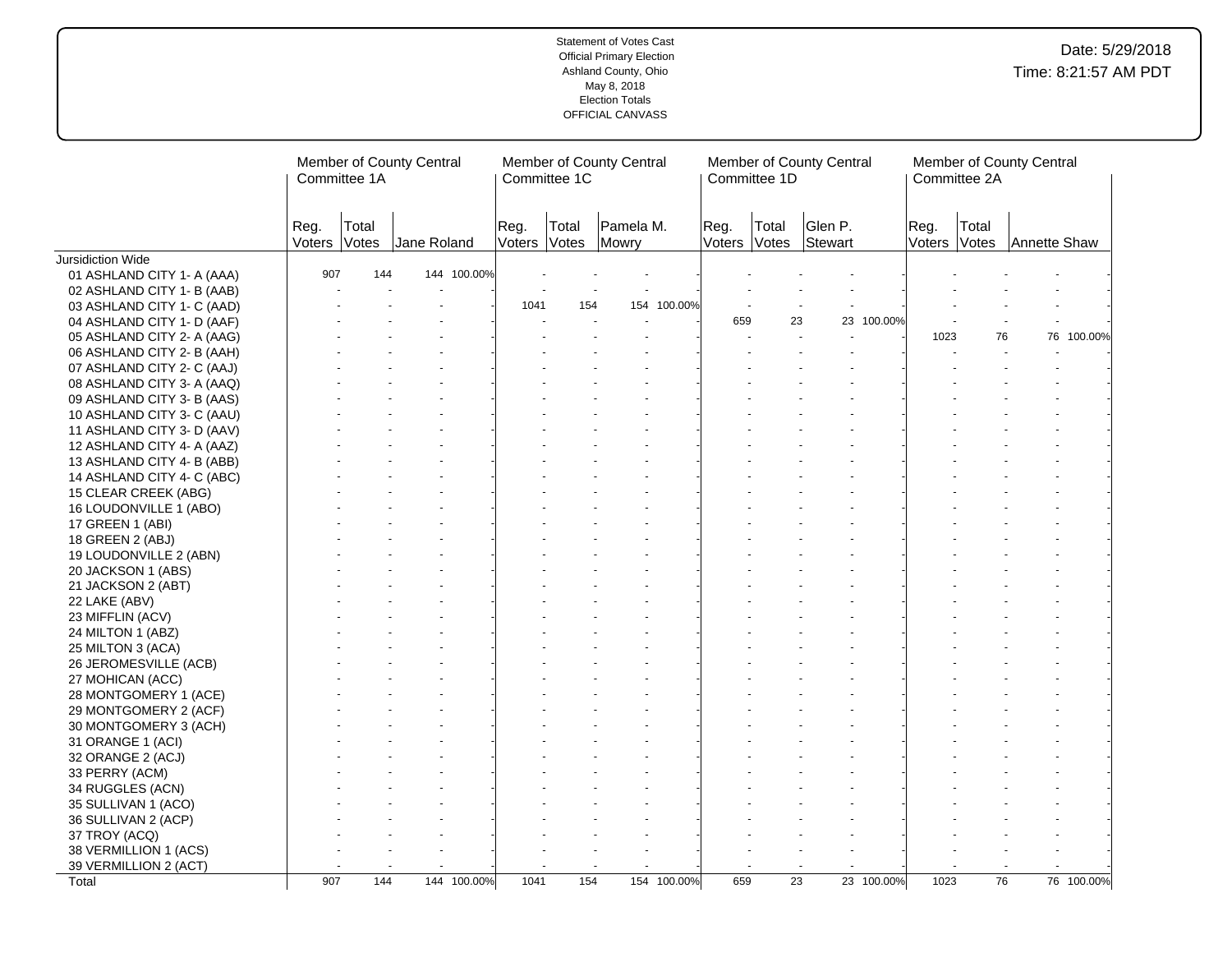Statement of Votes Cast
Official Primary Election
Ashland County, Ohio
May 8, 2018
Election Totals
OFFICIAL CANVASS

Date: 5/29/2018
Time: 8:21:57 AM PDT

| | Member of County Central Committee 1A | | | | Member of County Central Committee 1C | | | | Member of County Central Committee 1D | | | | Member of County Central Committee 2A | | | |
|---|---|---|---|---|---|---|---|---|---|---|---|---|---|---|---|---|
| | Reg. Voters | Total Votes | Jane Roland | | Reg. Voters | Total Votes | Pamela M. Mowry | | Reg. Voters | Total Votes | Glen P. Stewart | | Reg. Voters | Total Votes | Annette Shaw | |
| Jursidiction Wide | | | | | | | | | | | | | | | | |
| 01 ASHLAND CITY 1- A (AAA) | 907 | 144 | 144 | 100.00% | - | - | - | - | - | - | - | - | - | - | - | - |
| 02 ASHLAND CITY 1- B (AAB) | - | - | - | - | - | - | - | - | - | - | - | - | - | - | - | - |
| 03 ASHLAND CITY 1- C (AAD) | - | - | - | - | 1041 | 154 | 154 | 100.00% | - | - | - | - | - | - | - | - |
| 04 ASHLAND CITY 1- D (AAF) | - | - | - | - | - | - | - | - | 659 | 23 | 23 | 100.00% | - | - | - | - |
| 05 ASHLAND CITY 2- A (AAG) | - | - | - | - | - | - | - | - | - | - | - | - | 1023 | 76 | 76 | 100.00% |
| 06 ASHLAND CITY 2- B (AAH) | - | - | - | - | - | - | - | - | - | - | - | - | - | - | - | - |
| 07 ASHLAND CITY 2- C (AAJ) | - | - | - | - | - | - | - | - | - | - | - | - | - | - | - | - |
| 08 ASHLAND CITY 3- A (AAQ) | - | - | - | - | - | - | - | - | - | - | - | - | - | - | - | - |
| 09 ASHLAND CITY 3- B (AAS) | - | - | - | - | - | - | - | - | - | - | - | - | - | - | - | - |
| 10 ASHLAND CITY 3- C (AAU) | - | - | - | - | - | - | - | - | - | - | - | - | - | - | - | - |
| 11 ASHLAND CITY 3- D (AAV) | - | - | - | - | - | - | - | - | - | - | - | - | - | - | - | - |
| 12 ASHLAND CITY 4- A (AAZ) | - | - | - | - | - | - | - | - | - | - | - | - | - | - | - | - |
| 13 ASHLAND CITY 4- B (ABB) | - | - | - | - | - | - | - | - | - | - | - | - | - | - | - | - |
| 14 ASHLAND CITY 4- C (ABC) | - | - | - | - | - | - | - | - | - | - | - | - | - | - | - | - |
| 15 CLEAR CREEK (ABG) | - | - | - | - | - | - | - | - | - | - | - | - | - | - | - | - |
| 16 LOUDONVILLE 1 (ABO) | - | - | - | - | - | - | - | - | - | - | - | - | - | - | - | - |
| 17 GREEN 1 (ABI) | - | - | - | - | - | - | - | - | - | - | - | - | - | - | - | - |
| 18 GREEN 2 (ABJ) | - | - | - | - | - | - | - | - | - | - | - | - | - | - | - | - |
| 19 LOUDONVILLE 2 (ABN) | - | - | - | - | - | - | - | - | - | - | - | - | - | - | - | - |
| 20 JACKSON 1 (ABS) | - | - | - | - | - | - | - | - | - | - | - | - | - | - | - | - |
| 21 JACKSON 2 (ABT) | - | - | - | - | - | - | - | - | - | - | - | - | - | - | - | - |
| 22 LAKE (ABV) | - | - | - | - | - | - | - | - | - | - | - | - | - | - | - | - |
| 23 MIFFLIN (ACV) | - | - | - | - | - | - | - | - | - | - | - | - | - | - | - | - |
| 24 MILTON 1 (ABZ) | - | - | - | - | - | - | - | - | - | - | - | - | - | - | - | - |
| 25 MILTON 3 (ACA) | - | - | - | - | - | - | - | - | - | - | - | - | - | - | - | - |
| 26 JEROMESVILLE (ACB) | - | - | - | - | - | - | - | - | - | - | - | - | - | - | - | - |
| 27 MOHICAN (ACC) | - | - | - | - | - | - | - | - | - | - | - | - | - | - | - | - |
| 28 MONTGOMERY 1 (ACE) | - | - | - | - | - | - | - | - | - | - | - | - | - | - | - | - |
| 29 MONTGOMERY 2 (ACF) | - | - | - | - | - | - | - | - | - | - | - | - | - | - | - | - |
| 30 MONTGOMERY 3 (ACH) | - | - | - | - | - | - | - | - | - | - | - | - | - | - | - | - |
| 31 ORANGE 1 (ACI) | - | - | - | - | - | - | - | - | - | - | - | - | - | - | - | - |
| 32 ORANGE 2 (ACJ) | - | - | - | - | - | - | - | - | - | - | - | - | - | - | - | - |
| 33 PERRY (ACM) | - | - | - | - | - | - | - | - | - | - | - | - | - | - | - | - |
| 34 RUGGLES (ACN) | - | - | - | - | - | - | - | - | - | - | - | - | - | - | - | - |
| 35 SULLIVAN 1 (ACO) | - | - | - | - | - | - | - | - | - | - | - | - | - | - | - | - |
| 36 SULLIVAN 2 (ACP) | - | - | - | - | - | - | - | - | - | - | - | - | - | - | - | - |
| 37 TROY (ACQ) | - | - | - | - | - | - | - | - | - | - | - | - | - | - | - | - |
| 38 VERMILLION 1 (ACS) | - | - | - | - | - | - | - | - | - | - | - | - | - | - | - | - |
| 39 VERMILLION 2 (ACT) | - | - | - | - | - | - | - | - | - | - | - | - | - | - | - | - |
| Total | 907 | 144 | 144 | 100.00% | 1041 | 154 | 154 | 100.00% | 659 | 23 | 23 | 100.00% | 1023 | 76 | 76 | 100.00% |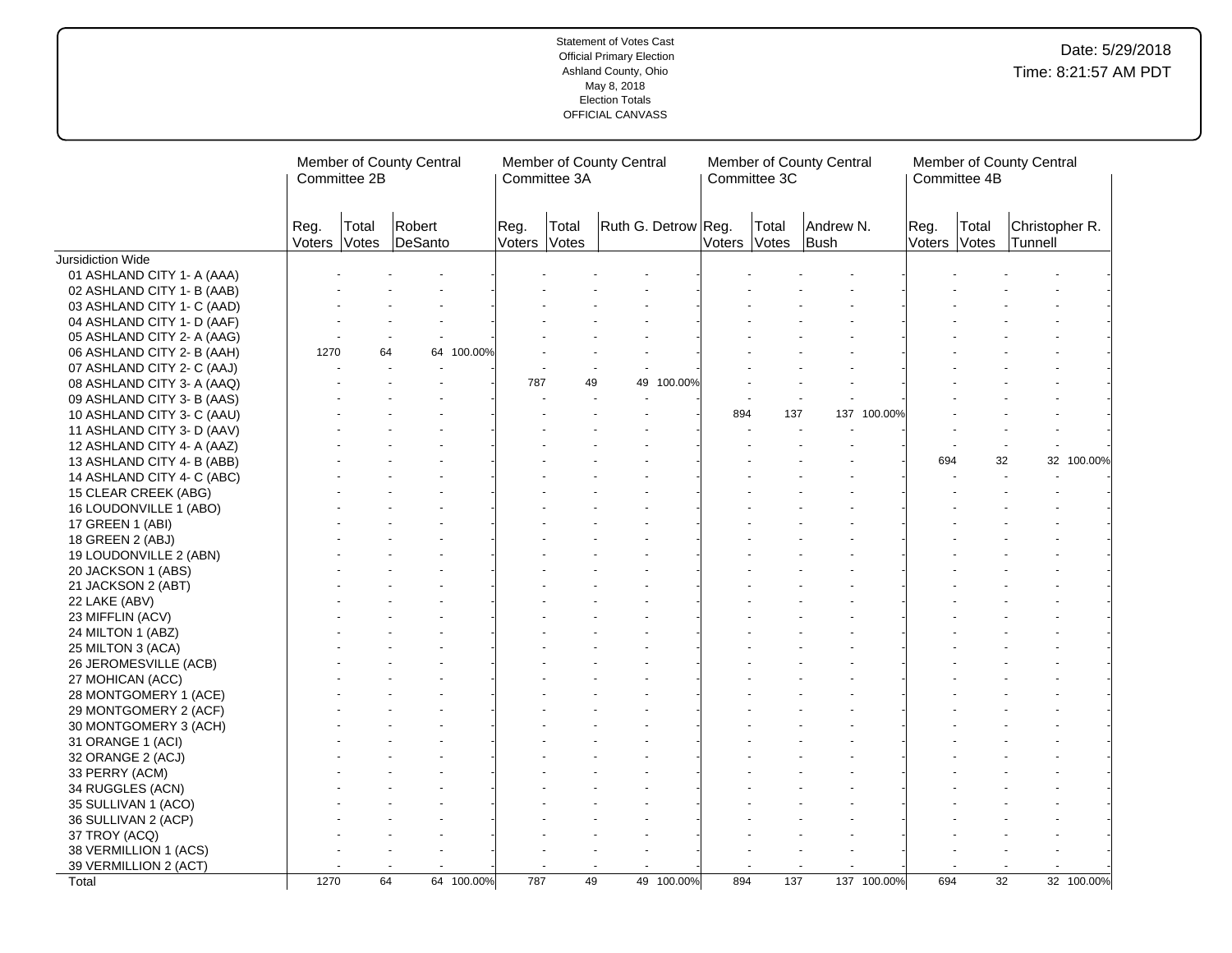Statement of Votes Cast
Official Primary Election
Ashland County, Ohio
May 8, 2018
Election Totals
OFFICIAL CANVASS

Date: 5/29/2018
Time: 8:21:57 AM PDT

| | Member of County Central Committee 2B | | | | Member of County Central Committee 3A | | | | Member of County Central Committee 3C | | | | Member of County Central Committee 4B | | | |
|---|---|---|---|---|---|---|---|---|---|---|---|---|---|---|---|---|
| | Reg. Voters | Total Votes | Robert DeSanto | | Reg. Voters | Total Votes | Ruth G. Detrow | | Reg. Voters | Total Votes | Andrew N. Bush | | Reg. Voters | Total Votes | Christopher R. Tunnell | |
| Jursidiction Wide | | | | | | | | | | | | | | | | |
| 01 ASHLAND CITY 1- A (AAA) | - | - | - | - | - | - | - | - | - | - | - | - | - | - | - | - |
| 02 ASHLAND CITY 1- B (AAB) | - | - | - | - | - | - | - | - | - | - | - | - | - | - | - | - |
| 03 ASHLAND CITY 1- C (AAD) | - | - | - | - | - | - | - | - | - | - | - | - | - | - | - | - |
| 04 ASHLAND CITY 1- D (AAF) | - | - | - | - | - | - | - | - | - | - | - | - | - | - | - | - |
| 05 ASHLAND CITY 2- A (AAG) | - | - | - | - | - | - | - | - | - | - | - | - | - | - | - | - |
| 06 ASHLAND CITY 2- B (AAH) | 1270 | 64 | 64 | 100.00% | - | - | - | - | - | - | - | - | - | - | - | - |
| 07 ASHLAND CITY 2- C (AAJ) | - | - | - | - | - | - | - | - | - | - | - | - | - | - | - | - |
| 08 ASHLAND CITY 3- A (AAQ) | - | - | - | - | 787 | 49 | 49 | 100.00% | - | - | - | - | - | - | - | - |
| 09 ASHLAND CITY 3- B (AAS) | - | - | - | - | - | - | - | - | - | - | - | - | - | - | - | - |
| 10 ASHLAND CITY 3- C (AAU) | - | - | - | - | - | - | - | - | 894 | 137 | 137 | 100.00% | - | - | - | - |
| 11 ASHLAND CITY 3- D (AAV) | - | - | - | - | - | - | - | - | - | - | - | - | - | - | - | - |
| 12 ASHLAND CITY 4- A (AAZ) | - | - | - | - | - | - | - | - | - | - | - | - | - | - | - | - |
| 13 ASHLAND CITY 4- B (ABB) | - | - | - | - | - | - | - | - | - | - | - | - | 694 | 32 | 32 | 100.00% |
| 14 ASHLAND CITY 4- C (ABC) | - | - | - | - | - | - | - | - | - | - | - | - | - | - | - | - |
| 15 CLEAR CREEK (ABG) | - | - | - | - | - | - | - | - | - | - | - | - | - | - | - | - |
| 16 LOUDONVILLE 1 (ABO) | - | - | - | - | - | - | - | - | - | - | - | - | - | - | - | - |
| 17 GREEN 1 (ABI) | - | - | - | - | - | - | - | - | - | - | - | - | - | - | - | - |
| 18 GREEN 2 (ABJ) | - | - | - | - | - | - | - | - | - | - | - | - | - | - | - | - |
| 19 LOUDONVILLE 2 (ABN) | - | - | - | - | - | - | - | - | - | - | - | - | - | - | - | - |
| 20 JACKSON 1 (ABS) | - | - | - | - | - | - | - | - | - | - | - | - | - | - | - | - |
| 21 JACKSON 2 (ABT) | - | - | - | - | - | - | - | - | - | - | - | - | - | - | - | - |
| 22 LAKE (ABV) | - | - | - | - | - | - | - | - | - | - | - | - | - | - | - | - |
| 23 MIFFLIN (ACV) | - | - | - | - | - | - | - | - | - | - | - | - | - | - | - | - |
| 24 MILTON 1 (ABZ) | - | - | - | - | - | - | - | - | - | - | - | - | - | - | - | - |
| 25 MILTON 3 (ACA) | - | - | - | - | - | - | - | - | - | - | - | - | - | - | - | - |
| 26 JEROMESVILLE (ACB) | - | - | - | - | - | - | - | - | - | - | - | - | - | - | - | - |
| 27 MOHICAN (ACC) | - | - | - | - | - | - | - | - | - | - | - | - | - | - | - | - |
| 28 MONTGOMERY 1 (ACE) | - | - | - | - | - | - | - | - | - | - | - | - | - | - | - | - |
| 29 MONTGOMERY 2 (ACF) | - | - | - | - | - | - | - | - | - | - | - | - | - | - | - | - |
| 30 MONTGOMERY 3 (ACH) | - | - | - | - | - | - | - | - | - | - | - | - | - | - | - | - |
| 31 ORANGE 1 (ACI) | - | - | - | - | - | - | - | - | - | - | - | - | - | - | - | - |
| 32 ORANGE 2 (ACJ) | - | - | - | - | - | - | - | - | - | - | - | - | - | - | - | - |
| 33 PERRY (ACM) | - | - | - | - | - | - | - | - | - | - | - | - | - | - | - | - |
| 34 RUGGLES (ACN) | - | - | - | - | - | - | - | - | - | - | - | - | - | - | - | - |
| 35 SULLIVAN 1 (ACO) | - | - | - | - | - | - | - | - | - | - | - | - | - | - | - | - |
| 36 SULLIVAN 2 (ACP) | - | - | - | - | - | - | - | - | - | - | - | - | - | - | - | - |
| 37 TROY (ACQ) | - | - | - | - | - | - | - | - | - | - | - | - | - | - | - | - |
| 38 VERMILLION 1 (ACS) | - | - | - | - | - | - | - | - | - | - | - | - | - | - | - | - |
| 39 VERMILLION 2 (ACT) | - | - | - | - | - | - | - | - | - | - | - | - | - | - | - | - |
| Total | 1270 | 64 | 64 | 100.00% | 787 | 49 | 49 | 100.00% | 894 | 137 | 137 | 100.00% | 694 | 32 | 32 | 100.00% |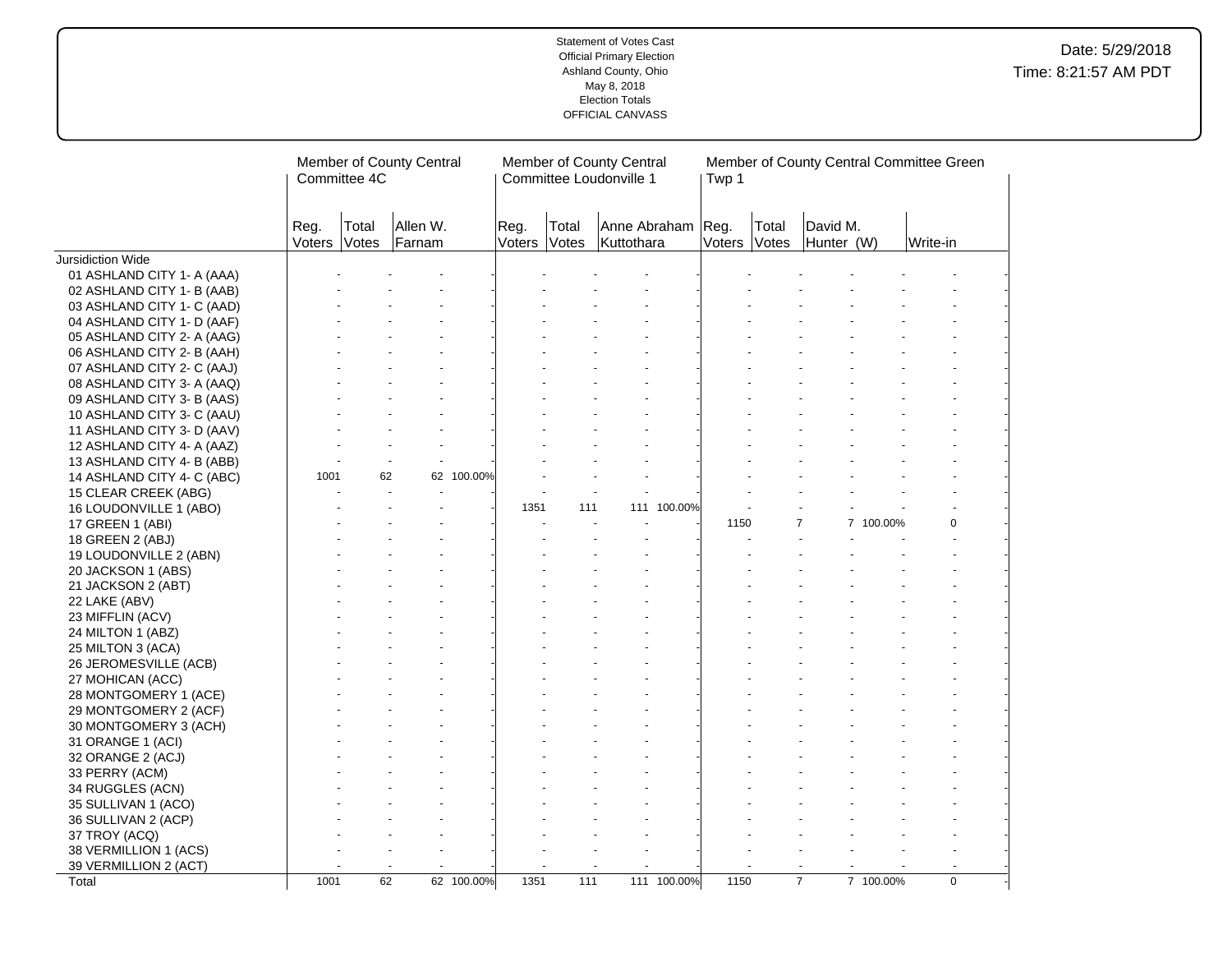Statement of Votes Cast
Official Primary Election
Ashland County, Ohio
May 8, 2018
Election Totals
OFFICIAL CANVASS

Date: 5/29/2018
Time: 8:21:57 AM PDT

| | Member of County Central Committee 4C | | | | Member of County Central Committee Loudonville 1 | | | | Member of County Central Committee Green Twp 1 | | | | | |
|---|---|---|---|---|---|---|---|---|---|---|---|---|---|---|
| | Reg. Voters | Total Votes | Allen W. Farnam | | Reg. Voters | Total Votes | Anne Abraham Kuttothara | | Reg. Voters | Total Votes | David M. Hunter (W) | | Write-in | |
| Jursidiction Wide | | | | | | | | | | | | | | |
| 01 ASHLAND CITY 1- A (AAA) | - | - | - | - | - | - | - | - | - | - | - | - | - | - |
| 02 ASHLAND CITY 1- B (AAB) | - | - | - | - | - | - | - | - | - | - | - | - | - | - |
| 03 ASHLAND CITY 1- C (AAD) | - | - | - | - | - | - | - | - | - | - | - | - | - | - |
| 04 ASHLAND CITY 1- D (AAF) | - | - | - | - | - | - | - | - | - | - | - | - | - | - |
| 05 ASHLAND CITY 2- A (AAG) | - | - | - | - | - | - | - | - | - | - | - | - | - | - |
| 06 ASHLAND CITY 2- B (AAH) | - | - | - | - | - | - | - | - | - | - | - | - | - | - |
| 07 ASHLAND CITY 2- C (AAJ) | - | - | - | - | - | - | - | - | - | - | - | - | - | - |
| 08 ASHLAND CITY 3- A (AAQ) | - | - | - | - | - | - | - | - | - | - | - | - | - | - |
| 09 ASHLAND CITY 3- B (AAS) | - | - | - | - | - | - | - | - | - | - | - | - | - | - |
| 10 ASHLAND CITY 3- C (AAU) | - | - | - | - | - | - | - | - | - | - | - | - | - | - |
| 11 ASHLAND CITY 3- D (AAV) | - | - | - | - | - | - | - | - | - | - | - | - | - | - |
| 12 ASHLAND CITY 4- A (AAZ) | - | - | - | - | - | - | - | - | - | - | - | - | - | - |
| 13 ASHLAND CITY 4- B (ABB) | - | - | - | - | - | - | - | - | - | - | - | - | - | - |
| 14 ASHLAND CITY 4- C (ABC) | 1001 | 62 | 62 | 100.00% | - | - | - | - | - | - | - | - | - | - |
| 15 CLEAR CREEK (ABG) | - | - | - | - | - | - | - | - | - | - | - | - | - | - |
| 16 LOUDONVILLE 1 (ABO) | - | - | - | - | 1351 | 111 | 111 | 100.00% | - | - | - | - | - | - |
| 17 GREEN 1 (ABI) | - | - | - | - | - | - | - | - | 1150 | 7 | 7 | 100.00% | 0 | - |
| 18 GREEN 2 (ABJ) | - | - | - | - | - | - | - | - | - | - | - | - | - | - |
| 19 LOUDONVILLE 2 (ABN) | - | - | - | - | - | - | - | - | - | - | - | - | - | - |
| 20 JACKSON 1 (ABS) | - | - | - | - | - | - | - | - | - | - | - | - | - | - |
| 21 JACKSON 2 (ABT) | - | - | - | - | - | - | - | - | - | - | - | - | - | - |
| 22 LAKE (ABV) | - | - | - | - | - | - | - | - | - | - | - | - | - | - |
| 23 MIFFLIN (ACV) | - | - | - | - | - | - | - | - | - | - | - | - | - | - |
| 24 MILTON 1 (ABZ) | - | - | - | - | - | - | - | - | - | - | - | - | - | - |
| 25 MILTON 3 (ACA) | - | - | - | - | - | - | - | - | - | - | - | - | - | - |
| 26 JEROMESVILLE (ACB) | - | - | - | - | - | - | - | - | - | - | - | - | - | - |
| 27 MOHICAN (ACC) | - | - | - | - | - | - | - | - | - | - | - | - | - | - |
| 28 MONTGOMERY 1 (ACE) | - | - | - | - | - | - | - | - | - | - | - | - | - | - |
| 29 MONTGOMERY 2 (ACF) | - | - | - | - | - | - | - | - | - | - | - | - | - | - |
| 30 MONTGOMERY 3 (ACH) | - | - | - | - | - | - | - | - | - | - | - | - | - | - |
| 31 ORANGE 1 (ACI) | - | - | - | - | - | - | - | - | - | - | - | - | - | - |
| 32 ORANGE 2 (ACJ) | - | - | - | - | - | - | - | - | - | - | - | - | - | - |
| 33 PERRY (ACM) | - | - | - | - | - | - | - | - | - | - | - | - | - | - |
| 34 RUGGLES (ACN) | - | - | - | - | - | - | - | - | - | - | - | - | - | - |
| 35 SULLIVAN 1 (ACO) | - | - | - | - | - | - | - | - | - | - | - | - | - | - |
| 36 SULLIVAN 2 (ACP) | - | - | - | - | - | - | - | - | - | - | - | - | - | - |
| 37 TROY (ACQ) | - | - | - | - | - | - | - | - | - | - | - | - | - | - |
| 38 VERMILLION 1 (ACS) | - | - | - | - | - | - | - | - | - | - | - | - | - | - |
| 39 VERMILLION 2 (ACT) | - | - | - | - | - | - | - | - | - | - | - | - | - | - |
| Total | 1001 | 62 | 62 | 100.00% | 1351 | 111 | 111 | 100.00% | 1150 | 7 | 7 | 100.00% | 0 | - |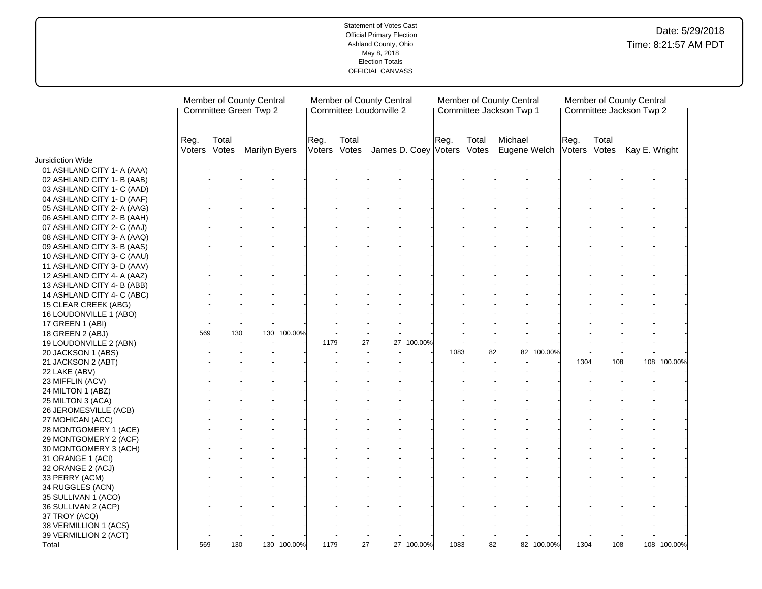Statement of Votes Cast
Official Primary Election
Ashland County, Ohio
May 8, 2018
Election Totals
OFFICIAL CANVASS

Date: 5/29/2018
Time: 8:21:57 AM PDT

| | Member of County Central Committee Green Twp 2 | | | | Member of County Central Committee Loudonville 2 | | | | Member of County Central Committee Jackson Twp 1 | | | | Member of County Central Committee Jackson Twp 2 | | | |
|---|---|---|---|---|---|---|---|---|---|---|---|---|---|---|---|---|
| | Reg. Voters | Total Votes | Marilyn Byers | | Reg. Voters | Total Votes | James D. Coey | | Reg. Voters | Total Votes | Michael Eugene Welch | | Reg. Voters | Total Votes | Kay E. Wright | |
| Jursidiction Wide | | | | | | | | | | | | | | | | |
| 01 ASHLAND CITY 1- A (AAA) | - | - | - | - | - | - | - | - | - | - | - | - | - | - | - | - |
| 02 ASHLAND CITY 1- B (AAB) | - | - | - | - | - | - | - | - | - | - | - | - | - | - | - | - |
| 03 ASHLAND CITY 1- C (AAD) | - | - | - | - | - | - | - | - | - | - | - | - | - | - | - | - |
| 04 ASHLAND CITY 1- D (AAF) | - | - | - | - | - | - | - | - | - | - | - | - | - | - | - | - |
| 05 ASHLAND CITY 2- A (AAG) | - | - | - | - | - | - | - | - | - | - | - | - | - | - | - | - |
| 06 ASHLAND CITY 2- B (AAH) | - | - | - | - | - | - | - | - | - | - | - | - | - | - | - | - |
| 07 ASHLAND CITY 2- C (AAJ) | - | - | - | - | - | - | - | - | - | - | - | - | - | - | - | - |
| 08 ASHLAND CITY 3- A (AAQ) | - | - | - | - | - | - | - | - | - | - | - | - | - | - | - | - |
| 09 ASHLAND CITY 3- B (AAS) | - | - | - | - | - | - | - | - | - | - | - | - | - | - | - | - |
| 10 ASHLAND CITY 3- C (AAU) | - | - | - | - | - | - | - | - | - | - | - | - | - | - | - | - |
| 11 ASHLAND CITY 3- D (AAV) | - | - | - | - | - | - | - | - | - | - | - | - | - | - | - | - |
| 12 ASHLAND CITY 4- A (AAZ) | - | - | - | - | - | - | - | - | - | - | - | - | - | - | - | - |
| 13 ASHLAND CITY 4- B (ABB) | - | - | - | - | - | - | - | - | - | - | - | - | - | - | - | - |
| 14 ASHLAND CITY 4- C (ABC) | - | - | - | - | - | - | - | - | - | - | - | - | - | - | - | - |
| 15 CLEAR CREEK (ABG) | - | - | - | - | - | - | - | - | - | - | - | - | - | - | - | - |
| 16 LOUDONVILLE 1 (ABO) | - | - | - | - | - | - | - | - | - | - | - | - | - | - | - | - |
| 17 GREEN 1 (ABI) | - | - | - | - | - | - | - | - | - | - | - | - | - | - | - | - |
| 18 GREEN 2 (ABJ) | 569 | 130 | 130 | 100.00% | - | - | - | - | - | - | - | - | - | - | - | - |
| 19 LOUDONVILLE 2 (ABN) | - | - | - | - | 1179 | 27 | 27 | 100.00% | - | - | - | - | - | - | - | - |
| 20 JACKSON 1 (ABS) | - | - | - | - | - | - | - | - | 1083 | 82 | 82 | 100.00% | - | - | - | - |
| 21 JACKSON 2 (ABT) | - | - | - | - | - | - | - | - | - | - | - | - | 1304 | 108 | 108 | 100.00% |
| 22 LAKE (ABV) | - | - | - | - | - | - | - | - | - | - | - | - | - | - | - | - |
| 23 MIFFLIN (ACV) | - | - | - | - | - | - | - | - | - | - | - | - | - | - | - | - |
| 24 MILTON 1 (ABZ) | - | - | - | - | - | - | - | - | - | - | - | - | - | - | - | - |
| 25 MILTON 3 (ACA) | - | - | - | - | - | - | - | - | - | - | - | - | - | - | - | - |
| 26 JEROMESVILLE (ACB) | - | - | - | - | - | - | - | - | - | - | - | - | - | - | - | - |
| 27 MOHICAN (ACC) | - | - | - | - | - | - | - | - | - | - | - | - | - | - | - | - |
| 28 MONTGOMERY 1 (ACE) | - | - | - | - | - | - | - | - | - | - | - | - | - | - | - | - |
| 29 MONTGOMERY 2 (ACF) | - | - | - | - | - | - | - | - | - | - | - | - | - | - | - | - |
| 30 MONTGOMERY 3 (ACH) | - | - | - | - | - | - | - | - | - | - | - | - | - | - | - | - |
| 31 ORANGE 1 (ACI) | - | - | - | - | - | - | - | - | - | - | - | - | - | - | - | - |
| 32 ORANGE 2 (ACJ) | - | - | - | - | - | - | - | - | - | - | - | - | - | - | - | - |
| 33 PERRY (ACM) | - | - | - | - | - | - | - | - | - | - | - | - | - | - | - | - |
| 34 RUGGLES (ACN) | - | - | - | - | - | - | - | - | - | - | - | - | - | - | - | - |
| 35 SULLIVAN 1 (ACO) | - | - | - | - | - | - | - | - | - | - | - | - | - | - | - | - |
| 36 SULLIVAN 2 (ACP) | - | - | - | - | - | - | - | - | - | - | - | - | - | - | - | - |
| 37 TROY (ACQ) | - | - | - | - | - | - | - | - | - | - | - | - | - | - | - | - |
| 38 VERMILLION 1 (ACS) | - | - | - | - | - | - | - | - | - | - | - | - | - | - | - | - |
| 39 VERMILLION 2 (ACT) | - | - | - | - | - | - | - | - | - | - | - | - | - | - | - | - |
| Total | 569 | 130 | 130 | 100.00% | 1179 | 27 | 27 | 100.00% | 1083 | 82 | 82 | 100.00% | 1304 | 108 | 108 | 100.00% |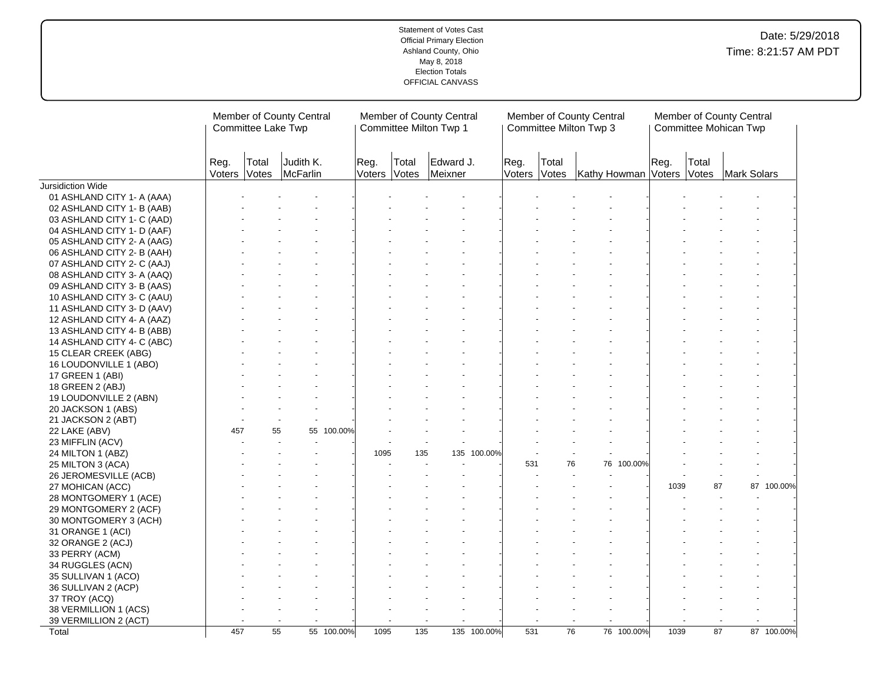Statement of Votes Cast
Official Primary Election
Ashland County, Ohio
May 8, 2018
Election Totals
OFFICIAL CANVASS

Date: 5/29/2018
Time: 8:21:57 AM PDT

| | Member of County Central Committee Lake Twp | | | | Member of County Central Committee Milton Twp 1 | | | | Member of County Central Committee Milton Twp 3 | | | | Member of County Central Committee Mohican Twp | | | |
|---|---|---|---|---|---|---|---|---|---|---|---|---|---|---|---|---|
| | Reg. Voters | Total Votes | Judith K. McFarlin | | Reg. Voters | Total Votes | Edward J. Meixner | | Reg. Voters | Total Votes | Kathy Howman | | Reg. Voters | Total Votes | Mark Solars | |
| Jursidiction Wide | | | | | | | | | | | | | | | | |
| 01 ASHLAND CITY 1- A (AAA) | - | - | - | - | - | - | - | - | - | - | - | - | - | - | - | - |
| 02 ASHLAND CITY 1- B (AAB) | - | - | - | - | - | - | - | - | - | - | - | - | - | - | - | - |
| 03 ASHLAND CITY 1- C (AAD) | - | - | - | - | - | - | - | - | - | - | - | - | - | - | - | - |
| 04 ASHLAND CITY 1- D (AAF) | - | - | - | - | - | - | - | - | - | - | - | - | - | - | - | - |
| 05 ASHLAND CITY 2- A (AAG) | - | - | - | - | - | - | - | - | - | - | - | - | - | - | - | - |
| 06 ASHLAND CITY 2- B (AAH) | - | - | - | - | - | - | - | - | - | - | - | - | - | - | - | - |
| 07 ASHLAND CITY 2- C (AAJ) | - | - | - | - | - | - | - | - | - | - | - | - | - | - | - | - |
| 08 ASHLAND CITY 3- A (AAQ) | - | - | - | - | - | - | - | - | - | - | - | - | - | - | - | - |
| 09 ASHLAND CITY 3- B (AAS) | - | - | - | - | - | - | - | - | - | - | - | - | - | - | - | - |
| 10 ASHLAND CITY 3- C (AAU) | - | - | - | - | - | - | - | - | - | - | - | - | - | - | - | - |
| 11 ASHLAND CITY 3- D (AAV) | - | - | - | - | - | - | - | - | - | - | - | - | - | - | - | - |
| 12 ASHLAND CITY 4- A (AAZ) | - | - | - | - | - | - | - | - | - | - | - | - | - | - | - | - |
| 13 ASHLAND CITY 4- B (ABB) | - | - | - | - | - | - | - | - | - | - | - | - | - | - | - | - |
| 14 ASHLAND CITY 4- C (ABC) | - | - | - | - | - | - | - | - | - | - | - | - | - | - | - | - |
| 15 CLEAR CREEK (ABG) | - | - | - | - | - | - | - | - | - | - | - | - | - | - | - | - |
| 16 LOUDONVILLE 1 (ABO) | - | - | - | - | - | - | - | - | - | - | - | - | - | - | - | - |
| 17 GREEN 1 (ABI) | - | - | - | - | - | - | - | - | - | - | - | - | - | - | - | - |
| 18 GREEN 2 (ABJ) | - | - | - | - | - | - | - | - | - | - | - | - | - | - | - | - |
| 19 LOUDONVILLE 2 (ABN) | - | - | - | - | - | - | - | - | - | - | - | - | - | - | - | - |
| 20 JACKSON 1 (ABS) | - | - | - | - | - | - | - | - | - | - | - | - | - | - | - | - |
| 21 JACKSON 2 (ABT) | - | - | - | - | - | - | - | - | - | - | - | - | - | - | - | - |
| 22 LAKE (ABV) | 457 | 55 | 55 | 100.00% | - | - | - | - | - | - | - | - | - | - | - | - |
| 23 MIFFLIN (ACV) | - | - | - | - | - | - | - | - | - | - | - | - | - | - | - | - |
| 24 MILTON 1 (ABZ) | - | - | - | - | 1095 | 135 | 135 | 100.00% | - | - | - | - | - | - | - | - |
| 25 MILTON 3 (ACA) | - | - | - | - | - | - | - | - | 531 | 76 | 76 | 100.00% | - | - | - | - |
| 26 JEROMESVILLE (ACB) | - | - | - | - | - | - | - | - | - | - | - | - | - | - | - | - |
| 27 MOHICAN (ACC) | - | - | - | - | - | - | - | - | - | - | - | - | 1039 | 87 | 87 | 100.00% |
| 28 MONTGOMERY 1 (ACE) | - | - | - | - | - | - | - | - | - | - | - | - | - | - | - | - |
| 29 MONTGOMERY 2 (ACF) | - | - | - | - | - | - | - | - | - | - | - | - | - | - | - | - |
| 30 MONTGOMERY 3 (ACH) | - | - | - | - | - | - | - | - | - | - | - | - | - | - | - | - |
| 31 ORANGE 1 (ACI) | - | - | - | - | - | - | - | - | - | - | - | - | - | - | - | - |
| 32 ORANGE 2 (ACJ) | - | - | - | - | - | - | - | - | - | - | - | - | - | - | - | - |
| 33 PERRY (ACM) | - | - | - | - | - | - | - | - | - | - | - | - | - | - | - | - |
| 34 RUGGLES (ACN) | - | - | - | - | - | - | - | - | - | - | - | - | - | - | - | - |
| 35 SULLIVAN 1 (ACO) | - | - | - | - | - | - | - | - | - | - | - | - | - | - | - | - |
| 36 SULLIVAN 2 (ACP) | - | - | - | - | - | - | - | - | - | - | - | - | - | - | - | - |
| 37 TROY (ACQ) | - | - | - | - | - | - | - | - | - | - | - | - | - | - | - | - |
| 38 VERMILLION 1 (ACS) | - | - | - | - | - | - | - | - | - | - | - | - | - | - | - | - |
| 39 VERMILLION 2 (ACT) | - | - | - | - | - | - | - | - | - | - | - | - | - | - | - | - |
| Total | 457 | 55 | 55 | 100.00% | 1095 | 135 | 135 | 100.00% | 531 | 76 | 76 | 100.00% | 1039 | 87 | 87 | 100.00% |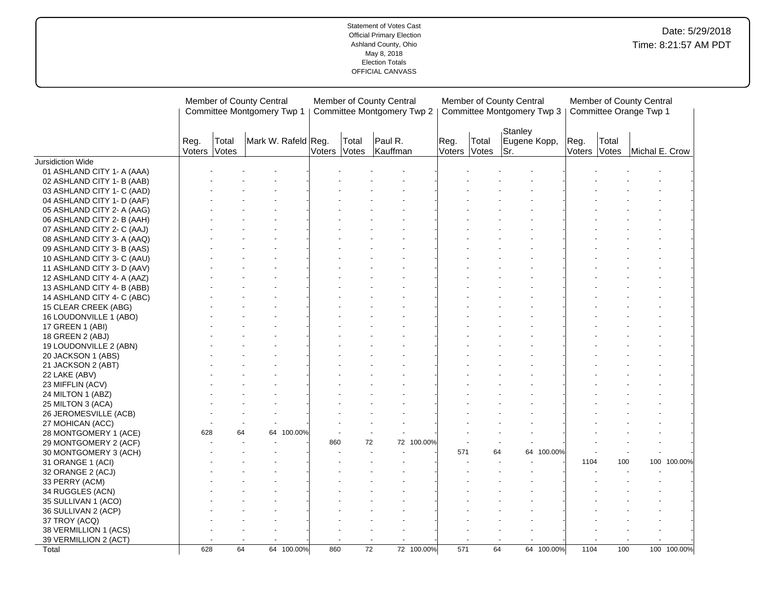Statement of Votes Cast
Official Primary Election
Ashland County, Ohio
May 8, 2018
Election Totals
OFFICIAL CANVASS

Date: 5/29/2018
Time: 8:21:57 AM PDT

| | Member of County Central Committee Montgomery Twp 1 | | | | Member of County Central Committee Montgomery Twp 2 | | | | Member of County Central Committee Montgomery Twp 3 | | | | Member of County Central Committee Orange Twp 1 | | | |
|---|---|---|---|---|---|---|---|---|---|---|---|---|---|---|---|---|
| | Reg. Voters | Total Votes | Mark W. Rafeld | | Reg. Voters | Total Votes | Paul R. Kauffman | | Reg. Voters | Total Votes | Stanley Eugene Kopp, Sr. | | Reg. Voters | Total Votes | Michal E. Crow | |
| Jursidiction Wide | | | | | | | | | | | | | | | | |
| 01 ASHLAND CITY 1- A (AAA) | - | - | - | - | - | - | - | - | - | - | - | - | - | - | - | - |
| 02 ASHLAND CITY 1- B (AAB) | - | - | - | - | - | - | - | - | - | - | - | - | - | - | - | - |
| 03 ASHLAND CITY 1- C (AAD) | - | - | - | - | - | - | - | - | - | - | - | - | - | - | - | - |
| 04 ASHLAND CITY 1- D (AAF) | - | - | - | - | - | - | - | - | - | - | - | - | - | - | - | - |
| 05 ASHLAND CITY 2- A (AAG) | - | - | - | - | - | - | - | - | - | - | - | - | - | - | - | - |
| 06 ASHLAND CITY 2- B (AAH) | - | - | - | - | - | - | - | - | - | - | - | - | - | - | - | - |
| 07 ASHLAND CITY 2- C (AAJ) | - | - | - | - | - | - | - | - | - | - | - | - | - | - | - | - |
| 08 ASHLAND CITY 3- A (AAQ) | - | - | - | - | - | - | - | - | - | - | - | - | - | - | - | - |
| 09 ASHLAND CITY 3- B (AAS) | - | - | - | - | - | - | - | - | - | - | - | - | - | - | - | - |
| 10 ASHLAND CITY 3- C (AAU) | - | - | - | - | - | - | - | - | - | - | - | - | - | - | - | - |
| 11 ASHLAND CITY 3- D (AAV) | - | - | - | - | - | - | - | - | - | - | - | - | - | - | - | - |
| 12 ASHLAND CITY 4- A (AAZ) | - | - | - | - | - | - | - | - | - | - | - | - | - | - | - | - |
| 13 ASHLAND CITY 4- B (ABB) | - | - | - | - | - | - | - | - | - | - | - | - | - | - | - | - |
| 14 ASHLAND CITY 4- C (ABC) | - | - | - | - | - | - | - | - | - | - | - | - | - | - | - | - |
| 15 CLEAR CREEK (ABG) | - | - | - | - | - | - | - | - | - | - | - | - | - | - | - | - |
| 16 LOUDONVILLE 1 (ABO) | - | - | - | - | - | - | - | - | - | - | - | - | - | - | - | - |
| 17 GREEN 1 (ABI) | - | - | - | - | - | - | - | - | - | - | - | - | - | - | - | - |
| 18 GREEN 2 (ABJ) | - | - | - | - | - | - | - | - | - | - | - | - | - | - | - | - |
| 19 LOUDONVILLE 2 (ABN) | - | - | - | - | - | - | - | - | - | - | - | - | - | - | - | - |
| 20 JACKSON 1 (ABS) | - | - | - | - | - | - | - | - | - | - | - | - | - | - | - | - |
| 21 JACKSON 2 (ABT) | - | - | - | - | - | - | - | - | - | - | - | - | - | - | - | - |
| 22 LAKE (ABV) | - | - | - | - | - | - | - | - | - | - | - | - | - | - | - | - |
| 23 MIFFLIN (ACV) | - | - | - | - | - | - | - | - | - | - | - | - | - | - | - | - |
| 24 MILTON 1 (ABZ) | - | - | - | - | - | - | - | - | - | - | - | - | - | - | - | - |
| 25 MILTON 3 (ACA) | - | - | - | - | - | - | - | - | - | - | - | - | - | - | - | - |
| 26 JEROMESVILLE (ACB) | - | - | - | - | - | - | - | - | - | - | - | - | - | - | - | - |
| 27 MOHICAN (ACC) | - | - | - | - | - | - | - | - | - | - | - | - | - | - | - | - |
| 28 MONTGOMERY 1 (ACE) | 628 | 64 | 64 | 100.00% | - | - | - | - | - | - | - | - | - | - | - | - |
| 29 MONTGOMERY 2 (ACF) | - | - | - | - | 860 | 72 | 72 | 100.00% | - | - | - | - | - | - | - | - |
| 30 MONTGOMERY 3 (ACH) | - | - | - | - | - | - | - | - | 571 | 64 | 64 | 100.00% | - | - | - | - |
| 31 ORANGE 1 (ACI) | - | - | - | - | - | - | - | - | - | - | - | - | 1104 | 100 | 100 | 100.00% |
| 32 ORANGE 2 (ACJ) | - | - | - | - | - | - | - | - | - | - | - | - | - | - | - | - |
| 33 PERRY (ACM) | - | - | - | - | - | - | - | - | - | - | - | - | - | - | - | - |
| 34 RUGGLES (ACN) | - | - | - | - | - | - | - | - | - | - | - | - | - | - | - | - |
| 35 SULLIVAN 1 (ACO) | - | - | - | - | - | - | - | - | - | - | - | - | - | - | - | - |
| 36 SULLIVAN 2 (ACP) | - | - | - | - | - | - | - | - | - | - | - | - | - | - | - | - |
| 37 TROY (ACQ) | - | - | - | - | - | - | - | - | - | - | - | - | - | - | - | - |
| 38 VERMILLION 1 (ACS) | - | - | - | - | - | - | - | - | - | - | - | - | - | - | - | - |
| 39 VERMILLION 2 (ACT) | - | - | - | - | - | - | - | - | - | - | - | - | - | - | - | - |
| Total | 628 | 64 | 64 | 100.00% | 860 | 72 | 72 | 100.00% | 571 | 64 | 64 | 100.00% | 1104 | 100 | 100 | 100.00% |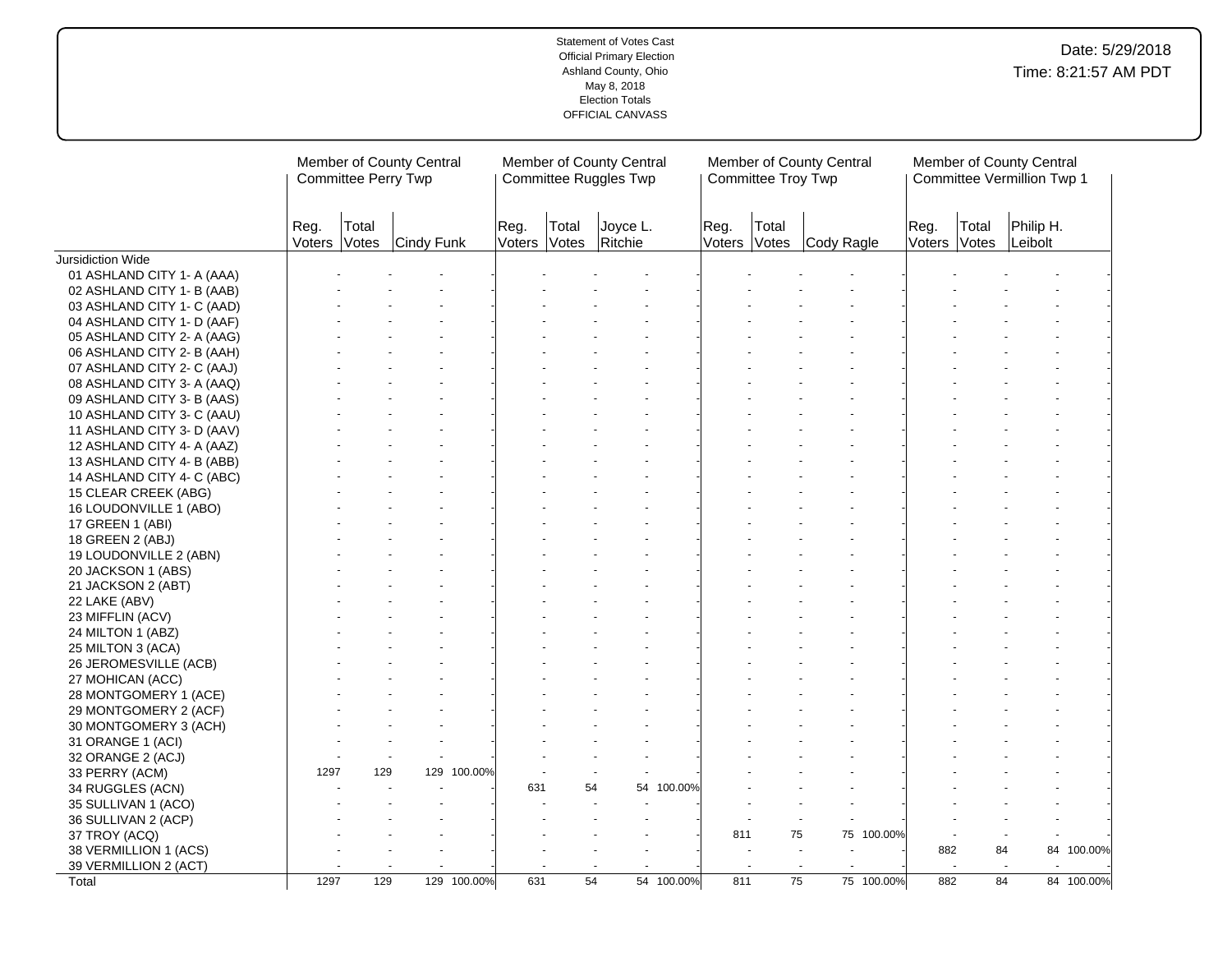Statement of Votes Cast
Official Primary Election
Ashland County, Ohio
May 8, 2018
Election Totals
OFFICIAL CANVASS

Date: 5/29/2018
Time: 8:21:57 AM PDT

| | Member of County Central Committee Perry Twp | | | | Member of County Central Committee Ruggles Twp | | | | Member of County Central Committee Troy Twp | | | | Member of County Central Committee Vermillion Twp 1 | | | |
|---|---|---|---|---|---|---|---|---|---|---|---|---|---|---|---|---|
| | Reg. Voters | Total Votes | Cindy Funk | | Reg. Voters | Total Votes | Joyce L. Ritchie | | Reg. Voters | Total Votes | Cody Ragle | | Reg. Voters | Total Votes | Philip H. Leibolt | |
| Jursidiction Wide | | | | | | | | | | | | | | | | |
| 01 ASHLAND CITY 1- A (AAA) | - | - | - | - | - | - | - | - | - | - | - | - | - | - | - | - |
| 02 ASHLAND CITY 1- B (AAB) | - | - | - | - | - | - | - | - | - | - | - | - | - | - | - | - |
| 03 ASHLAND CITY 1- C (AAD) | - | - | - | - | - | - | - | - | - | - | - | - | - | - | - | - |
| 04 ASHLAND CITY 1- D (AAF) | - | - | - | - | - | - | - | - | - | - | - | - | - | - | - | - |
| 05 ASHLAND CITY 2- A (AAG) | - | - | - | - | - | - | - | - | - | - | - | - | - | - | - | - |
| 06 ASHLAND CITY 2- B (AAH) | - | - | - | - | - | - | - | - | - | - | - | - | - | - | - | - |
| 07 ASHLAND CITY 2- C (AAJ) | - | - | - | - | - | - | - | - | - | - | - | - | - | - | - | - |
| 08 ASHLAND CITY 3- A (AAQ) | - | - | - | - | - | - | - | - | - | - | - | - | - | - | - | - |
| 09 ASHLAND CITY 3- B (AAS) | - | - | - | - | - | - | - | - | - | - | - | - | - | - | - | - |
| 10 ASHLAND CITY 3- C (AAU) | - | - | - | - | - | - | - | - | - | - | - | - | - | - | - | - |
| 11 ASHLAND CITY 3- D (AAV) | - | - | - | - | - | - | - | - | - | - | - | - | - | - | - | - |
| 12 ASHLAND CITY 4- A (AAZ) | - | - | - | - | - | - | - | - | - | - | - | - | - | - | - | - |
| 13 ASHLAND CITY 4- B (ABB) | - | - | - | - | - | - | - | - | - | - | - | - | - | - | - | - |
| 14 ASHLAND CITY 4- C (ABC) | - | - | - | - | - | - | - | - | - | - | - | - | - | - | - | - |
| 15 CLEAR CREEK (ABG) | - | - | - | - | - | - | - | - | - | - | - | - | - | - | - | - |
| 16 LOUDONVILLE 1 (ABO) | - | - | - | - | - | - | - | - | - | - | - | - | - | - | - | - |
| 17 GREEN 1 (ABI) | - | - | - | - | - | - | - | - | - | - | - | - | - | - | - | - |
| 18 GREEN 2 (ABJ) | - | - | - | - | - | - | - | - | - | - | - | - | - | - | - | - |
| 19 LOUDONVILLE 2 (ABN) | - | - | - | - | - | - | - | - | - | - | - | - | - | - | - | - |
| 20 JACKSON 1 (ABS) | - | - | - | - | - | - | - | - | - | - | - | - | - | - | - | - |
| 21 JACKSON 2 (ABT) | - | - | - | - | - | - | - | - | - | - | - | - | - | - | - | - |
| 22 LAKE (ABV) | - | - | - | - | - | - | - | - | - | - | - | - | - | - | - | - |
| 23 MIFFLIN (ACV) | - | - | - | - | - | - | - | - | - | - | - | - | - | - | - | - |
| 24 MILTON 1 (ABZ) | - | - | - | - | - | - | - | - | - | - | - | - | - | - | - | - |
| 25 MILTON 3 (ACA) | - | - | - | - | - | - | - | - | - | - | - | - | - | - | - | - |
| 26 JEROMESVILLE (ACB) | - | - | - | - | - | - | - | - | - | - | - | - | - | - | - | - |
| 27 MOHICAN (ACC) | - | - | - | - | - | - | - | - | - | - | - | - | - | - | - | - |
| 28 MONTGOMERY 1 (ACE) | - | - | - | - | - | - | - | - | - | - | - | - | - | - | - | - |
| 29 MONTGOMERY 2 (ACF) | - | - | - | - | - | - | - | - | - | - | - | - | - | - | - | - |
| 30 MONTGOMERY 3 (ACH) | - | - | - | - | - | - | - | - | - | - | - | - | - | - | - | - |
| 31 ORANGE 1 (ACI) | - | - | - | - | - | - | - | - | - | - | - | - | - | - | - | - |
| 32 ORANGE 2 (ACJ) | - | - | - | - | - | - | - | - | - | - | - | - | - | - | - | - |
| 33 PERRY (ACM) | 1297 | 129 | 129 | 100.00% | - | - | - | - | - | - | - | - | - | - | - | - |
| 34 RUGGLES (ACN) | - | - | - | - | 631 | 54 | 54 | 100.00% | - | - | - | - | - | - | - | - |
| 35 SULLIVAN 1 (ACO) | - | - | - | - | - | - | - | - | - | - | - | - | - | - | - | - |
| 36 SULLIVAN 2 (ACP) | - | - | - | - | - | - | - | - | - | - | - | - | - | - | - | - |
| 37 TROY (ACQ) | - | - | - | - | - | - | - | - | 811 | 75 | 75 | 100.00% | - | - | - | - |
| 38 VERMILLION 1 (ACS) | - | - | - | - | - | - | - | - | - | - | - | - | 882 | 84 | 84 | 100.00% |
| 39 VERMILLION 2 (ACT) | - | - | - | - | - | - | - | - | - | - | - | - | - | - | - | - |
| Total | 1297 | 129 | 129 | 100.00% | 631 | 54 | 54 | 100.00% | 811 | 75 | 75 | 100.00% | 882 | 84 | 84 | 100.00% |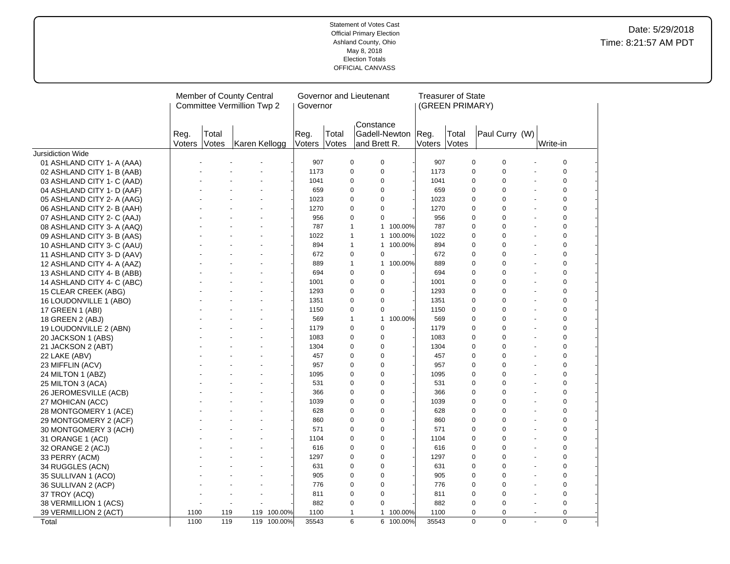Statement of Votes Cast
Official Primary Election
Ashland County, Ohio
May 8, 2018
Election Totals
OFFICIAL CANVASS

Date: 5/29/2018
Time: 8:21:57 AM PDT

| | Member of County Central Committee Vermillion Twp 2 | | | | Governor and Lieutenant Governor | | | | Treasurer of State (GREEN PRIMARY) | | | | | |
|---|---|---|---|---|---|---|---|---|---|---|---|---|---|---|
| | Reg. Voters | Total Votes | Karen Kellogg | | Reg. Voters | Total Votes | Constance Gadell-Newton and Brett R. | | Reg. Voters | Total Votes | Paul Curry (W) | | Write-in | |
| Jursidiction Wide | | | | | | | | | | | | | | |
| 01 ASHLAND CITY 1- A (AAA) | - | - | - | - | 907 | 0 | 0 | - | 907 | 0 | 0 | - | 0 | - |
| 02 ASHLAND CITY 1- B (AAB) | - | - | - | - | 1173 | 0 | 0 | - | 1173 | 0 | 0 | - | 0 | - |
| 03 ASHLAND CITY 1- C (AAD) | - | - | - | - | 1041 | 0 | 0 | - | 1041 | 0 | 0 | - | 0 | - |
| 04 ASHLAND CITY 1- D (AAF) | - | - | - | - | 659 | 0 | 0 | - | 659 | 0 | 0 | - | 0 | - |
| 05 ASHLAND CITY 2- A (AAG) | - | - | - | - | 1023 | 0 | 0 | - | 1023 | 0 | 0 | - | 0 | - |
| 06 ASHLAND CITY 2- B (AAH) | - | - | - | - | 1270 | 0 | 0 | - | 1270 | 0 | 0 | - | 0 | - |
| 07 ASHLAND CITY 2- C (AAJ) | - | - | - | - | 956 | 0 | 0 | - | 956 | 0 | 0 | - | 0 | - |
| 08 ASHLAND CITY 3- A (AAQ) | - | - | - | - | 787 | 1 | 1 | 100.00% | 787 | 0 | 0 | - | 0 | - |
| 09 ASHLAND CITY 3- B (AAS) | - | - | - | - | 1022 | 1 | 1 | 100.00% | 1022 | 0 | 0 | - | 0 | - |
| 10 ASHLAND CITY 3- C (AAU) | - | - | - | - | 894 | 1 | 1 | 100.00% | 894 | 0 | 0 | - | 0 | - |
| 11 ASHLAND CITY 3- D (AAV) | - | - | - | - | 672 | 0 | 0 | - | 672 | 0 | 0 | - | 0 | - |
| 12 ASHLAND CITY 4- A (AAZ) | - | - | - | - | 889 | 1 | 1 | 100.00% | 889 | 0 | 0 | - | 0 | - |
| 13 ASHLAND CITY 4- B (ABB) | - | - | - | - | 694 | 0 | 0 | - | 694 | 0 | 0 | - | 0 | - |
| 14 ASHLAND CITY 4- C (ABC) | - | - | - | - | 1001 | 0 | 0 | - | 1001 | 0 | 0 | - | 0 | - |
| 15 CLEAR CREEK (ABG) | - | - | - | - | 1293 | 0 | 0 | - | 1293 | 0 | 0 | - | 0 | - |
| 16 LOUDONVILLE 1 (ABO) | - | - | - | - | 1351 | 0 | 0 | - | 1351 | 0 | 0 | - | 0 | - |
| 17 GREEN 1 (ABI) | - | - | - | - | 1150 | 0 | 0 | - | 1150 | 0 | 0 | - | 0 | - |
| 18 GREEN 2 (ABJ) | - | - | - | - | 569 | 1 | 1 | 100.00% | 569 | 0 | 0 | - | 0 | - |
| 19 LOUDONVILLE 2 (ABN) | - | - | - | - | 1179 | 0 | 0 | - | 1179 | 0 | 0 | - | 0 | - |
| 20 JACKSON 1 (ABS) | - | - | - | - | 1083 | 0 | 0 | - | 1083 | 0 | 0 | - | 0 | - |
| 21 JACKSON 2 (ABT) | - | - | - | - | 1304 | 0 | 0 | - | 1304 | 0 | 0 | - | 0 | - |
| 22 LAKE (ABV) | - | - | - | - | 457 | 0 | 0 | - | 457 | 0 | 0 | - | 0 | - |
| 23 MIFFLIN (ACV) | - | - | - | - | 957 | 0 | 0 | - | 957 | 0 | 0 | - | 0 | - |
| 24 MILTON 1 (ABZ) | - | - | - | - | 1095 | 0 | 0 | - | 1095 | 0 | 0 | - | 0 | - |
| 25 MILTON 3 (ACA) | - | - | - | - | 531 | 0 | 0 | - | 531 | 0 | 0 | - | 0 | - |
| 26 JEROMESVILLE (ACB) | - | - | - | - | 366 | 0 | 0 | - | 366 | 0 | 0 | - | 0 | - |
| 27 MOHICAN (ACC) | - | - | - | - | 1039 | 0 | 0 | - | 1039 | 0 | 0 | - | 0 | - |
| 28 MONTGOMERY 1 (ACE) | - | - | - | - | 628 | 0 | 0 | - | 628 | 0 | 0 | - | 0 | - |
| 29 MONTGOMERY 2 (ACF) | - | - | - | - | 860 | 0 | 0 | - | 860 | 0 | 0 | - | 0 | - |
| 30 MONTGOMERY 3 (ACH) | - | - | - | - | 571 | 0 | 0 | - | 571 | 0 | 0 | - | 0 | - |
| 31 ORANGE 1 (ACI) | - | - | - | - | 1104 | 0 | 0 | - | 1104 | 0 | 0 | - | 0 | - |
| 32 ORANGE 2 (ACJ) | - | - | - | - | 616 | 0 | 0 | - | 616 | 0 | 0 | - | 0 | - |
| 33 PERRY (ACM) | - | - | - | - | 1297 | 0 | 0 | - | 1297 | 0 | 0 | - | 0 | - |
| 34 RUGGLES (ACN) | - | - | - | - | 631 | 0 | 0 | - | 631 | 0 | 0 | - | 0 | - |
| 35 SULLIVAN 1 (ACO) | - | - | - | - | 905 | 0 | 0 | - | 905 | 0 | 0 | - | 0 | - |
| 36 SULLIVAN 2 (ACP) | - | - | - | - | 776 | 0 | 0 | - | 776 | 0 | 0 | - | 0 | - |
| 37 TROY (ACQ) | - | - | - | - | 811 | 0 | 0 | - | 811 | 0 | 0 | - | 0 | - |
| 38 VERMILLION 1 (ACS) | - | - | - | - | 882 | 0 | 0 | - | 882 | 0 | 0 | - | 0 | - |
| 39 VERMILLION 2 (ACT) | 1100 | 119 | 119 | 100.00% | 1100 | 1 | 1 | 100.00% | 1100 | 0 | 0 | - | 0 | - |
| Total | 1100 | 119 | 119 | 100.00% | 35543 | 6 | 6 | 100.00% | 35543 | 0 | 0 | - | 0 | - |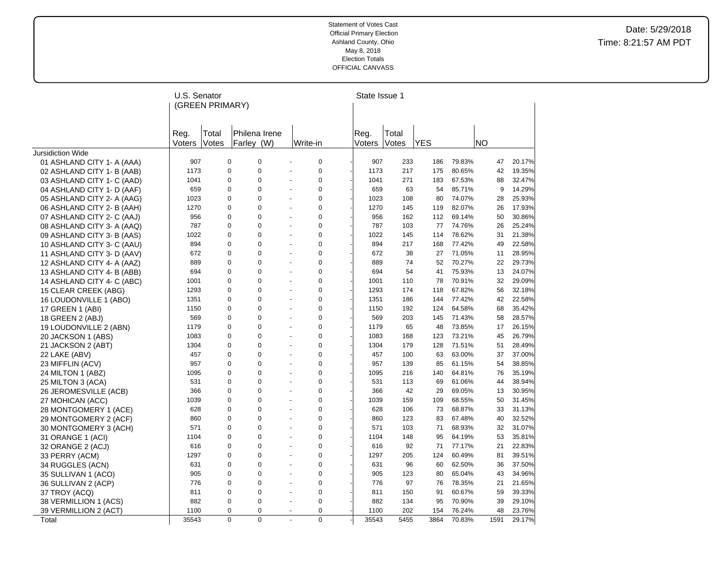Statement of Votes Cast
Official Primary Election
Ashland County, Ohio
May 8, 2018
Election Totals
OFFICIAL CANVASS

Date: 5/29/2018
Time: 8:21:57 AM PDT

| | U.S. Senator (GREEN PRIMARY) | | | | | | State Issue 1 | | | | | |
|---|---|---|---|---|---|---|---|---|---|---|---|---|
| | Reg. Voters | Total Votes | Philena Irene Farley (W) | | Write-in | | Reg. Voters | Total Votes | YES | | NO | |
| Jursidiction Wide | | | | | | | | | | | | |
| 01 ASHLAND CITY 1- A (AAA) | 907 | 0 | 0 | - | 0 | - | 907 | 233 | 186 | 79.83% | 47 | 20.17% |
| 02 ASHLAND CITY 1- B (AAB) | 1173 | 0 | 0 | - | 0 | - | 1173 | 217 | 175 | 80.65% | 42 | 19.35% |
| 03 ASHLAND CITY 1- C (AAD) | 1041 | 0 | 0 | - | 0 | - | 1041 | 271 | 183 | 67.53% | 88 | 32.47% |
| 04 ASHLAND CITY 1- D (AAF) | 659 | 0 | 0 | - | 0 | - | 659 | 63 | 54 | 85.71% | 9 | 14.29% |
| 05 ASHLAND CITY 2- A (AAG) | 1023 | 0 | 0 | - | 0 | - | 1023 | 108 | 80 | 74.07% | 28 | 25.93% |
| 06 ASHLAND CITY 2- B (AAH) | 1270 | 0 | 0 | - | 0 | - | 1270 | 145 | 119 | 82.07% | 26 | 17.93% |
| 07 ASHLAND CITY 2- C (AAJ) | 956 | 0 | 0 | - | 0 | - | 956 | 162 | 112 | 69.14% | 50 | 30.86% |
| 08 ASHLAND CITY 3- A (AAQ) | 787 | 0 | 0 | - | 0 | - | 787 | 103 | 77 | 74.76% | 26 | 25.24% |
| 09 ASHLAND CITY 3- B (AAS) | 1022 | 0 | 0 | - | 0 | - | 1022 | 145 | 114 | 78.62% | 31 | 21.38% |
| 10 ASHLAND CITY 3- C (AAU) | 894 | 0 | 0 | - | 0 | - | 894 | 217 | 168 | 77.42% | 49 | 22.58% |
| 11 ASHLAND CITY 3- D (AAV) | 672 | 0 | 0 | - | 0 | - | 672 | 38 | 27 | 71.05% | 11 | 28.95% |
| 12 ASHLAND CITY 4- A (AAZ) | 889 | 0 | 0 | - | 0 | - | 889 | 74 | 52 | 70.27% | 22 | 29.73% |
| 13 ASHLAND CITY 4- B (ABB) | 694 | 0 | 0 | - | 0 | - | 694 | 54 | 41 | 75.93% | 13 | 24.07% |
| 14 ASHLAND CITY 4- C (ABC) | 1001 | 0 | 0 | - | 0 | - | 1001 | 110 | 78 | 70.91% | 32 | 29.09% |
| 15 CLEAR CREEK (ABG) | 1293 | 0 | 0 | - | 0 | - | 1293 | 174 | 118 | 67.82% | 56 | 32.18% |
| 16 LOUDONVILLE 1 (ABO) | 1351 | 0 | 0 | - | 0 | - | 1351 | 186 | 144 | 77.42% | 42 | 22.58% |
| 17 GREEN 1 (ABI) | 1150 | 0 | 0 | - | 0 | - | 1150 | 192 | 124 | 64.58% | 68 | 35.42% |
| 18 GREEN 2 (ABJ) | 569 | 0 | 0 | - | 0 | - | 569 | 203 | 145 | 71.43% | 58 | 28.57% |
| 19 LOUDONVILLE 2 (ABN) | 1179 | 0 | 0 | - | 0 | - | 1179 | 65 | 48 | 73.85% | 17 | 26.15% |
| 20 JACKSON 1 (ABS) | 1083 | 0 | 0 | - | 0 | - | 1083 | 168 | 123 | 73.21% | 45 | 26.79% |
| 21 JACKSON 2 (ABT) | 1304 | 0 | 0 | - | 0 | - | 1304 | 179 | 128 | 71.51% | 51 | 28.49% |
| 22 LAKE (ABV) | 457 | 0 | 0 | - | 0 | - | 457 | 100 | 63 | 63.00% | 37 | 37.00% |
| 23 MIFFLIN (ACV) | 957 | 0 | 0 | - | 0 | - | 957 | 139 | 85 | 61.15% | 54 | 38.85% |
| 24 MILTON 1 (ABZ) | 1095 | 0 | 0 | - | 0 | - | 1095 | 216 | 140 | 64.81% | 76 | 35.19% |
| 25 MILTON 3 (ACA) | 531 | 0 | 0 | - | 0 | - | 531 | 113 | 69 | 61.06% | 44 | 38.94% |
| 26 JEROMESVILLE (ACB) | 366 | 0 | 0 | - | 0 | - | 366 | 42 | 29 | 69.05% | 13 | 30.95% |
| 27 MOHICAN (ACC) | 1039 | 0 | 0 | - | 0 | - | 1039 | 159 | 109 | 68.55% | 50 | 31.45% |
| 28 MONTGOMERY 1 (ACE) | 628 | 0 | 0 | - | 0 | - | 628 | 106 | 73 | 68.87% | 33 | 31.13% |
| 29 MONTGOMERY 2 (ACF) | 860 | 0 | 0 | - | 0 | - | 860 | 123 | 83 | 67.48% | 40 | 32.52% |
| 30 MONTGOMERY 3 (ACH) | 571 | 0 | 0 | - | 0 | - | 571 | 103 | 71 | 68.93% | 32 | 31.07% |
| 31 ORANGE 1 (ACI) | 1104 | 0 | 0 | - | 0 | - | 1104 | 148 | 95 | 64.19% | 53 | 35.81% |
| 32 ORANGE 2 (ACJ) | 616 | 0 | 0 | - | 0 | - | 616 | 92 | 71 | 77.17% | 21 | 22.83% |
| 33 PERRY (ACM) | 1297 | 0 | 0 | - | 0 | - | 1297 | 205 | 124 | 60.49% | 81 | 39.51% |
| 34 RUGGLES (ACN) | 631 | 0 | 0 | - | 0 | - | 631 | 96 | 60 | 62.50% | 36 | 37.50% |
| 35 SULLIVAN 1 (ACO) | 905 | 0 | 0 | - | 0 | - | 905 | 123 | 80 | 65.04% | 43 | 34.96% |
| 36 SULLIVAN 2 (ACP) | 776 | 0 | 0 | - | 0 | - | 776 | 97 | 76 | 78.35% | 21 | 21.65% |
| 37 TROY (ACQ) | 811 | 0 | 0 | - | 0 | - | 811 | 150 | 91 | 60.67% | 59 | 39.33% |
| 38 VERMILLION 1 (ACS) | 882 | 0 | 0 | - | 0 | - | 882 | 134 | 95 | 70.90% | 39 | 29.10% |
| 39 VERMILLION 2 (ACT) | 1100 | 0 | 0 | - | 0 | - | 1100 | 202 | 154 | 76.24% | 48 | 23.76% |
| Total | 35543 | 0 | 0 | - | 0 | - | 35543 | 5455 | 3864 | 70.83% | 1591 | 29.17% |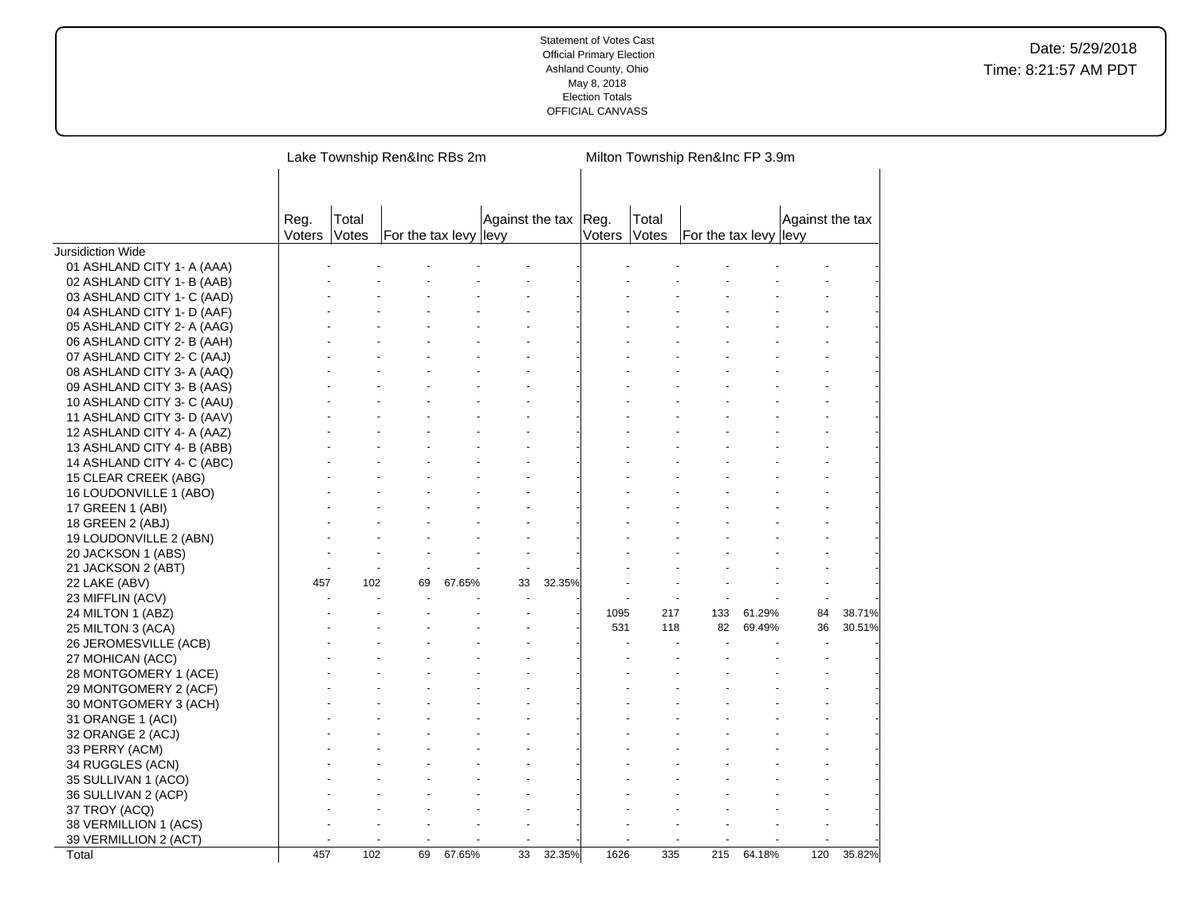Statement of Votes Cast
Official Primary Election
Ashland County, Ohio
May 8, 2018
Election Totals
OFFICIAL CANVASS

Date: 5/29/2018
Time: 8:21:57 AM PDT

| | Lake Township Ren&Inc RBs 2m | | | | | | Milton Township Ren&Inc FP 3.9m | | | | | |
|---|---|---|---|---|---|---|---|---|---|---|---|---|
| | Reg. Voters | Total Votes | For the tax levy | | Against the tax levy | | Reg. Voters | Total Votes | For the tax levy | | Against the tax levy | |
| Jursidiction Wide | | | | | | | | | | | | |
| 01 ASHLAND CITY 1- A (AAA) | - | - | - | - | - | - | - | - | - | - | - | - |
| 02 ASHLAND CITY 1- B (AAB) | - | - | - | - | - | - | - | - | - | - | - | - |
| 03 ASHLAND CITY 1- C (AAD) | - | - | - | - | - | - | - | - | - | - | - | - |
| 04 ASHLAND CITY 1- D (AAF) | - | - | - | - | - | - | - | - | - | - | - | - |
| 05 ASHLAND CITY 2- A (AAG) | - | - | - | - | - | - | - | - | - | - | - | - |
| 06 ASHLAND CITY 2- B (AAH) | - | - | - | - | - | - | - | - | - | - | - | - |
| 07 ASHLAND CITY 2- C (AAJ) | - | - | - | - | - | - | - | - | - | - | - | - |
| 08 ASHLAND CITY 3- A (AAQ) | - | - | - | - | - | - | - | - | - | - | - | - |
| 09 ASHLAND CITY 3- B (AAS) | - | - | - | - | - | - | - | - | - | - | - | - |
| 10 ASHLAND CITY 3- C (AAU) | - | - | - | - | - | - | - | - | - | - | - | - |
| 11 ASHLAND CITY 3- D (AAV) | - | - | - | - | - | - | - | - | - | - | - | - |
| 12 ASHLAND CITY 4- A (AAZ) | - | - | - | - | - | - | - | - | - | - | - | - |
| 13 ASHLAND CITY 4- B (ABB) | - | - | - | - | - | - | - | - | - | - | - | - |
| 14 ASHLAND CITY 4- C (ABC) | - | - | - | - | - | - | - | - | - | - | - | - |
| 15 CLEAR CREEK (ABG) | - | - | - | - | - | - | - | - | - | - | - | - |
| 16 LOUDONVILLE 1 (ABO) | - | - | - | - | - | - | - | - | - | - | - | - |
| 17 GREEN 1 (ABI) | - | - | - | - | - | - | - | - | - | - | - | - |
| 18 GREEN 2 (ABJ) | - | - | - | - | - | - | - | - | - | - | - | - |
| 19 LOUDONVILLE 2 (ABN) | - | - | - | - | - | - | - | - | - | - | - | - |
| 20 JACKSON 1 (ABS) | - | - | - | - | - | - | - | - | - | - | - | - |
| 21 JACKSON 2 (ABT) | - | - | - | - | - | - | - | - | - | - | - | - |
| 22 LAKE (ABV) | 457 | 102 | 69 | 67.65% | 33 | 32.35% | - | - | - | - | - | - |
| 23 MIFFLIN (ACV) | - | - | - | - | - | - | - | - | - | - | - | - |
| 24 MILTON 1 (ABZ) | - | - | - | - | - | - | 1095 | 217 | 133 | 61.29% | 84 | 38.71% |
| 25 MILTON 3 (ACA) | - | - | - | - | - | - | 531 | 118 | 82 | 69.49% | 36 | 30.51% |
| 26 JEROMESVILLE (ACB) | - | - | - | - | - | - | - | - | - | - | - | - |
| 27 MOHICAN (ACC) | - | - | - | - | - | - | - | - | - | - | - | - |
| 28 MONTGOMERY 1 (ACE) | - | - | - | - | - | - | - | - | - | - | - | - |
| 29 MONTGOMERY 2 (ACF) | - | - | - | - | - | - | - | - | - | - | - | - |
| 30 MONTGOMERY 3 (ACH) | - | - | - | - | - | - | - | - | - | - | - | - |
| 31 ORANGE 1 (ACI) | - | - | - | - | - | - | - | - | - | - | - | - |
| 32 ORANGE 2 (ACJ) | - | - | - | - | - | - | - | - | - | - | - | - |
| 33 PERRY (ACM) | - | - | - | - | - | - | - | - | - | - | - | - |
| 34 RUGGLES (ACN) | - | - | - | - | - | - | - | - | - | - | - | - |
| 35 SULLIVAN 1 (ACO) | - | - | - | - | - | - | - | - | - | - | - | - |
| 36 SULLIVAN 2 (ACP) | - | - | - | - | - | - | - | - | - | - | - | - |
| 37 TROY (ACQ) | - | - | - | - | - | - | - | - | - | - | - | - |
| 38 VERMILLION 1 (ACS) | - | - | - | - | - | - | - | - | - | - | - | - |
| 39 VERMILLION 2 (ACT) | - | - | - | - | - | - | - | - | - | - | - | - |
| Total | 457 | 102 | 69 | 67.65% | 33 | 32.35% | 1626 | 335 | 215 | 64.18% | 120 | 35.82% |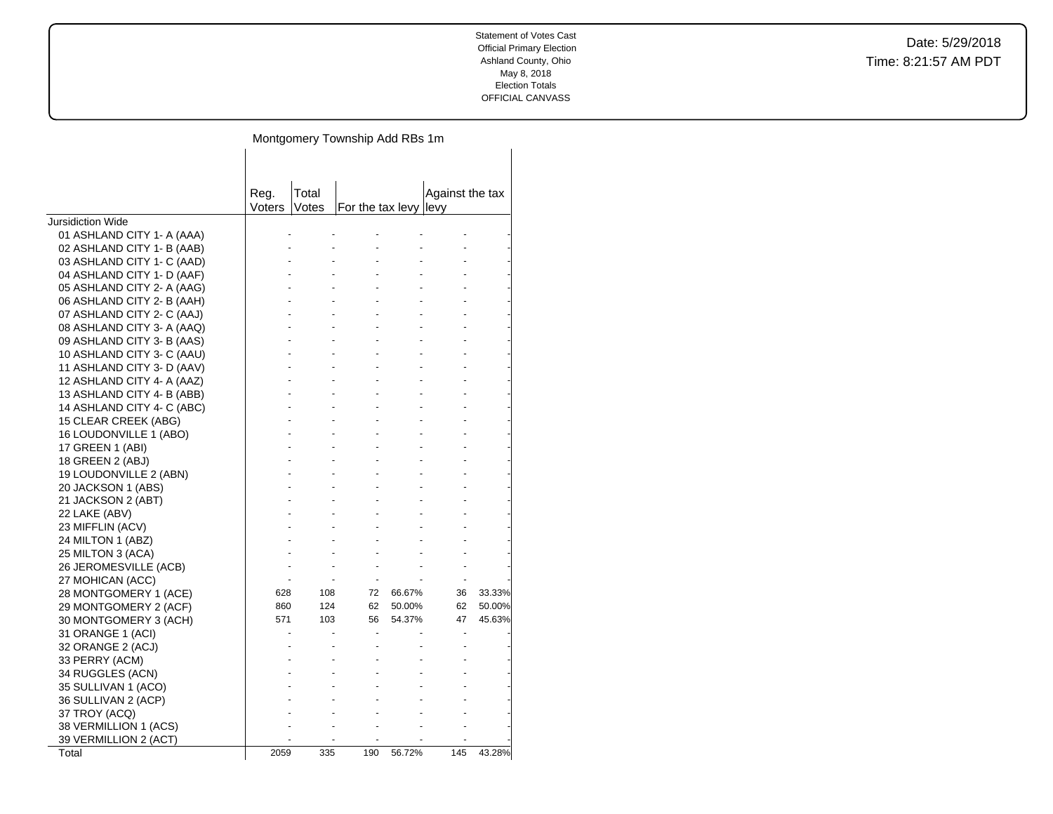Statement of Votes Cast
Official Primary Election
Ashland County, Ohio
May 8, 2018
Election Totals
OFFICIAL CANVASS

Date: 5/29/2018
Time: 8:21:57 AM PDT

## Montgomery Township Add RBs 1m

| | Reg. Voters | Total Votes | For the tax levy | | Against the tax levy | |
|---|---|---|---|---|---|---|
| Jursidiction Wide | | | | | | |
| 01 ASHLAND CITY 1- A (AAA) | - | - | - | - | - | - |
| 02 ASHLAND CITY 1- B (AAB) | - | - | - | - | - | - |
| 03 ASHLAND CITY 1- C (AAD) | - | - | - | - | - | - |
| 04 ASHLAND CITY 1- D (AAF) | - | - | - | - | - | - |
| 05 ASHLAND CITY 2- A (AAG) | - | - | - | - | - | - |
| 06 ASHLAND CITY 2- B (AAH) | - | - | - | - | - | - |
| 07 ASHLAND CITY 2- C (AAJ) | - | - | - | - | - | - |
| 08 ASHLAND CITY 3- A (AAQ) | - | - | - | - | - | - |
| 09 ASHLAND CITY 3- B (AAS) | - | - | - | - | - | - |
| 10 ASHLAND CITY 3- C (AAU) | - | - | - | - | - | - |
| 11 ASHLAND CITY 3- D (AAV) | - | - | - | - | - | - |
| 12 ASHLAND CITY 4- A (AAZ) | - | - | - | - | - | - |
| 13 ASHLAND CITY 4- B (ABB) | - | - | - | - | - | - |
| 14 ASHLAND CITY 4- C (ABC) | - | - | - | - | - | - |
| 15 CLEAR CREEK (ABG) | - | - | - | - | - | - |
| 16 LOUDONVILLE 1 (ABO) | - | - | - | - | - | - |
| 17 GREEN 1 (ABI) | - | - | - | - | - | - |
| 18 GREEN 2 (ABJ) | - | - | - | - | - | - |
| 19 LOUDONVILLE 2 (ABN) | - | - | - | - | - | - |
| 20 JACKSON 1 (ABS) | - | - | - | - | - | - |
| 21 JACKSON 2 (ABT) | - | - | - | - | - | - |
| 22 LAKE (ABV) | - | - | - | - | - | - |
| 23 MIFFLIN (ACV) | - | - | - | - | - | - |
| 24 MILTON 1 (ABZ) | - | - | - | - | - | - |
| 25 MILTON 3 (ACA) | - | - | - | - | - | - |
| 26 JEROMESVILLE (ACB) | - | - | - | - | - | - |
| 27 MOHICAN (ACC) | - | - | - | - | - | - |
| 28 MONTGOMERY 1 (ACE) | 628 | 108 | 72 | 66.67% | 36 | 33.33% |
| 29 MONTGOMERY 2 (ACF) | 860 | 124 | 62 | 50.00% | 62 | 50.00% |
| 30 MONTGOMERY 3 (ACH) | 571 | 103 | 56 | 54.37% | 47 | 45.63% |
| 31 ORANGE 1 (ACI) | - | - | - | - | - | - |
| 32 ORANGE 2 (ACJ) | - | - | - | - | - | - |
| 33 PERRY (ACM) | - | - | - | - | - | - |
| 34 RUGGLES (ACN) | - | - | - | - | - | - |
| 35 SULLIVAN 1 (ACO) | - | - | - | - | - | - |
| 36 SULLIVAN 2 (ACP) | - | - | - | - | - | - |
| 37 TROY (ACQ) | - | - | - | - | - | - |
| 38 VERMILLION 1 (ACS) | - | - | - | - | - | - |
| 39 VERMILLION 2 (ACT) | - | - | - | - | - | - |
| Total | 2059 | 335 | 190 | 56.72% | 145 | 43.28% |